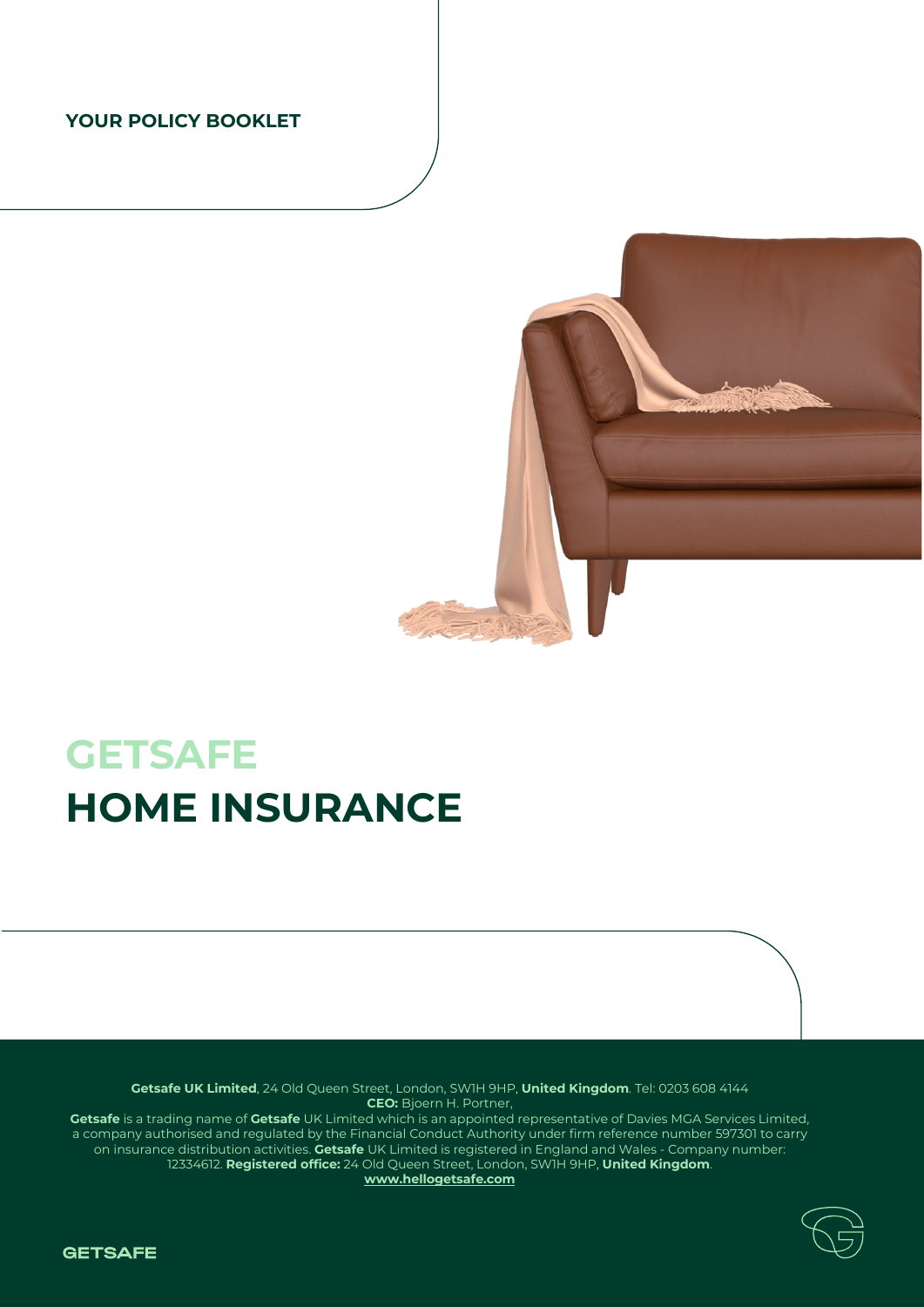**YOUR POLICY BOOKLET**

# GETSAFE
# HOME INSURANCE

**Getsafe UK Limited**, 24 Old Queen Street, London, SW1H 9HP, **United Kingdom**. Tel: 0203 608 4144
**CEO:** Bjoern H. Portner,
**Getsafe** is a trading name of **Getsafe** UK Limited which is an appointed representative of Davies MGA Services Limited, a company authorised and regulated by the Financial Conduct Authority under firm reference number 597301 to carry on insurance distribution activities. **Getsafe** UK Limited is registered in England and Wales - Company number: 12334612. **Registered office:** 24 Old Queen Street, London, SW1H 9HP, **United Kingdom**.
**www.hellogetsafe.com**

GETSAFE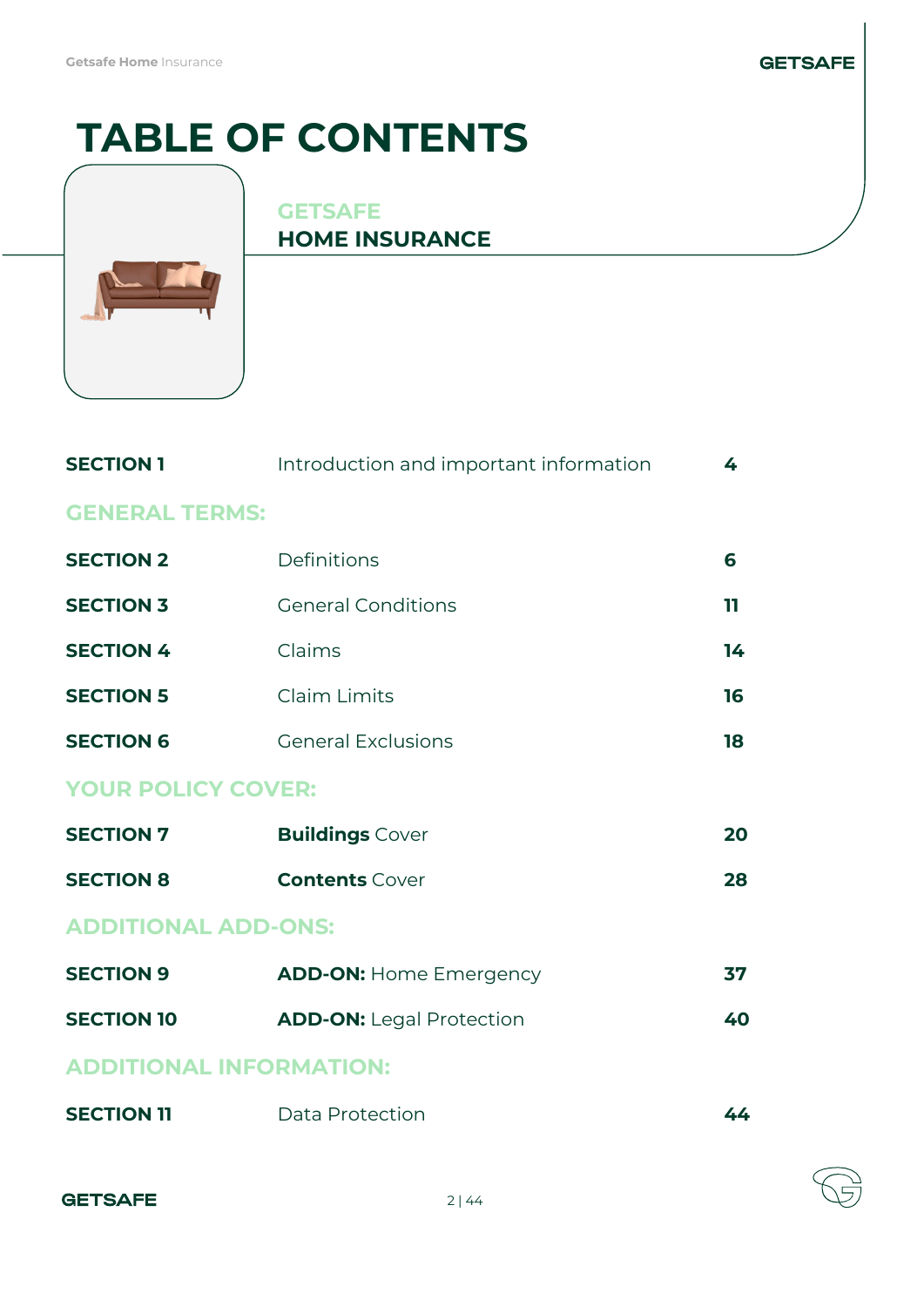# TABLE OF CONTENTS

## GETSAFE
## HOME INSURANCE

| | | |
|---|---|---|
| **SECTION 1** | Introduction and important information | **4** |
| **GENERAL TERMS:** | | |
| **SECTION 2** | Definitions | **6** |
| **SECTION 3** | General Conditions | **11** |
| **SECTION 4** | Claims | **14** |
| **SECTION 5** | Claim Limits | **16** |
| **SECTION 6** | General Exclusions | **18** |
| **YOUR POLICY COVER:** | | |
| **SECTION 7** | **Buildings** Cover | **20** |
| **SECTION 8** | **Contents** Cover | **28** |
| **ADDITIONAL ADD-ONS:** | | |
| **SECTION 9** | **ADD-ON:** Home Emergency | **37** |
| **SECTION 10** | **ADD-ON:** Legal Protection | **40** |
| **ADDITIONAL INFORMATION:** | | |
| **SECTION 11** | Data Protection | **44** |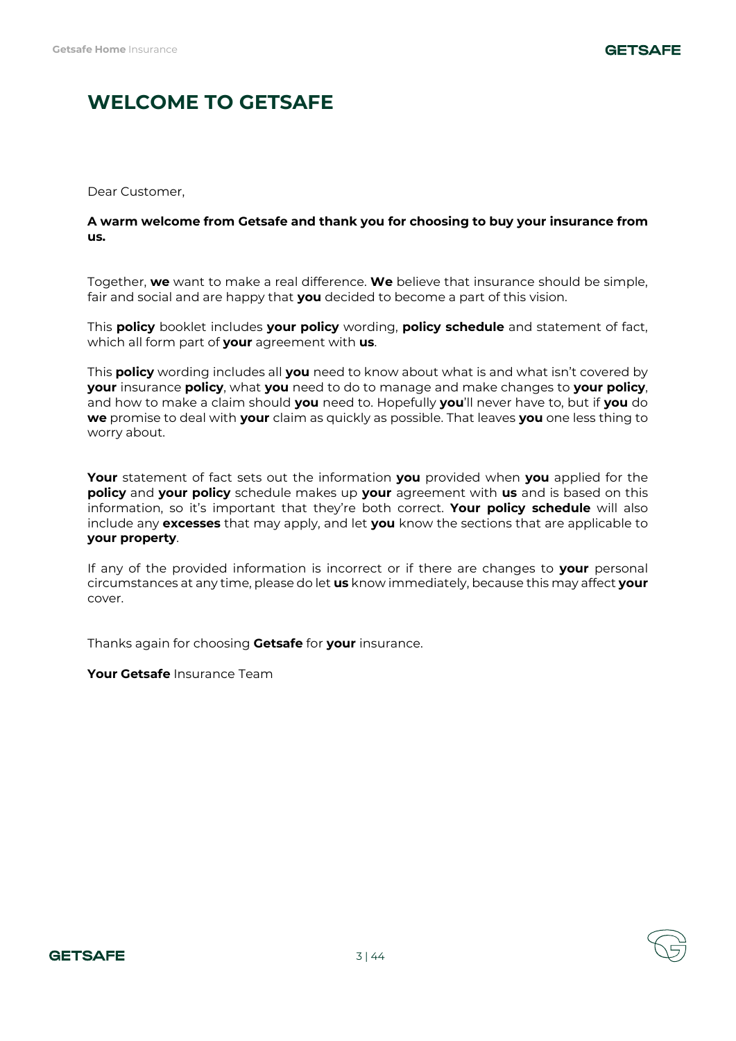# WELCOME TO GETSAFE

Dear Customer,

**A warm welcome from Getsafe and thank you for choosing to buy your insurance from us.**

Together, **we** want to make a real difference. **We** believe that insurance should be simple, fair and social and are happy that **you** decided to become a part of this vision.

This **policy** booklet includes **your policy** wording, **policy schedule** and statement of fact, which all form part of **your** agreement with **us**.

This **policy** wording includes all **you** need to know about what is and what isn't covered by **your** insurance **policy**, what **you** need to do to manage and make changes to **your policy**, and how to make a claim should **you** need to. Hopefully **you**'ll never have to, but if **you** do **we** promise to deal with **your** claim as quickly as possible. That leaves **you** one less thing to worry about.

**Your** statement of fact sets out the information **you** provided when **you** applied for the **policy** and **your policy** schedule makes up **your** agreement with **us** and is based on this information, so it's important that they're both correct. **Your policy schedule** will also include any **excesses** that may apply, and let **you** know the sections that are applicable to **your property**.

If any of the provided information is incorrect or if there are changes to **your** personal circumstances at any time, please do let **us** know immediately, because this may affect **your** cover.

Thanks again for choosing **Getsafe** for **your** insurance.

**Your Getsafe** Insurance Team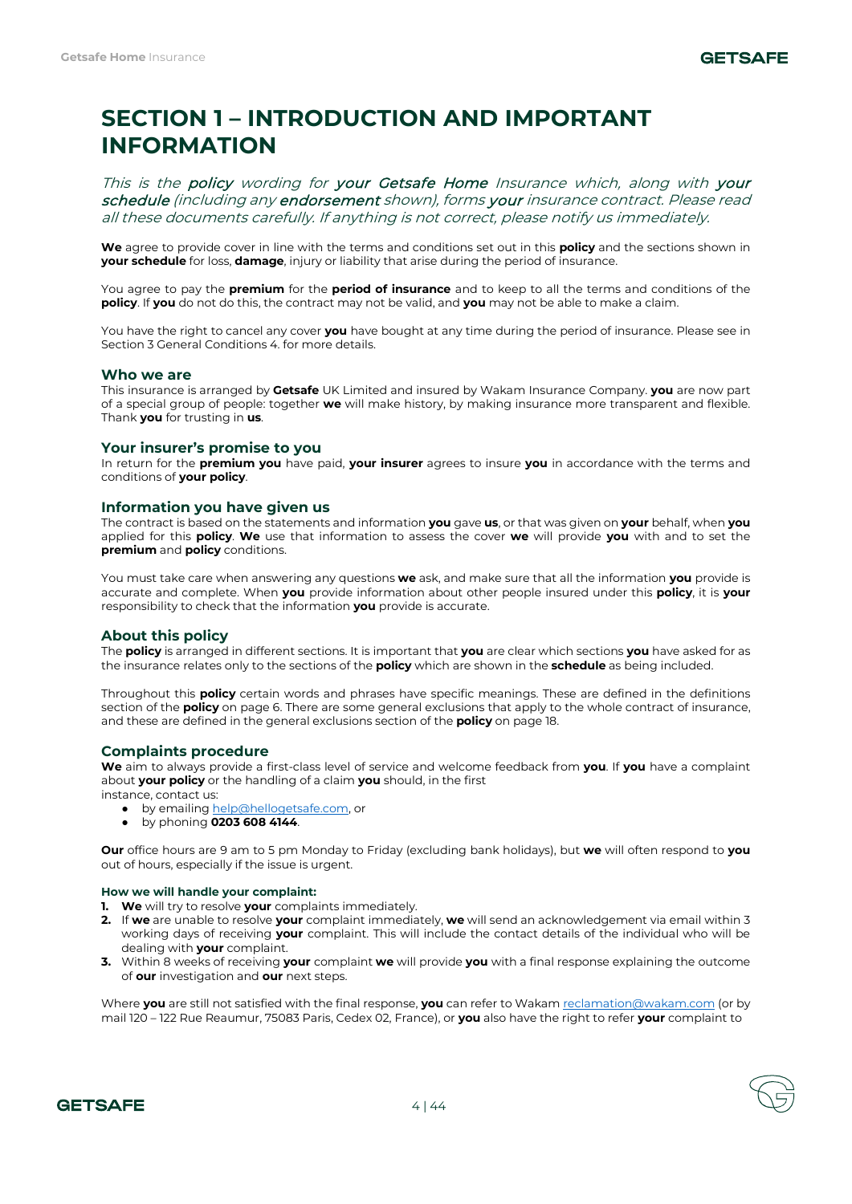# SECTION 1 – INTRODUCTION AND IMPORTANT INFORMATION

*This is the **policy** wording for **your Getsafe Home** Insurance which, along with **your schedule** (including any **endorsement** shown), forms **your** insurance contract. Please read all these documents carefully. If anything is not correct, please notify us immediately.*

**We** agree to provide cover in line with the terms and conditions set out in this **policy** and the sections shown in **your schedule** for loss, **damage**, injury or liability that arise during the period of insurance.

You agree to pay the **premium** for the **period of insurance** and to keep to all the terms and conditions of the **policy**. If **you** do not do this, the contract may not be valid, and **you** may not be able to make a claim.

You have the right to cancel any cover **you** have bought at any time during the period of insurance. Please see in Section 3 General Conditions 4. for more details.

### Who we are

This insurance is arranged by **Getsafe** UK Limited and insured by Wakam Insurance Company. **you** are now part of a special group of people: together **we** will make history, by making insurance more transparent and flexible. Thank **you** for trusting in **us**.

### Your insurer's promise to you

In return for the **premium you** have paid, **your insurer** agrees to insure **you** in accordance with the terms and conditions of **your policy**.

### Information you have given us

The contract is based on the statements and information **you** gave **us**, or that was given on **your** behalf, when **you** applied for this **policy**. **We** use that information to assess the cover **we** will provide **you** with and to set the **premium** and **policy** conditions.

You must take care when answering any questions **we** ask, and make sure that all the information **you** provide is accurate and complete. When **you** provide information about other people insured under this **policy**, it is **your** responsibility to check that the information **you** provide is accurate.

### About this policy

The **policy** is arranged in different sections. It is important that **you** are clear which sections **you** have asked for as the insurance relates only to the sections of the **policy** which are shown in the **schedule** as being included.

Throughout this **policy** certain words and phrases have specific meanings. These are defined in the definitions section of the **policy** on page 6. There are some general exclusions that apply to the whole contract of insurance, and these are defined in the general exclusions section of the **policy** on page 18.

### Complaints procedure

**We** aim to always provide a first-class level of service and welcome feedback from **you**. If **you** have a complaint about **your policy** or the handling of a claim **you** should, in the first instance, contact us:

- by emailing help@hellogetsafe.com, or
- by phoning **0203 608 4144**.

**Our** office hours are 9 am to 5 pm Monday to Friday (excluding bank holidays), but **we** will often respond to **you** out of hours, especially if the issue is urgent.

#### How we will handle your complaint:

1. **We** will try to resolve **your** complaints immediately.
2. If **we** are unable to resolve **your** complaint immediately, **we** will send an acknowledgement via email within 3 working days of receiving **your** complaint. This will include the contact details of the individual who will be dealing with **your** complaint.
3. Within 8 weeks of receiving **your** complaint **we** will provide **you** with a final response explaining the outcome of **our** investigation and **our** next steps.

Where **you** are still not satisfied with the final response, **you** can refer to Wakam reclamation@wakam.com (or by mail 120 – 122 Rue Reaumur, 75083 Paris, Cedex 02, France), or **you** also have the right to refer **your** complaint to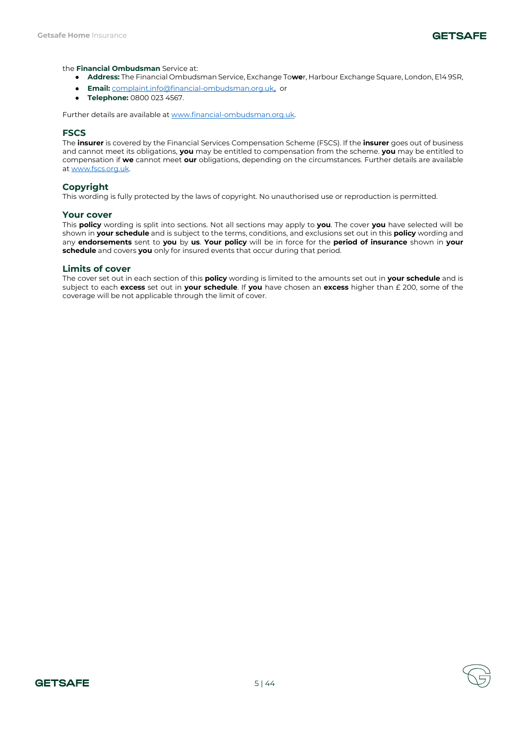the **Financial Ombudsman** Service at:

- **Address:** The Financial Ombudsman Service, Exchange Tower, Harbour Exchange Square, London, E14 9SR,
- **Email:** complaint.info@financial-ombudsman.org.uk, or
- **Telephone:** 0800 023 4567.

Further details are available at www.financial-ombudsman.org.uk.

## FSCS

The **insurer** is covered by the Financial Services Compensation Scheme (FSCS). If the **insurer** goes out of business and cannot meet its obligations, **you** may be entitled to compensation from the scheme. **you** may be entitled to compensation if **we** cannot meet **our** obligations, depending on the circumstances. Further details are available at www.fscs.org.uk.

## Copyright

This wording is fully protected by the laws of copyright. No unauthorised use or reproduction is permitted.

## Your cover

This **policy** wording is split into sections. Not all sections may apply to **you**. The cover **you** have selected will be shown in **your schedule** and is subject to the terms, conditions, and exclusions set out in this **policy** wording and any **endorsements** sent to **you** by **us**. **Your policy** will be in force for the **period of insurance** shown in **your schedule** and covers **you** only for insured events that occur during that period.

## Limits of cover

The cover set out in each section of this **policy** wording is limited to the amounts set out in **your schedule** and is subject to each **excess** set out in **your schedule**. If **you** have chosen an **excess** higher than £ 200, some of the coverage will be not applicable through the limit of cover.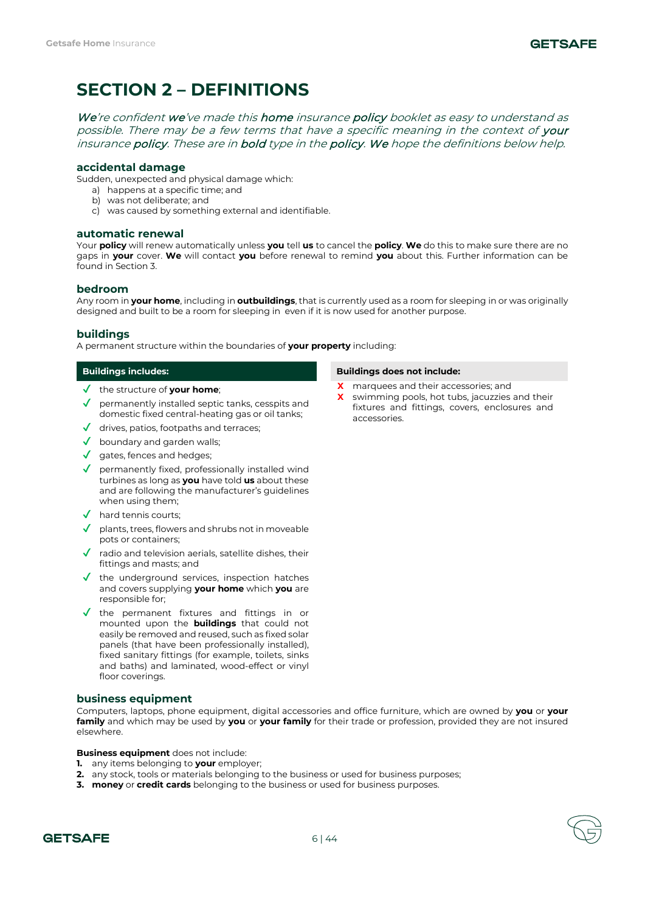# SECTION 2 – DEFINITIONS

*__We__’re confident __we__’ve made this __home__ insurance __policy__ booklet as easy to understand as possible. There may be a few terms that have a specific meaning in the context of __your__ insurance __policy__. These are in __bold__ type in the __policy__. __We__ hope the definitions below help.*

### accidental damage

Sudden, unexpected and physical damage which:

a) happens at a specific time; and
b) was not deliberate; and
c) was caused by something external and identifiable.

### automatic renewal

Your **policy** will renew automatically unless **you** tell **us** to cancel the **policy**. **We** do this to make sure there are no gaps in **your** cover. **We** will contact **you** before renewal to remind **you** about this. Further information can be found in Section 3.

### bedroom

Any room in **your home**, including in **outbuildings**, that is currently used as a room for sleeping in or was originally designed and built to be a room for sleeping in even if it is now used for another purpose.

### buildings

A permanent structure within the boundaries of **your property** including:

**Buildings includes:**

- ✓ the structure of **your home**;
- ✓ permanently installed septic tanks, cesspits and domestic fixed central-heating gas or oil tanks;
- ✓ drives, patios, footpaths and terraces;
- ✓ boundary and garden walls;
- ✓ gates, fences and hedges;
- ✓ permanently fixed, professionally installed wind turbines as long as **you** have told **us** about these and are following the manufacturer’s guidelines when using them;
- ✓ hard tennis courts;
- ✓ plants, trees, flowers and shrubs not in moveable pots or containers;
- ✓ radio and television aerials, satellite dishes, their fittings and masts; and
- ✓ the underground services, inspection hatches and covers supplying **your home** which **you** are responsible for;
- ✓ the permanent fixtures and fittings in or mounted upon the **buildings** that could not easily be removed and reused, such as fixed solar panels (that have been professionally installed), fixed sanitary fittings (for example, toilets, sinks and baths) and laminated, wood-effect or vinyl floor coverings.

**Buildings does not include:**

- X marquees and their accessories; and
- X swimming pools, hot tubs, jacuzzies and their fixtures and fittings, covers, enclosures and accessories.

### business equipment

Computers, laptops, phone equipment, digital accessories and office furniture, which are owned by **you** or **your family** and which may be used by **you** or **your family** for their trade or profession, provided they are not insured elsewhere.

**Business equipment** does not include:

1. any items belonging to **your** employer;
2. any stock, tools or materials belonging to the business or used for business purposes;
3. **money** or **credit cards** belonging to the business or used for business purposes.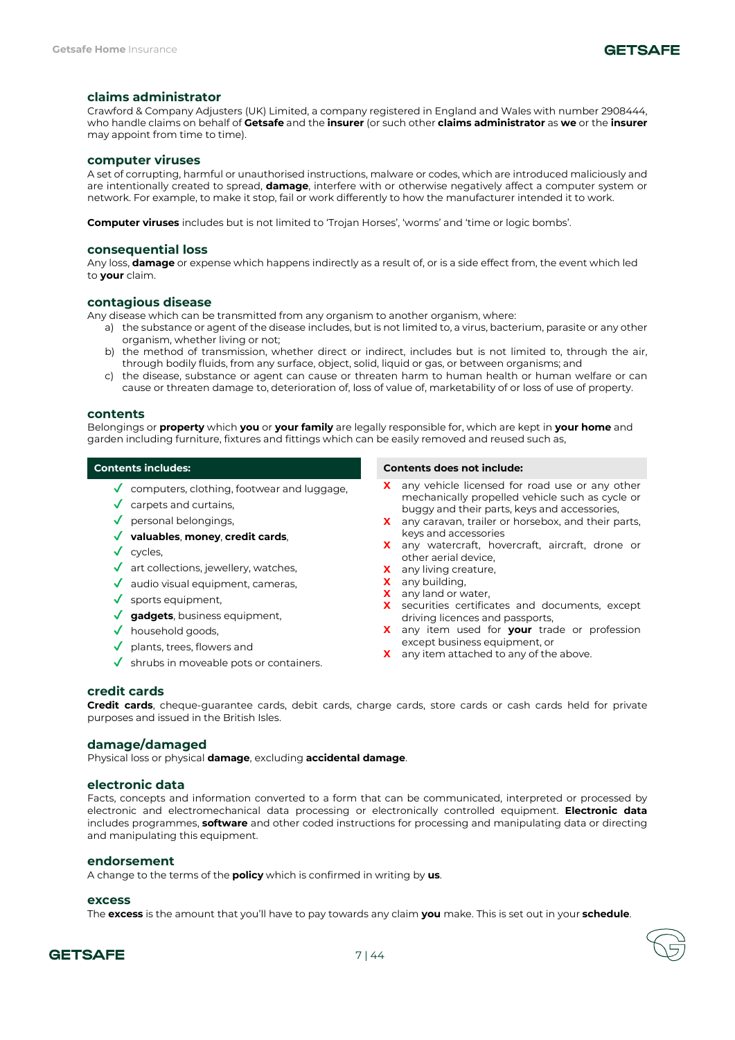### claims administrator

Crawford & Company Adjusters (UK) Limited, a company registered in England and Wales with number 2908444, who handle claims on behalf of **Getsafe** and the **insurer** (or such other **claims administrator** as **we** or the **insurer** may appoint from time to time).

### computer viruses

A set of corrupting, harmful or unauthorised instructions, malware or codes, which are introduced maliciously and are intentionally created to spread, **damage**, interfere with or otherwise negatively affect a computer system or network. For example, to make it stop, fail or work differently to how the manufacturer intended it to work.

**Computer viruses** includes but is not limited to 'Trojan Horses', 'worms' and 'time or logic bombs'.

### consequential loss

Any loss, **damage** or expense which happens indirectly as a result of, or is a side effect from, the event which led to **your** claim.

### contagious disease

Any disease which can be transmitted from any organism to another organism, where:

a) the substance or agent of the disease includes, but is not limited to, a virus, bacterium, parasite or any other organism, whether living or not;
b) the method of transmission, whether direct or indirect, includes but is not limited to, through the air, through bodily fluids, from any surface, object, solid, liquid or gas, or between organisms; and
c) the disease, substance or agent can cause or threaten harm to human health or human welfare or can cause or threaten damage to, deterioration of, loss of value of, marketability of or loss of use of property.

### contents

Belongings or **property** which **you** or **your family** are legally responsible for, which are kept in **your home** and garden including furniture, fixtures and fittings which can be easily removed and reused such as,

**Contents includes:**

- ✓ computers, clothing, footwear and luggage,
- ✓ carpets and curtains,
- ✓ personal belongings,
- ✓ **valuables**, **money**, **credit cards**,
- ✓ cycles,
- ✓ art collections, jewellery, watches,
- ✓ audio visual equipment, cameras,
- ✓ sports equipment,
- ✓ **gadgets**, business equipment,
- ✓ household goods,
- ✓ plants, trees, flowers and
- ✓ shrubs in moveable pots or containers.

**Contents does not include:**

- X any vehicle licensed for road use or any other mechanically propelled vehicle such as cycle or buggy and their parts, keys and accessories,
- X any caravan, trailer or horsebox, and their parts, keys and accessories
- X any watercraft, hovercraft, aircraft, drone or other aerial device,
- X any living creature,
- X any building,
- X any land or water,
- X securities certificates and documents, except driving licences and passports,
- X any item used for **your** trade or profession except business equipment, or
- X any item attached to any of the above.

### credit cards

**Credit cards**, cheque-guarantee cards, debit cards, charge cards, store cards or cash cards held for private purposes and issued in the British Isles.

### damage/damaged

Physical loss or physical **damage**, excluding **accidental damage**.

### electronic data

Facts, concepts and information converted to a form that can be communicated, interpreted or processed by electronic and electromechanical data processing or electronically controlled equipment. **Electronic data** includes programmes, **software** and other coded instructions for processing and manipulating data or directing and manipulating this equipment.

### endorsement

A change to the terms of the **policy** which is confirmed in writing by **us**.

### excess

The **excess** is the amount that you'll have to pay towards any claim **you** make. This is set out in your **schedule**.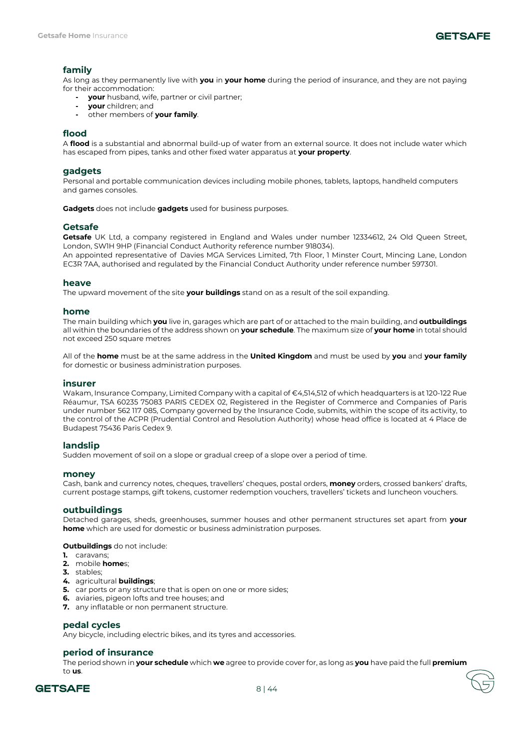## family

As long as they permanently live with **you** in **your home** during the period of insurance, and they are not paying for their accommodation:

- **your** husband, wife, partner or civil partner;
- **your** children; and
- other members of **your family**.

## flood

A **flood** is a substantial and abnormal build-up of water from an external source. It does not include water which has escaped from pipes, tanks and other fixed water apparatus at **your property**.

## gadgets

Personal and portable communication devices including mobile phones, tablets, laptops, handheld computers and games consoles.

**Gadgets** does not include **gadgets** used for business purposes.

## Getsafe

**Getsafe** UK Ltd, a company registered in England and Wales under number 12334612, 24 Old Queen Street, London, SW1H 9HP (Financial Conduct Authority reference number 918034).
An appointed representative of Davies MGA Services Limited, 7th Floor, 1 Minster Court, Mincing Lane, London EC3R 7AA, authorised and regulated by the Financial Conduct Authority under reference number 597301.

## heave

The upward movement of the site **your buildings** stand on as a result of the soil expanding.

## home

The main building which **you** live in, garages which are part of or attached to the main building, and **outbuildings** all within the boundaries of the address shown on **your schedule**. The maximum size of **your home** in total should not exceed 250 square metres

All of the **home** must be at the same address in the **United Kingdom** and must be used by **you** and **your family** for domestic or business administration purposes.

## insurer

Wakam, Insurance Company, Limited Company with a capital of €4,514,512 of which headquarters is at 120-122 Rue Réaumur, TSA 60235 75083 PARIS CEDEX 02, Registered in the Register of Commerce and Companies of Paris under number 562 117 085, Company governed by the Insurance Code, submits, within the scope of its activity, to the control of the ACPR (Prudential Control and Resolution Authority) whose head office is located at 4 Place de Budapest 75436 Paris Cedex 9.

## landslip

Sudden movement of soil on a slope or gradual creep of a slope over a period of time.

## money

Cash, bank and currency notes, cheques, travellers' cheques, postal orders, **money** orders, crossed bankers' drafts, current postage stamps, gift tokens, customer redemption vouchers, travellers' tickets and luncheon vouchers.

## outbuildings

Detached garages, sheds, greenhouses, summer houses and other permanent structures set apart from **your home** which are used for domestic or business administration purposes.

**Outbuildings** do not include:

1. caravans;
2. mobile **home**s;
3. stables;
4. agricultural **buildings**;
5. car ports or any structure that is open on one or more sides;
6. aviaries, pigeon lofts and tree houses; and
7. any inflatable or non permanent structure.

## pedal cycles

Any bicycle, including electric bikes, and its tyres and accessories.

## period of insurance

The period shown in **your schedule** which **we** agree to provide cover for, as long as **you** have paid the full **premium** to **us**.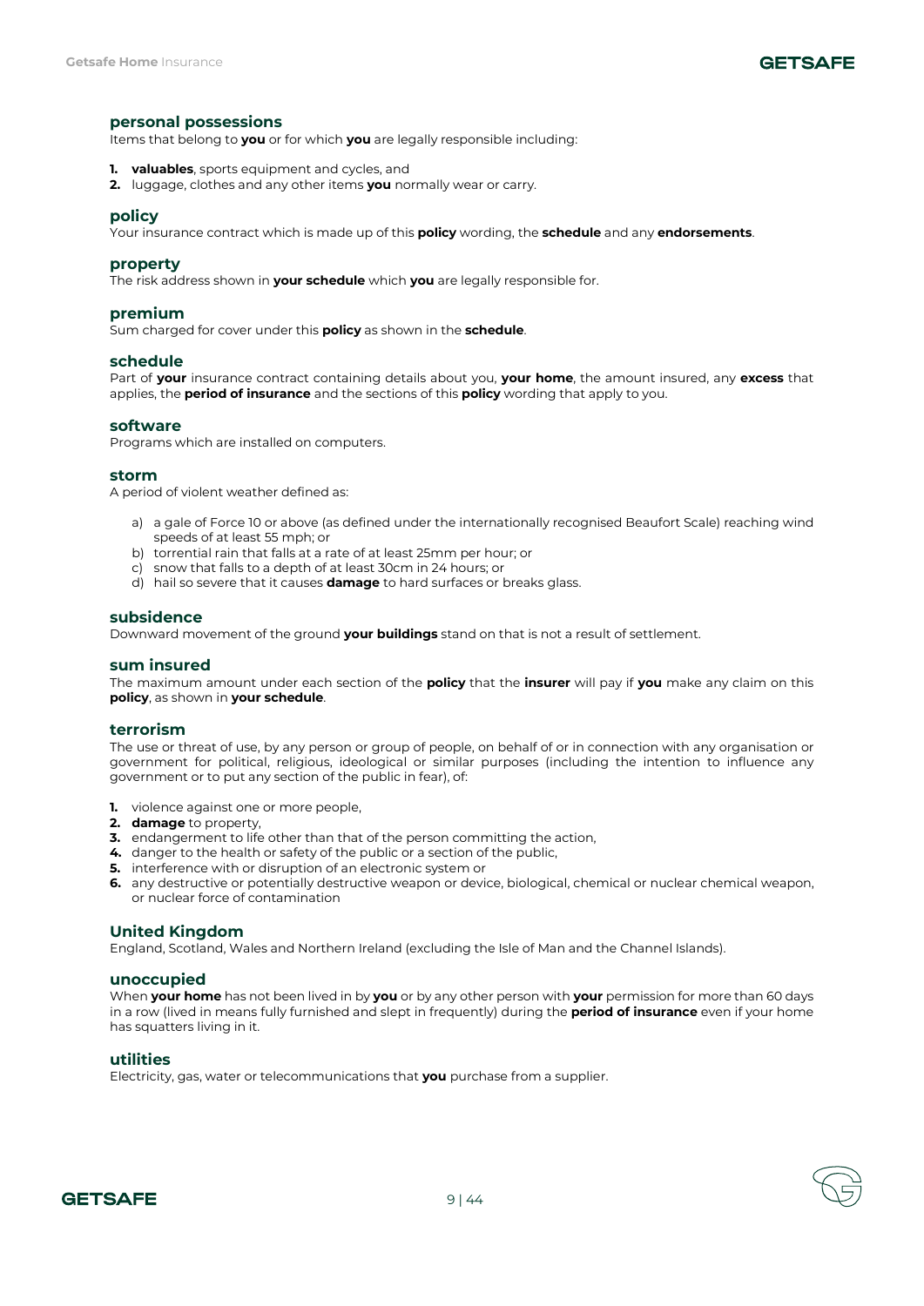### personal possessions

Items that belong to **you** or for which **you** are legally responsible including:

1. **valuables**, sports equipment and cycles, and
2. luggage, clothes and any other items **you** normally wear or carry.

### policy

Your insurance contract which is made up of this **policy** wording, the **schedule** and any **endorsements**.

### property

The risk address shown in **your schedule** which **you** are legally responsible for.

### premium

Sum charged for cover under this **policy** as shown in the **schedule**.

### schedule

Part of **your** insurance contract containing details about you, **your home**, the amount insured, any **excess** that applies, the **period of insurance** and the sections of this **policy** wording that apply to you.

### software

Programs which are installed on computers.

### storm

A period of violent weather defined as:

a) a gale of Force 10 or above (as defined under the internationally recognised Beaufort Scale) reaching wind speeds of at least 55 mph; or
b) torrential rain that falls at a rate of at least 25mm per hour; or
c) snow that falls to a depth of at least 30cm in 24 hours; or
d) hail so severe that it causes **damage** to hard surfaces or breaks glass.

### subsidence

Downward movement of the ground **your buildings** stand on that is not a result of settlement.

### sum insured

The maximum amount under each section of the **policy** that the **insurer** will pay if **you** make any claim on this **policy**, as shown in **your schedule**.

### terrorism

The use or threat of use, by any person or group of people, on behalf of or in connection with any organisation or government for political, religious, ideological or similar purposes (including the intention to influence any government or to put any section of the public in fear), of:

1. violence against one or more people,
2. **damage** to property,
3. endangerment to life other than that of the person committing the action,
4. danger to the health or safety of the public or a section of the public,
5. interference with or disruption of an electronic system or
6. any destructive or potentially destructive weapon or device, biological, chemical or nuclear chemical weapon, or nuclear force of contamination

### United Kingdom

England, Scotland, Wales and Northern Ireland (excluding the Isle of Man and the Channel Islands).

### unoccupied

When **your home** has not been lived in by **you** or by any other person with **your** permission for more than 60 days in a row (lived in means fully furnished and slept in frequently) during the **period of insurance** even if your home has squatters living in it.

### utilities

Electricity, gas, water or telecommunications that **you** purchase from a supplier.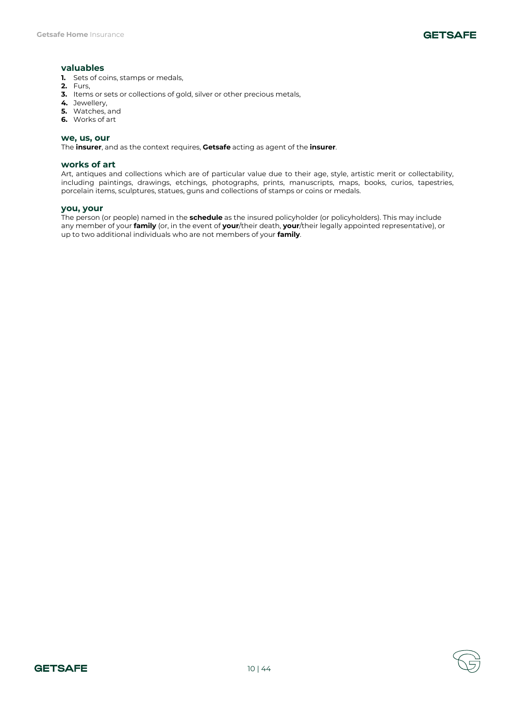### valuables

1. Sets of coins, stamps or medals,
2. Furs,
3. Items or sets or collections of gold, silver or other precious metals,
4. Jewellery,
5. Watches, and
6. Works of art

### we, us, our

The **insurer**, and as the context requires, **Getsafe** acting as agent of the **insurer**.

### works of art

Art, antiques and collections which are of particular value due to their age, style, artistic merit or collectability, including paintings, drawings, etchings, photographs, prints, manuscripts, maps, books, curios, tapestries, porcelain items, sculptures, statues, guns and collections of stamps or coins or medals.

### you, your

The person (or people) named in the **schedule** as the insured policyholder (or policyholders). This may include any member of your **family** (or, in the event of **your**/their death, **your**/their legally appointed representative), or up to two additional individuals who are not members of your **family**.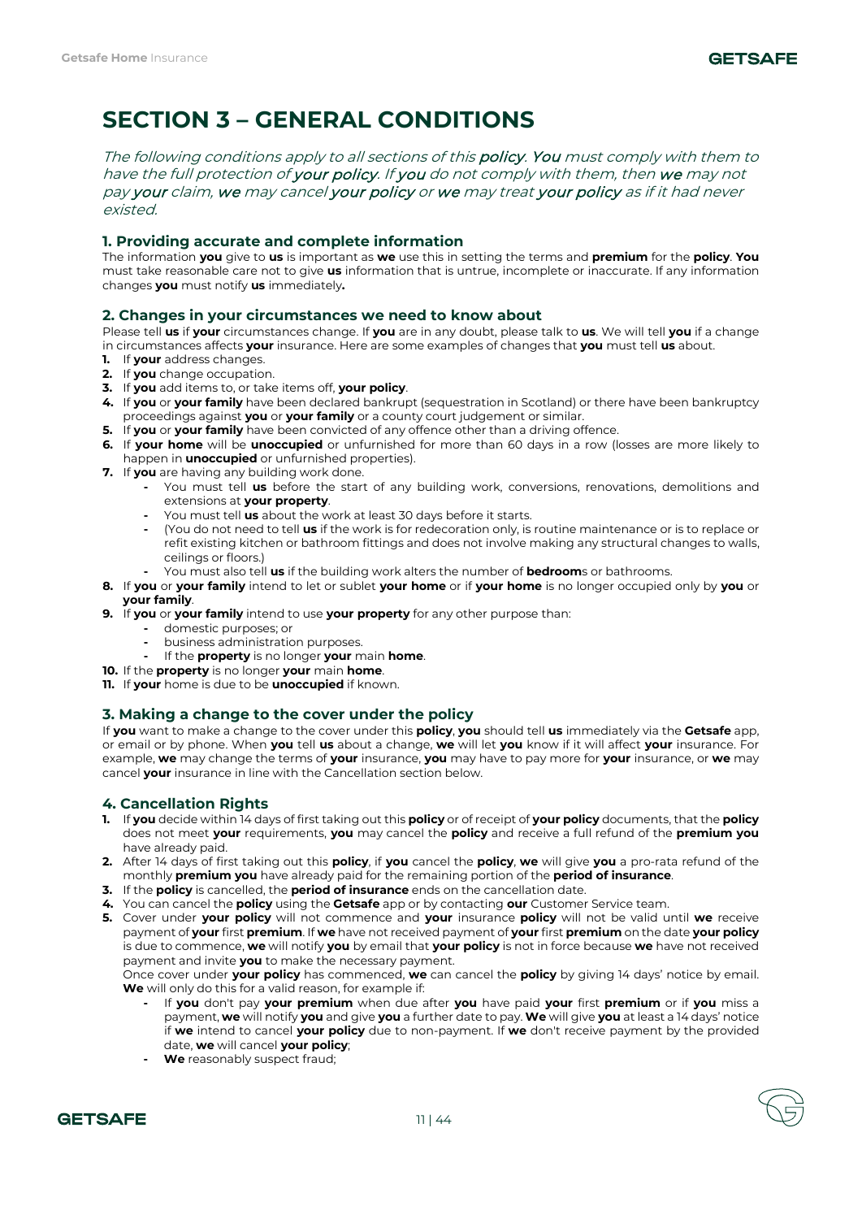# SECTION 3 – GENERAL CONDITIONS

*The following conditions apply to all sections of this **policy**. **You** must comply with them to have the full protection of **your policy**. If **you** do not comply with them, then **we** may not pay **your** claim, **we** may cancel **your policy** or **we** may treat **your policy** as if it had never existed.*

### 1. Providing accurate and complete information

The information **you** give to **us** is important as **we** use this in setting the terms and **premium** for the **policy**. **You** must take reasonable care not to give **us** information that is untrue, incomplete or inaccurate. If any information changes **you** must notify **us** immediately**.**

### 2. Changes in your circumstances we need to know about

Please tell **us** if **your** circumstances change. If **you** are in any doubt, please talk to **us**. We will tell **you** if a change in circumstances affects **your** insurance. Here are some examples of changes that **you** must tell **us** about.

1. If **your** address changes.
2. If **you** change occupation.
3. If **you** add items to, or take items off, **your policy**.
4. If **you** or **your family** have been declared bankrupt (sequestration in Scotland) or there have been bankruptcy proceedings against **you** or **your family** or a county court judgement or similar.
5. If **you** or **your family** have been convicted of any offence other than a driving offence.
6. If **your home** will be **unoccupied** or unfurnished for more than 60 days in a row (losses are more likely to happen in **unoccupied** or unfurnished properties).
7. If **you** are having any building work done.
    - You must tell **us** before the start of any building work, conversions, renovations, demolitions and extensions at **your property**.
    - You must tell **us** about the work at least 30 days before it starts.
    - (You do not need to tell **us** if the work is for redecoration only, is routine maintenance or is to replace or refit existing kitchen or bathroom fittings and does not involve making any structural changes to walls, ceilings or floors.)
    - You must also tell **us** if the building work alters the number of **bedroom**s or bathrooms.
8. If **you** or **your family** intend to let or sublet **your home** or if **your home** is no longer occupied only by **you** or **your family**.
9. If **you** or **your family** intend to use **your property** for any other purpose than:
    - domestic purposes; or
    - business administration purposes.
    - If the **property** is no longer **your** main **home**.
10. If the **property** is no longer **your** main **home**.
11. If **your** home is due to be **unoccupied** if known.

### 3. Making a change to the cover under the policy

If **you** want to make a change to the cover under this **policy**, **you** should tell **us** immediately via the **Getsafe** app, or email or by phone. When **you** tell **us** about a change, **we** will let **you** know if it will affect **your** insurance. For example, **we** may change the terms of **your** insurance, **you** may have to pay more for **your** insurance, or **we** may cancel **your** insurance in line with the Cancellation section below.

### 4. Cancellation Rights

1. If **you** decide within 14 days of first taking out this **policy** or of receipt of **your policy** documents, that the **policy** does not meet **your** requirements, **you** may cancel the **policy** and receive a full refund of the **premium you** have already paid.
2. After 14 days of first taking out this **policy**, if **you** cancel the **policy**, **we** will give **you** a pro-rata refund of the monthly **premium you** have already paid for the remaining portion of the **period of insurance**.
3. If the **policy** is cancelled, the **period of insurance** ends on the cancellation date.
4. You can cancel the **policy** using the **Getsafe** app or by contacting **our** Customer Service team.
5. Cover under **your policy** will not commence and **your** insurance **policy** will not be valid until **we** receive payment of **your** first **premium**. If **we** have not received payment of **your** first **premium** on the date **your policy** is due to commence, **we** will notify **you** by email that **your policy** is not in force because **we** have not received payment and invite **you** to make the necessary payment.

   Once cover under **your policy** has commenced, **we** can cancel the **policy** by giving 14 days' notice by email. **We** will only do this for a valid reason, for example if:
    - If **you** don't pay **your premium** when due after **you** have paid **your** first **premium** or if **you** miss a payment, **we** will notify **you** and give **you** a further date to pay. **We** will give **you** at least a 14 days' notice if **we** intend to cancel **your policy** due to non-payment. If **we** don't receive payment by the provided date, **we** will cancel **your policy**;
    - **We** reasonably suspect fraud;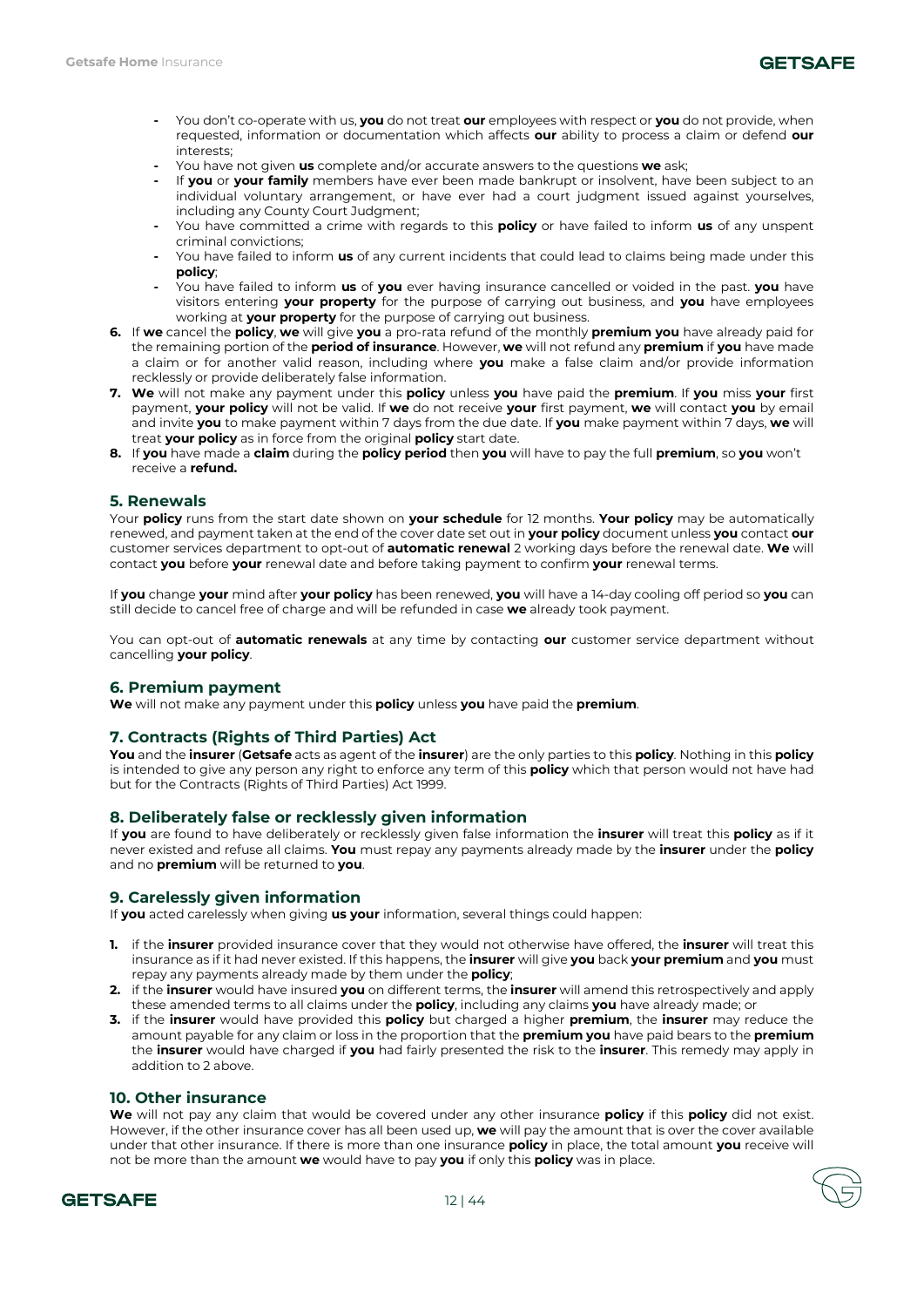- You don't co-operate with us, **you** do not treat **our** employees with respect or **you** do not provide, when requested, information or documentation which affects **our** ability to process a claim or defend **our** interests;
- You have not given **us** complete and/or accurate answers to the questions **we** ask;
- If **you** or **your family** members have ever been made bankrupt or insolvent, have been subject to an individual voluntary arrangement, or have ever had a court judgment issued against yourselves, including any County Court Judgment;
- You have committed a crime with regards to this **policy** or have failed to inform **us** of any unspent criminal convictions;
- You have failed to inform **us** of any current incidents that could lead to claims being made under this **policy**;
- You have failed to inform **us** of **you** ever having insurance cancelled or voided in the past. **you** have visitors entering **your property** for the purpose of carrying out business, and **you** have employees working at **your property** for the purpose of carrying out business.

6. If **we** cancel the **policy**, **we** will give **you** a pro-rata refund of the monthly **premium you** have already paid for the remaining portion of the **period of insurance**. However, **we** will not refund any **premium** if **you** have made a claim or for another valid reason, including where **you** make a false claim and/or provide information recklessly or provide deliberately false information.
7. **We** will not make any payment under this **policy** unless **you** have paid the **premium**. If **you** miss **your** first payment, **your policy** will not be valid. If **we** do not receive **your** first payment, **we** will contact **you** by email and invite **you** to make payment within 7 days from the due date. If **you** make payment within 7 days, **we** will treat **your policy** as in force from the original **policy** start date.
8. If **you** have made a **claim** during the **policy period** then **you** will have to pay the full **premium**, so **you** won't receive a **refund.**

## 5. Renewals

Your **policy** runs from the start date shown on **your schedule** for 12 months. **Your policy** may be automatically renewed, and payment taken at the end of the cover date set out in **your policy** document unless **you** contact **our** customer services department to opt-out of **automatic renewal** 2 working days before the renewal date. **We** will contact **you** before **your** renewal date and before taking payment to confirm **your** renewal terms.

If **you** change **your** mind after **your policy** has been renewed, **you** will have a 14-day cooling off period so **you** can still decide to cancel free of charge and will be refunded in case **we** already took payment.

You can opt-out of **automatic renewals** at any time by contacting **our** customer service department without cancelling **your policy**.

## 6. Premium payment

**We** will not make any payment under this **policy** unless **you** have paid the **premium**.

## 7. Contracts (Rights of Third Parties) Act

**You** and the **insurer** (**Getsafe** acts as agent of the **insurer**) are the only parties to this **policy**. Nothing in this **policy** is intended to give any person any right to enforce any term of this **policy** which that person would not have had but for the Contracts (Rights of Third Parties) Act 1999.

## 8. Deliberately false or recklessly given information

If **you** are found to have deliberately or recklessly given false information the **insurer** will treat this **policy** as if it never existed and refuse all claims. **You** must repay any payments already made by the **insurer** under the **policy** and no **premium** will be returned to **you**.

## 9. Carelessly given information

If **you** acted carelessly when giving **us your** information, several things could happen:

1. if the **insurer** provided insurance cover that they would not otherwise have offered, the **insurer** will treat this insurance as if it had never existed. If this happens, the **insurer** will give **you** back **your premium** and **you** must repay any payments already made by them under the **policy**;
2. if the **insurer** would have insured **you** on different terms, the **insurer** will amend this retrospectively and apply these amended terms to all claims under the **policy**, including any claims **you** have already made; or
3. if the **insurer** would have provided this **policy** but charged a higher **premium**, the **insurer** may reduce the amount payable for any claim or loss in the proportion that the **premium you** have paid bears to the **premium** the **insurer** would have charged if **you** had fairly presented the risk to the **insurer**. This remedy may apply in addition to 2 above.

## 10. Other insurance

**We** will not pay any claim that would be covered under any other insurance **policy** if this **policy** did not exist. However, if the other insurance cover has all been used up, **we** will pay the amount that is over the cover available under that other insurance. If there is more than one insurance **policy** in place, the total amount **you** receive will not be more than the amount **we** would have to pay **you** if only this **policy** was in place.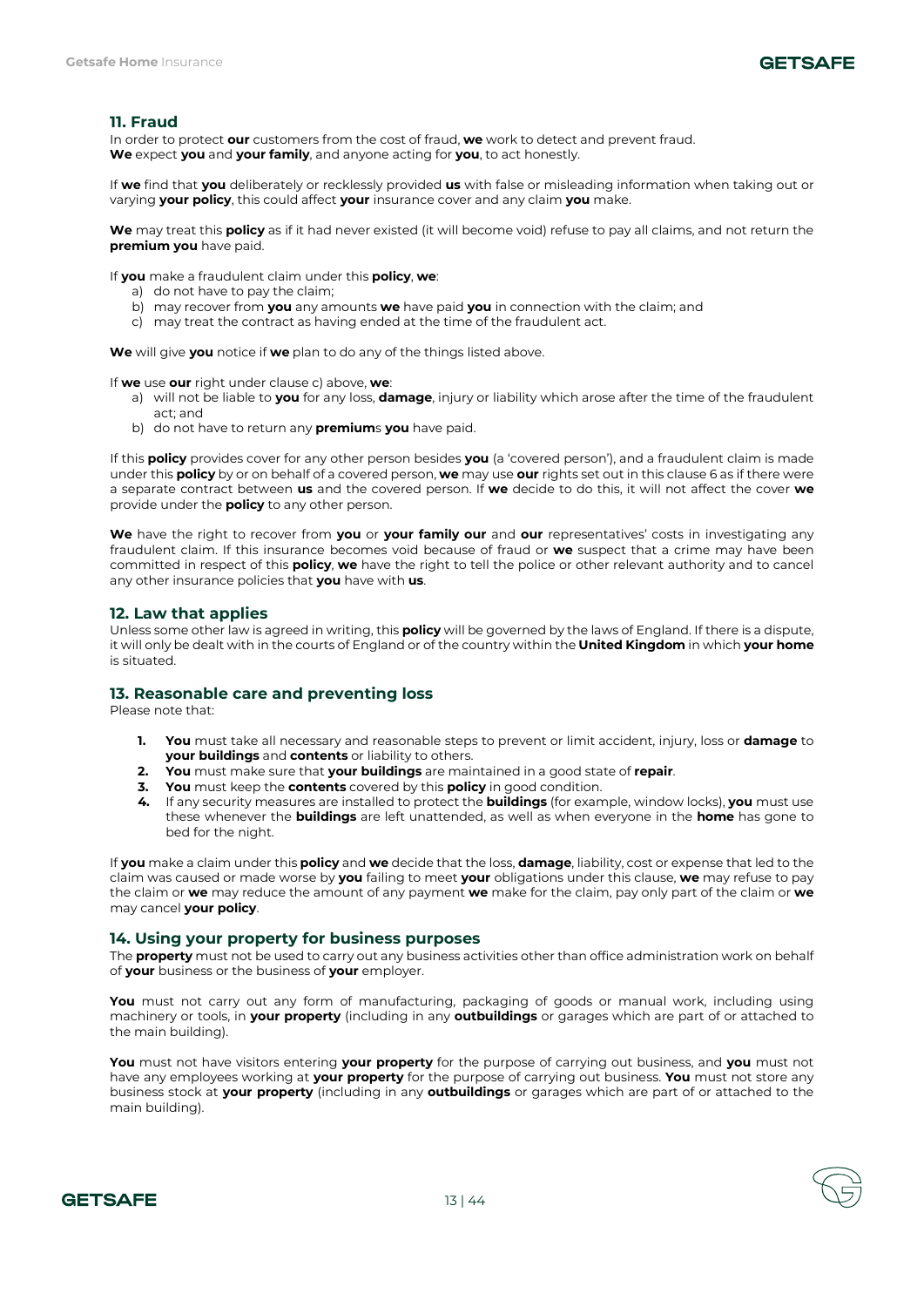## 11. Fraud

In order to protect **our** customers from the cost of fraud, **we** work to detect and prevent fraud. **We** expect **you** and **your family**, and anyone acting for **you**, to act honestly.

If **we** find that **you** deliberately or recklessly provided **us** with false or misleading information when taking out or varying **your policy**, this could affect **your** insurance cover and any claim **you** make.

**We** may treat this **policy** as if it had never existed (it will become void) refuse to pay all claims, and not return the **premium you** have paid.

If **you** make a fraudulent claim under this **policy**, **we**:

a) do not have to pay the claim;
b) may recover from **you** any amounts **we** have paid **you** in connection with the claim; and
c) may treat the contract as having ended at the time of the fraudulent act.

**We** will give **you** notice if **we** plan to do any of the things listed above.

If **we** use **our** right under clause c) above, **we**:

a) will not be liable to **you** for any loss, **damage**, injury or liability which arose after the time of the fraudulent act; and
b) do not have to return any **premium**s **you** have paid.

If this **policy** provides cover for any other person besides **you** (a 'covered person'), and a fraudulent claim is made under this **policy** by or on behalf of a covered person, **we** may use **our** rights set out in this clause 6 as if there were a separate contract between **us** and the covered person. If **we** decide to do this, it will not affect the cover **we** provide under the **policy** to any other person.

**We** have the right to recover from **you** or **your family our** and **our** representatives' costs in investigating any fraudulent claim. If this insurance becomes void because of fraud or **we** suspect that a crime may have been committed in respect of this **policy**, **we** have the right to tell the police or other relevant authority and to cancel any other insurance policies that **you** have with **us**.

## 12. Law that applies

Unless some other law is agreed in writing, this **policy** will be governed by the laws of England. If there is a dispute, it will only be dealt with in the courts of England or of the country within the **United Kingdom** in which **your home** is situated.

## 13. Reasonable care and preventing loss

Please note that:

1. **You** must take all necessary and reasonable steps to prevent or limit accident, injury, loss or **damage** to **your buildings** and **contents** or liability to others.
2. **You** must make sure that **your buildings** are maintained in a good state of **repair**.
3. **You** must keep the **contents** covered by this **policy** in good condition.
4. If any security measures are installed to protect the **buildings** (for example, window locks), **you** must use these whenever the **buildings** are left unattended, as well as when everyone in the **home** has gone to bed for the night.

If **you** make a claim under this **policy** and **we** decide that the loss, **damage**, liability, cost or expense that led to the claim was caused or made worse by **you** failing to meet **your** obligations under this clause, **we** may refuse to pay the claim or **we** may reduce the amount of any payment **we** make for the claim, pay only part of the claim or **we** may cancel **your policy**.

## 14. Using your property for business purposes

The **property** must not be used to carry out any business activities other than office administration work on behalf of **your** business or the business of **your** employer.

**You** must not carry out any form of manufacturing, packaging of goods or manual work, including using machinery or tools, in **your property** (including in any **outbuildings** or garages which are part of or attached to the main building).

**You** must not have visitors entering **your property** for the purpose of carrying out business, and **you** must not have any employees working at **your property** for the purpose of carrying out business. **You** must not store any business stock at **your property** (including in any **outbuildings** or garages which are part of or attached to the main building).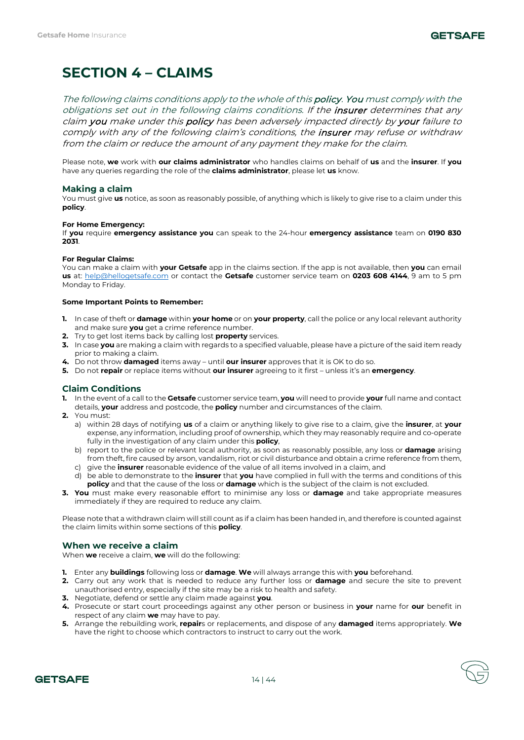# SECTION 4 – CLAIMS

*The following claims conditions apply to the whole of this **policy**. **You** must comply with the obligations set out in the following claims conditions. If the **insurer** determines that any claim **you** make under this **policy** has been adversely impacted directly by **your** failure to comply with any of the following claim's conditions, the **insurer** may refuse or withdraw from the claim or reduce the amount of any payment they make for the claim.*

Please note, **we** work with **our claims administrator** who handles claims on behalf of **us** and the **insurer**. If **you** have any queries regarding the role of the **claims administrator**, please let **us** know.

## Making a claim

You must give **us** notice, as soon as reasonably possible, of anything which is likely to give rise to a claim under this **policy**.

**For Home Emergency:**

If **you** require **emergency assistance you** can speak to the 24-hour **emergency assistance** team on **0190 830 2031**.

**For Regular Claims:**

You can make a claim with **your Getsafe** app in the claims section. If the app is not available, then **you** can email **us** at: help@hellogetsafe.com or contact the **Getsafe** customer service team on **0203 608 4144**, 9 am to 5 pm Monday to Friday.

**Some Important Points to Remember:**

1. In case of theft or **damage** within **your home** or on **your property**, call the police or any local relevant authority and make sure **you** get a crime reference number.
2. Try to get lost items back by calling lost **property** services.
3. In case **you** are making a claim with regards to a specified valuable, please have a picture of the said item ready prior to making a claim.
4. Do not throw **damaged** items away – until **our insurer** approves that it is OK to do so.
5. Do not **repair** or replace items without **our insurer** agreeing to it first – unless it's an **emergency**.

## Claim Conditions

1. In the event of a call to the **Getsafe** customer service team, **you** will need to provide **your** full name and contact details, **your** address and postcode, the **policy** number and circumstances of the claim.
2. You must:
   a) within 28 days of notifying **us** of a claim or anything likely to give rise to a claim, give the **insurer**, at **your** expense, any information, including proof of ownership, which they may reasonably require and co-operate fully in the investigation of any claim under this **policy**,
   b) report to the police or relevant local authority, as soon as reasonably possible, any loss or **damage** arising from theft, fire caused by arson, vandalism, riot or civil disturbance and obtain a crime reference from them,
   c) give the **insurer** reasonable evidence of the value of all items involved in a claim, and
   d) be able to demonstrate to the **insurer** that **you** have complied in full with the terms and conditions of this **policy** and that the cause of the loss or **damage** which is the subject of the claim is not excluded.
3. **You** must make every reasonable effort to minimise any loss or **damage** and take appropriate measures immediately if they are required to reduce any claim.

Please note that a withdrawn claim will still count as if a claim has been handed in, and therefore is counted against the claim limits within some sections of this **policy**.

## When we receive a claim

When **we** receive a claim, **we** will do the following:

1. Enter any **buildings** following loss or **damage**. **We** will always arrange this with **you** beforehand.
2. Carry out any work that is needed to reduce any further loss or **damage** and secure the site to prevent unauthorised entry, especially if the site may be a risk to health and safety.
3. Negotiate, defend or settle any claim made against **you**.
4. Prosecute or start court proceedings against any other person or business in **your** name for **our** benefit in respect of any claim **we** may have to pay.
5. Arrange the rebuilding work, **repair**s or replacements, and dispose of any **damaged** items appropriately. **We** have the right to choose which contractors to instruct to carry out the work.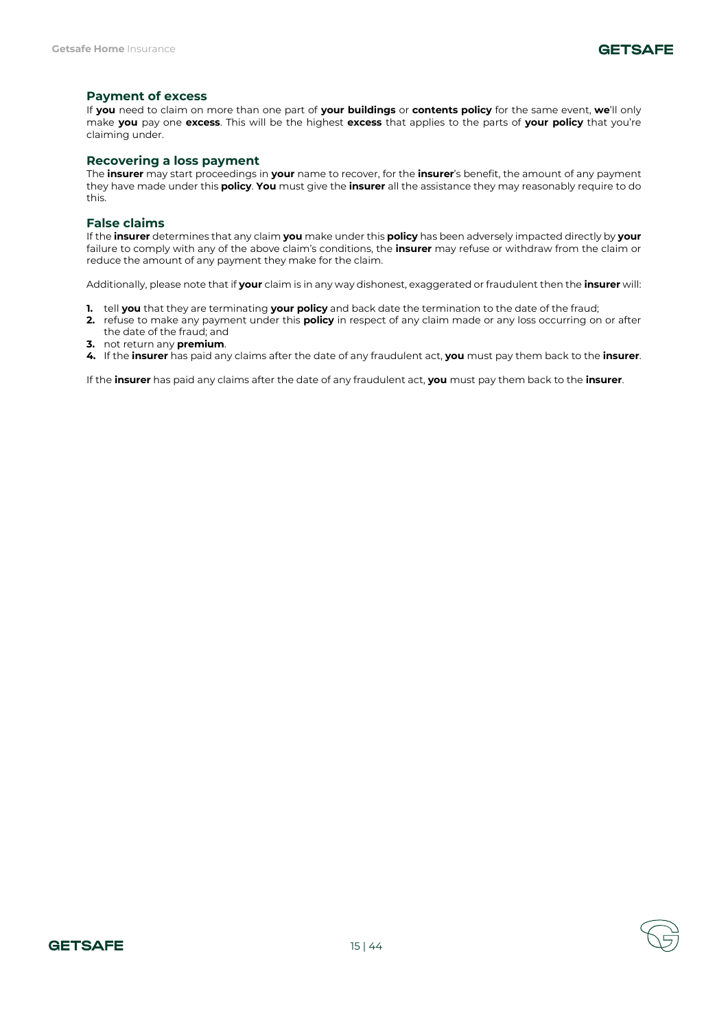### Payment of excess

If **you** need to claim on more than one part of **your buildings** or **contents policy** for the same event, **we**'ll only make **you** pay one **excess**. This will be the highest **excess** that applies to the parts of **your policy** that you're claiming under.

### Recovering a loss payment

The **insurer** may start proceedings in **your** name to recover, for the **insurer**'s benefit, the amount of any payment they have made under this **policy**. **You** must give the **insurer** all the assistance they may reasonably require to do this.

### False claims

If the **insurer** determines that any claim **you** make under this **policy** has been adversely impacted directly by **your** failure to comply with any of the above claim's conditions, the **insurer** may refuse or withdraw from the claim or reduce the amount of any payment they make for the claim.

Additionally, please note that if **your** claim is in any way dishonest, exaggerated or fraudulent then the **insurer** will:

1. tell **you** that they are terminating **your policy** and back date the termination to the date of the fraud;
2. refuse to make any payment under this **policy** in respect of any claim made or any loss occurring on or after the date of the fraud; and
3. not return any **premium**.
4. If the **insurer** has paid any claims after the date of any fraudulent act, **you** must pay them back to the **insurer**.

If the **insurer** has paid any claims after the date of any fraudulent act, **you** must pay them back to the **insurer**.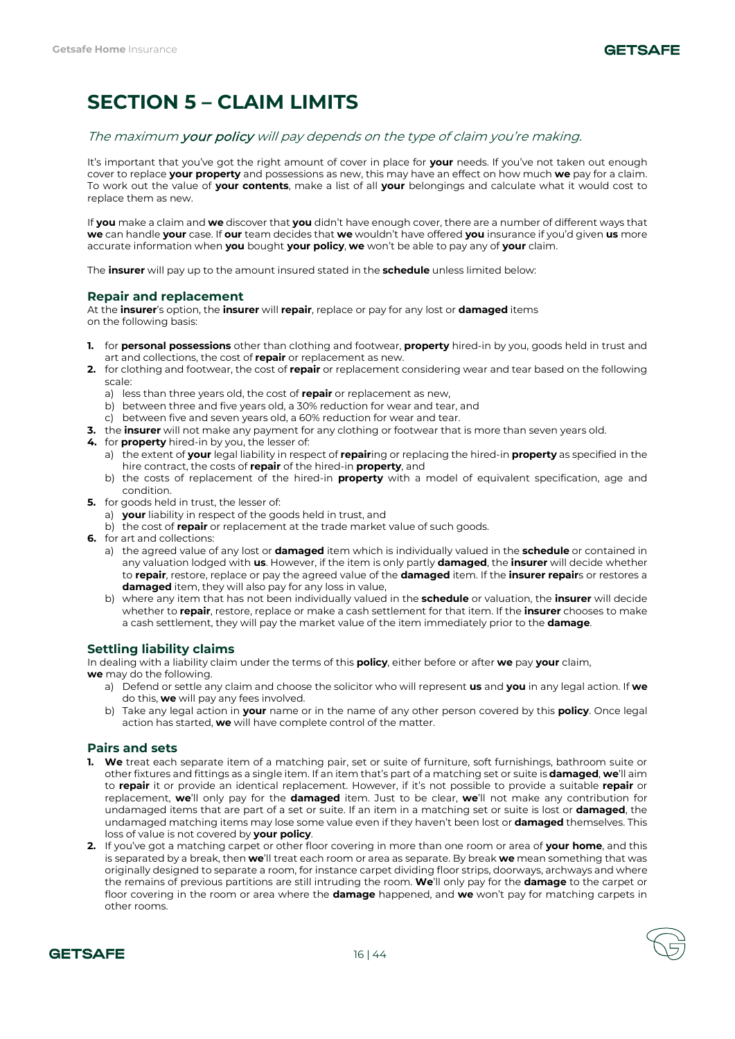# SECTION 5 – CLAIM LIMITS

*The maximum **your policy** will pay depends on the type of claim you're making.*

It's important that you've got the right amount of cover in place for **your** needs. If you've not taken out enough cover to replace **your property** and possessions as new, this may have an effect on how much **we** pay for a claim. To work out the value of **your contents**, make a list of all **your** belongings and calculate what it would cost to replace them as new.

If **you** make a claim and **we** discover that **you** didn't have enough cover, there are a number of different ways that **we** can handle **your** case. If **our** team decides that **we** wouldn't have offered **you** insurance if you'd given **us** more accurate information when **you** bought **your policy**, **we** won't be able to pay any of **your** claim.

The **insurer** will pay up to the amount insured stated in the **schedule** unless limited below:

### Repair and replacement

At the **insurer**'s option, the **insurer** will **repair**, replace or pay for any lost or **damaged** items on the following basis:

1. for **personal possessions** other than clothing and footwear, **property** hired-in by you, goods held in trust and art and collections, the cost of **repair** or replacement as new.
2. for clothing and footwear, the cost of **repair** or replacement considering wear and tear based on the following scale:
   a) less than three years old, the cost of **repair** or replacement as new,
   b) between three and five years old, a 30% reduction for wear and tear, and
   c) between five and seven years old, a 60% reduction for wear and tear.
3. the **insurer** will not make any payment for any clothing or footwear that is more than seven years old.
4. for **property** hired-in by you, the lesser of:
   a) the extent of **your** legal liability in respect of **repair**ing or replacing the hired-in **property** as specified in the hire contract, the costs of **repair** of the hired-in **property**, and
   b) the costs of replacement of the hired-in **property** with a model of equivalent specification, age and condition.
5. for goods held in trust, the lesser of:
   a) **your** liability in respect of the goods held in trust, and
   b) the cost of **repair** or replacement at the trade market value of such goods.
6. for art and collections:
   a) the agreed value of any lost or **damaged** item which is individually valued in the **schedule** or contained in any valuation lodged with **us**. However, if the item is only partly **damaged**, the **insurer** will decide whether to **repair**, restore, replace or pay the agreed value of the **damaged** item. If the **insurer repair**s or restores a **damaged** item, they will also pay for any loss in value,
   b) where any item that has not been individually valued in the **schedule** or valuation, the **insurer** will decide whether to **repair**, restore, replace or make a cash settlement for that item. If the **insurer** chooses to make a cash settlement, they will pay the market value of the item immediately prior to the **damage**.

### Settling liability claims

In dealing with a liability claim under the terms of this **policy**, either before or after **we** pay **your** claim, **we** may do the following.

a) Defend or settle any claim and choose the solicitor who will represent **us** and **you** in any legal action. If **we** do this, **we** will pay any fees involved.
b) Take any legal action in **your** name or in the name of any other person covered by this **policy**. Once legal action has started, **we** will have complete control of the matter.

### Pairs and sets

1. **We** treat each separate item of a matching pair, set or suite of furniture, soft furnishings, bathroom suite or other fixtures and fittings as a single item. If an item that's part of a matching set or suite is **damaged**, **we**'ll aim to **repair** it or provide an identical replacement. However, if it's not possible to provide a suitable **repair** or replacement, **we**'ll only pay for the **damaged** item. Just to be clear, **we**'ll not make any contribution for undamaged items that are part of a set or suite. If an item in a matching set or suite is lost or **damaged**, the undamaged matching items may lose some value even if they haven't been lost or **damaged** themselves. This loss of value is not covered by **your policy**.
2. If you've got a matching carpet or other floor covering in more than one room or area of **your home**, and this is separated by a break, then **we**'ll treat each room or area as separate. By break **we** mean something that was originally designed to separate a room, for instance carpet dividing floor strips, doorways, archways and where the remains of previous partitions are still intruding the room. **We**'ll only pay for the **damage** to the carpet or floor covering in the room or area where the **damage** happened, and **we** won't pay for matching carpets in other rooms.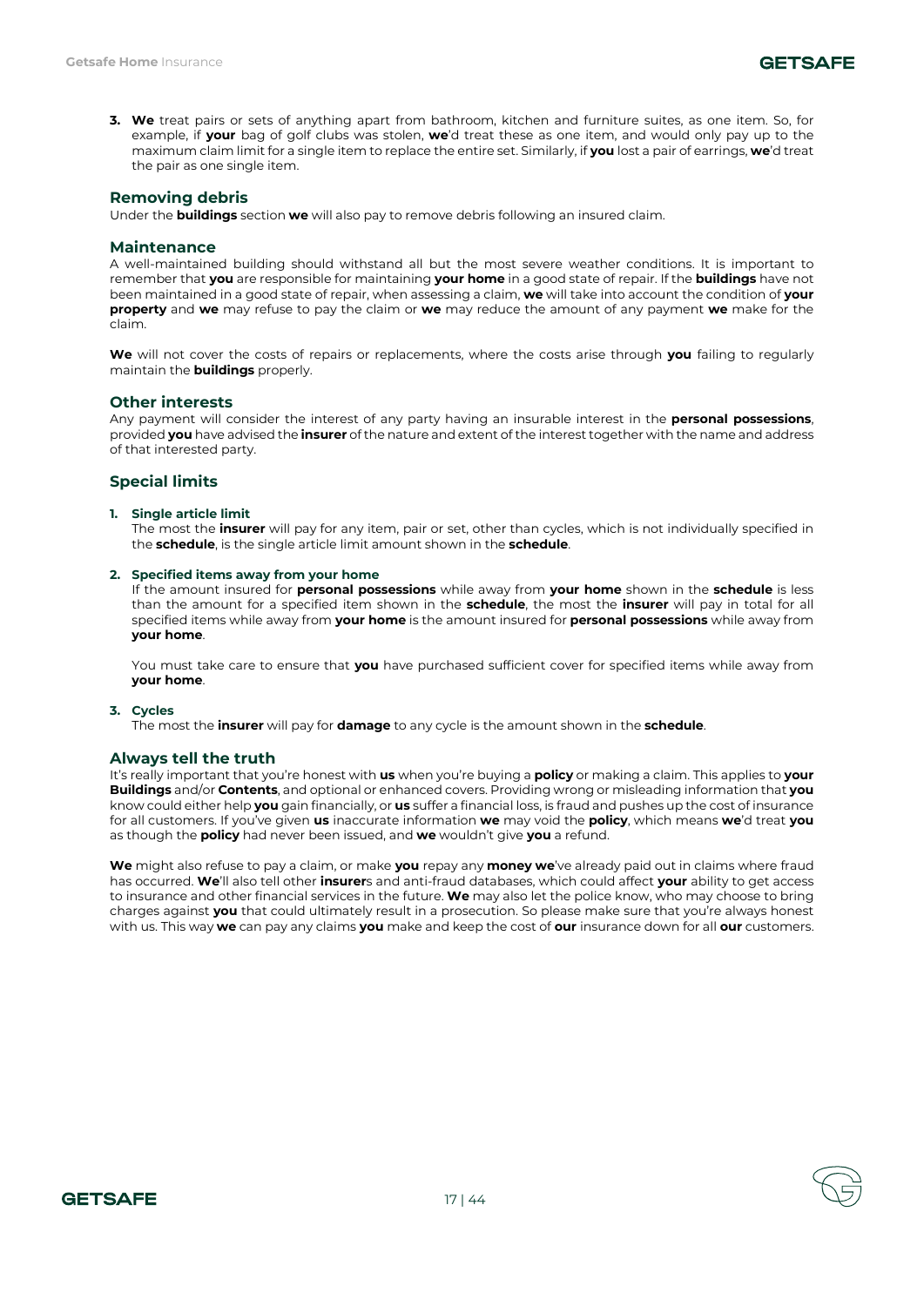3. **We** treat pairs or sets of anything apart from bathroom, kitchen and furniture suites, as one item. So, for example, if **your** bag of golf clubs was stolen, **we**'d treat these as one item, and would only pay up to the maximum claim limit for a single item to replace the entire set. Similarly, if **you** lost a pair of earrings, **we**'d treat the pair as one single item.

## Removing debris

Under the **buildings** section **we** will also pay to remove debris following an insured claim.

## Maintenance

A well-maintained building should withstand all but the most severe weather conditions. It is important to remember that **you** are responsible for maintaining **your home** in a good state of repair. If the **buildings** have not been maintained in a good state of repair, when assessing a claim, **we** will take into account the condition of **your property** and **we** may refuse to pay the claim or **we** may reduce the amount of any payment **we** make for the claim.

**We** will not cover the costs of repairs or replacements, where the costs arise through **you** failing to regularly maintain the **buildings** properly.

## Other interests

Any payment will consider the interest of any party having an insurable interest in the **personal possessions**, provided **you** have advised the **insurer** of the nature and extent of the interest together with the name and address of that interested party.

## Special limits

1. **Single article limit**
   The most the **insurer** will pay for any item, pair or set, other than cycles, which is not individually specified in the **schedule**, is the single article limit amount shown in the **schedule**.

2. **Specified items away from your home**
   If the amount insured for **personal possessions** while away from **your home** shown in the **schedule** is less than the amount for a specified item shown in the **schedule**, the most the **insurer** will pay in total for all specified items while away from **your home** is the amount insured for **personal possessions** while away from **your home**.

   You must take care to ensure that **you** have purchased sufficient cover for specified items while away from **your home**.

3. **Cycles**
   The most the **insurer** will pay for **damage** to any cycle is the amount shown in the **schedule**.

## Always tell the truth

It's really important that you're honest with **us** when you're buying a **policy** or making a claim. This applies to **your Buildings** and/or **Contents**, and optional or enhanced covers. Providing wrong or misleading information that **you** know could either help **you** gain financially, or **us** suffer a financial loss, is fraud and pushes up the cost of insurance for all customers. If you've given **us** inaccurate information **we** may void the **policy**, which means **we**'d treat **you** as though the **policy** had never been issued, and **we** wouldn't give **you** a refund.

**We** might also refuse to pay a claim, or make **you** repay any **money we**'ve already paid out in claims where fraud has occurred. **We**'ll also tell other **insurer**s and anti-fraud databases, which could affect **your** ability to get access to insurance and other financial services in the future. **We** may also let the police know, who may choose to bring charges against **you** that could ultimately result in a prosecution. So please make sure that you're always honest with us. This way **we** can pay any claims **you** make and keep the cost of **our** insurance down for all **our** customers.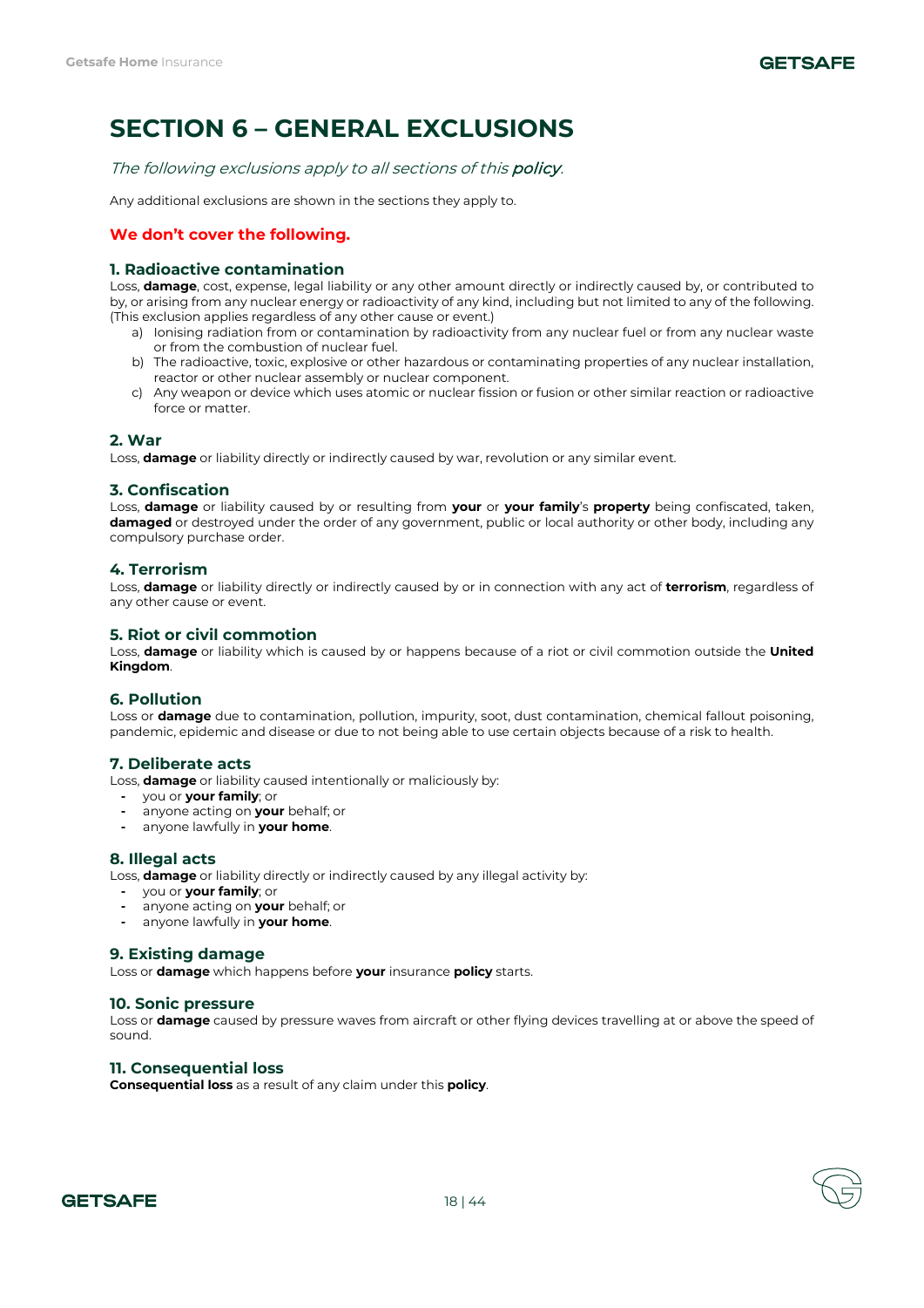# SECTION 6 – GENERAL EXCLUSIONS

*The following exclusions apply to all sections of this **policy**.*

Any additional exclusions are shown in the sections they apply to.

**We don't cover the following.**

### 1. Radioactive contamination

Loss, **damage**, cost, expense, legal liability or any other amount directly or indirectly caused by, or contributed to by, or arising from any nuclear energy or radioactivity of any kind, including but not limited to any of the following. (This exclusion applies regardless of any other cause or event.)

a) Ionising radiation from or contamination by radioactivity from any nuclear fuel or from any nuclear waste or from the combustion of nuclear fuel.

b) The radioactive, toxic, explosive or other hazardous or contaminating properties of any nuclear installation, reactor or other nuclear assembly or nuclear component.

c) Any weapon or device which uses atomic or nuclear fission or fusion or other similar reaction or radioactive force or matter.

### 2. War

Loss, **damage** or liability directly or indirectly caused by war, revolution or any similar event.

### 3. Confiscation

Loss, **damage** or liability caused by or resulting from **your** or **your family**'s **property** being confiscated, taken, **damaged** or destroyed under the order of any government, public or local authority or other body, including any compulsory purchase order.

### 4. Terrorism

Loss, **damage** or liability directly or indirectly caused by or in connection with any act of **terrorism**, regardless of any other cause or event.

### 5. Riot or civil commotion

Loss, **damage** or liability which is caused by or happens because of a riot or civil commotion outside the **United Kingdom**.

### 6. Pollution

Loss or **damage** due to contamination, pollution, impurity, soot, dust contamination, chemical fallout poisoning, pandemic, epidemic and disease or due to not being able to use certain objects because of a risk to health.

### 7. Deliberate acts

Loss, **damage** or liability caused intentionally or maliciously by:

- you or **your family**; or
- anyone acting on **your** behalf; or
- anyone lawfully in **your home**.

### 8. Illegal acts

Loss, **damage** or liability directly or indirectly caused by any illegal activity by:

- you or **your family**; or
- anyone acting on **your** behalf; or
- anyone lawfully in **your home**.

### 9. Existing damage

Loss or **damage** which happens before **your** insurance **policy** starts.

### 10. Sonic pressure

Loss or **damage** caused by pressure waves from aircraft or other flying devices travelling at or above the speed of sound.

### 11. Consequential loss

**Consequential loss** as a result of any claim under this **policy**.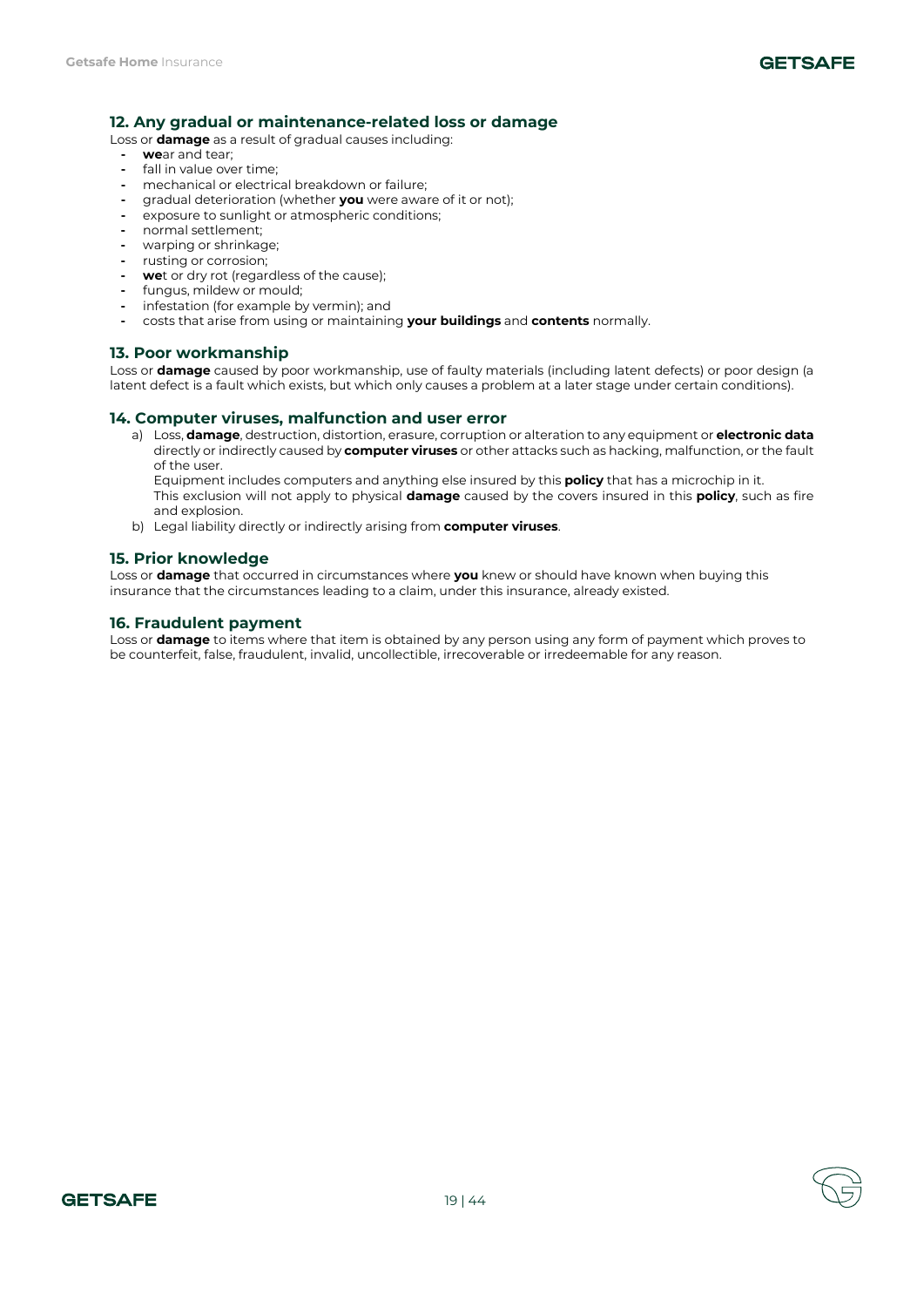### 12. Any gradual or maintenance-related loss or damage

Loss or **damage** as a result of gradual causes including:

- **we**ar and tear;
- fall in value over time;
- mechanical or electrical breakdown or failure;
- gradual deterioration (whether **you** were aware of it or not);
- exposure to sunlight or atmospheric conditions;
- normal settlement;
- warping or shrinkage;
- rusting or corrosion;
- **we**t or dry rot (regardless of the cause);
- fungus, mildew or mould;
- infestation (for example by vermin); and
- costs that arise from using or maintaining **your buildings** and **contents** normally.

### 13. Poor workmanship

Loss or **damage** caused by poor workmanship, use of faulty materials (including latent defects) or poor design (a latent defect is a fault which exists, but which only causes a problem at a later stage under certain conditions).

### 14. Computer viruses, malfunction and user error

a) Loss, **damage**, destruction, distortion, erasure, corruption or alteration to any equipment or **electronic data** directly or indirectly caused by **computer viruses** or other attacks such as hacking, malfunction, or the fault of the user.
   Equipment includes computers and anything else insured by this **policy** that has a microchip in it.
   This exclusion will not apply to physical **damage** caused by the covers insured in this **policy**, such as fire and explosion.

b) Legal liability directly or indirectly arising from **computer viruses**.

### 15. Prior knowledge

Loss or **damage** that occurred in circumstances where **you** knew or should have known when buying this insurance that the circumstances leading to a claim, under this insurance, already existed.

### 16. Fraudulent payment

Loss or **damage** to items where that item is obtained by any person using any form of payment which proves to be counterfeit, false, fraudulent, invalid, uncollectible, irrecoverable or irredeemable for any reason.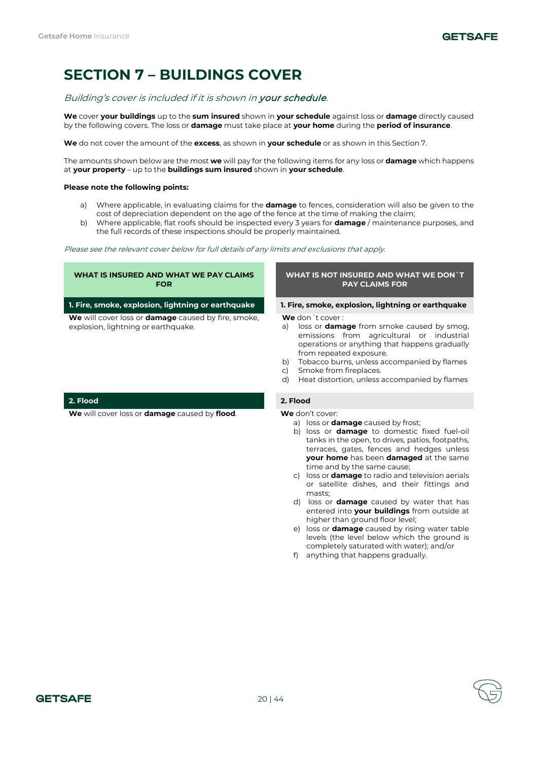# SECTION 7 – BUILDINGS COVER

*Building's cover is included if it is shown in **your schedule**.*

**We** cover **your buildings** up to the **sum insured** shown in **your schedule** against loss or **damage** directly caused by the following covers. The loss or **damage** must take place at **your home** during the **period of insurance**.

**We** do not cover the amount of the **excess**, as shown in **your schedule** or as shown in this Section 7.

The amounts shown below are the most **we** will pay for the following items for any loss or **damage** which happens at **your property** – up to the **buildings sum insured** shown in **your schedule**.

**Please note the following points:**

a) Where applicable, in evaluating claims for the **damage** to fences, consideration will also be given to the cost of depreciation dependent on the age of the fence at the time of making the claim;
b) Where applicable, flat roofs should be inspected every 3 years for **damage** / maintenance purposes, and the full records of these inspections should be properly maintained.

*Please see the relevant cover below for full details of any limits and exclusions that apply.*

| WHAT IS INSURED AND WHAT WE PAY CLAIMS FOR | WHAT IS NOT INSURED AND WHAT WE DON`T PAY CLAIMS FOR |
|---|---|
| **1. Fire, smoke, explosion, lightning or earthquake** | **1. Fire, smoke, explosion, lightning or earthquake** |
| **We** will cover loss or **damage** caused by fire, smoke, explosion, lightning or earthquake. | **We** don´t cover :<br>a) loss or **damage** from smoke caused by smog, emissions from agricultural or industrial operations or anything that happens gradually from repeated exposure.<br>b) Tobacco burns, unless accompanied by flames<br>c) Smoke from fireplaces.<br>d) Heat distortion, unless accompanied by flames |
| **2. Flood** | **2. Flood** |
| **We** will cover loss or **damage** caused by **flood**. | **We** don't cover:<br>a) loss or **damage** caused by frost;<br>b) loss or **damage** to domestic fixed fuel-oil tanks in the open, to drives, patios, footpaths, terraces, gates, fences and hedges unless **your home** has been **damaged** at the same time and by the same cause;<br>c) loss or **damage** to radio and television aerials or satellite dishes, and their fittings and masts;<br>d) loss or **damage** caused by water that has entered into **your buildings** from outside at higher than ground floor level;<br>e) loss or **damage** caused by rising water table levels (the level below which the ground is completely saturated with water); and/or<br>f) anything that happens gradually. |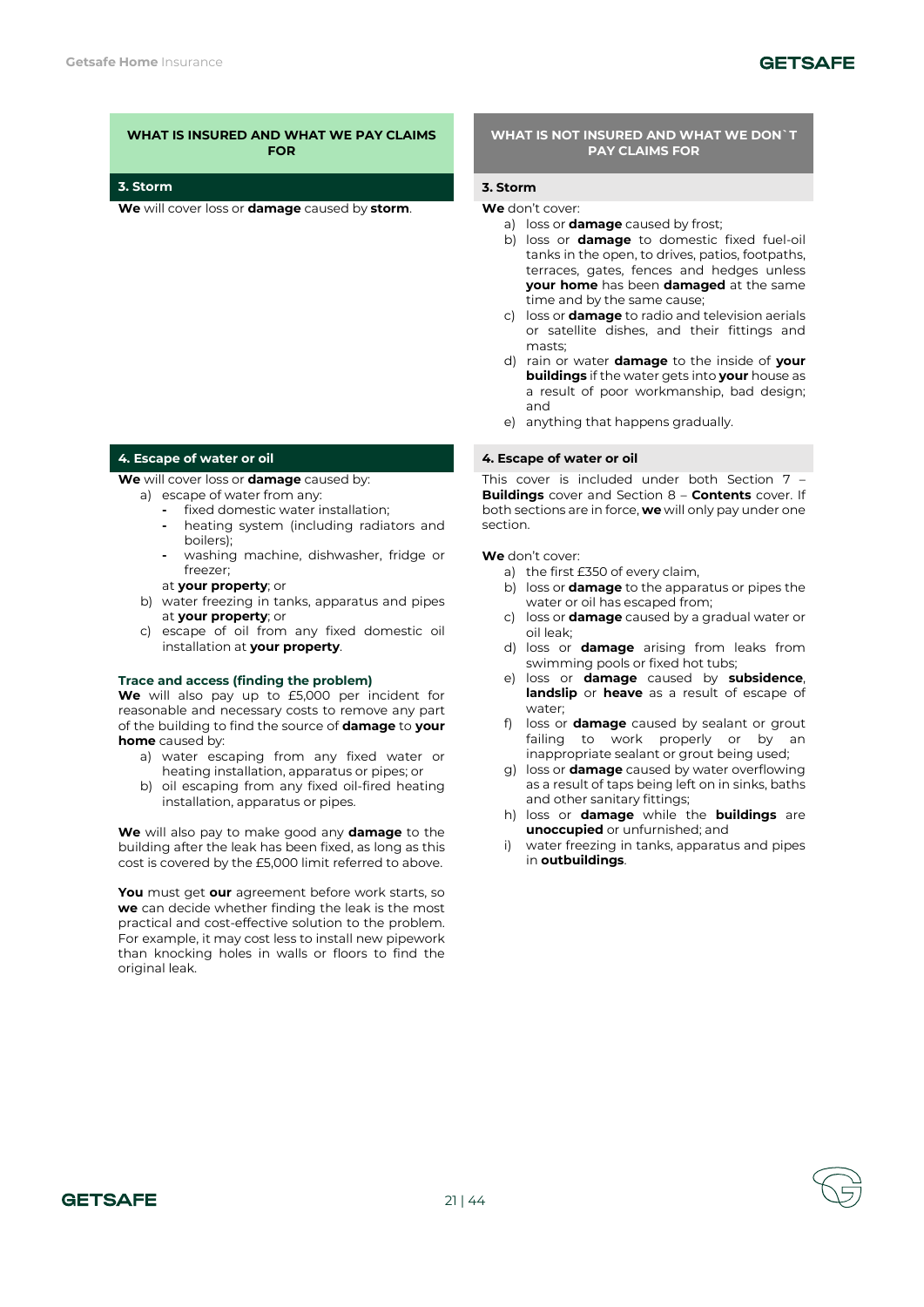## WHAT IS INSURED AND WHAT WE PAY CLAIMS FOR

### 3. Storm

**We** will cover loss or **damage** caused by **storm**.

## WHAT IS NOT INSURED AND WHAT WE DON`T PAY CLAIMS FOR

### 3. Storm

**We** don't cover:

a) loss or **damage** caused by frost;
b) loss or **damage** to domestic fixed fuel-oil tanks in the open, to drives, patios, footpaths, terraces, gates, fences and hedges unless **your home** has been **damaged** at the same time and by the same cause;
c) loss or **damage** to radio and television aerials or satellite dishes, and their fittings and masts;
d) rain or water **damage** to the inside of **your buildings** if the water gets into **your** house as a result of poor workmanship, bad design; and
e) anything that happens gradually.

## WHAT IS INSURED AND WHAT WE PAY CLAIMS FOR

### 4. Escape of water or oil

**We** will cover loss or **damage** caused by:

a) escape of water from any:
   - fixed domestic water installation;
   - heating system (including radiators and boilers);
   - washing machine, dishwasher, fridge or freezer;

   at **your property**; or
b) water freezing in tanks, apparatus and pipes at **your property**; or
c) escape of oil from any fixed domestic oil installation at **your property**.

**Trace and access (finding the problem)**

**We** will also pay up to £5,000 per incident for reasonable and necessary costs to remove any part of the building to find the source of **damage** to **your home** caused by:

a) water escaping from any fixed water or heating installation, apparatus or pipes; or
b) oil escaping from any fixed oil-fired heating installation, apparatus or pipes.

**We** will also pay to make good any **damage** to the building after the leak has been fixed, as long as this cost is covered by the £5,000 limit referred to above.

**You** must get **our** agreement before work starts, so **we** can decide whether finding the leak is the most practical and cost-effective solution to the problem. For example, it may cost less to install new pipework than knocking holes in walls or floors to find the original leak.

## WHAT IS NOT INSURED AND WHAT WE DON`T PAY CLAIMS FOR

### 4. Escape of water or oil

This cover is included under both Section 7 – **Buildings** cover and Section 8 – **Contents** cover. If both sections are in force, **we** will only pay under one section.

**We** don't cover:

a) the first £350 of every claim,
b) loss or **damage** to the apparatus or pipes the water or oil has escaped from;
c) loss or **damage** caused by a gradual water or oil leak;
d) loss or **damage** arising from leaks from swimming pools or fixed hot tubs;
e) loss or **damage** caused by **subsidence**, **landslip** or **heave** as a result of escape of water;
f) loss or **damage** caused by sealant or grout failing to work properly or by an inappropriate sealant or grout being used;
g) loss or **damage** caused by water overflowing as a result of taps being left on in sinks, baths and other sanitary fittings;
h) loss or **damage** while the **buildings** are **unoccupied** or unfurnished; and
i) water freezing in tanks, apparatus and pipes in **outbuildings**.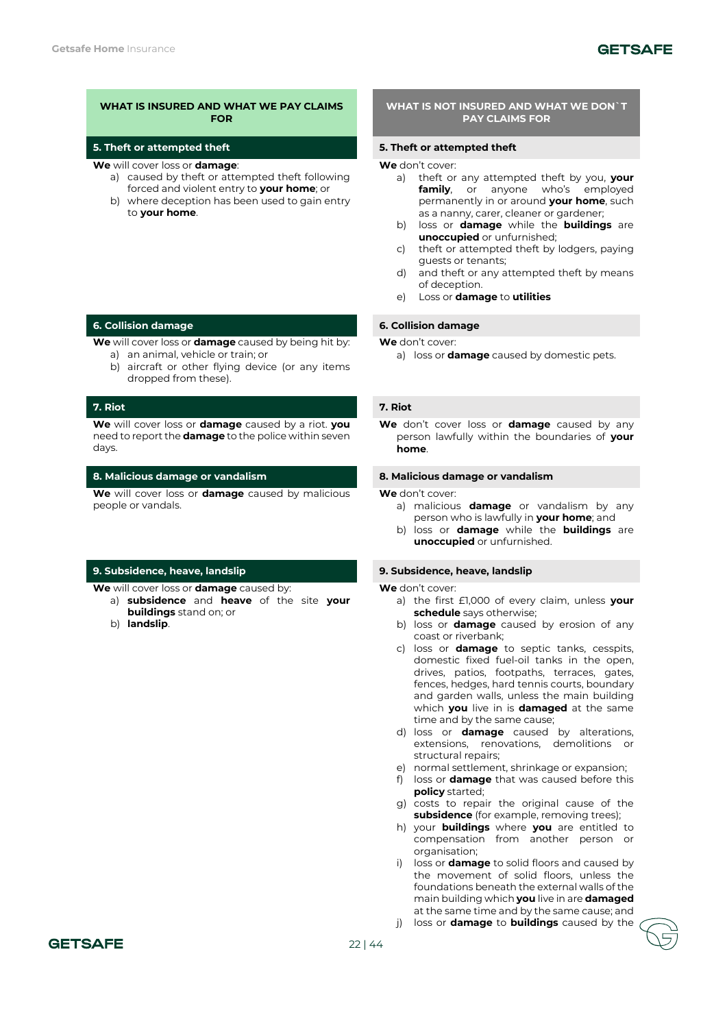## WHAT IS INSURED AND WHAT WE PAY CLAIMS FOR

### 5. Theft or attempted theft

**We** will cover loss or **damage**:

a) caused by theft or attempted theft following forced and violent entry to **your home**; or
b) where deception has been used to gain entry to **your home**.

### 6. Collision damage

**We** will cover loss or **damage** caused by being hit by:

a) an animal, vehicle or train; or
b) aircraft or other flying device (or any items dropped from these).

### 7. Riot

**We** will cover loss or **damage** caused by a riot. **you** need to report the **damage** to the police within seven days.

### 8. Malicious damage or vandalism

**We** will cover loss or **damage** caused by malicious people or vandals.

### 9. Subsidence, heave, landslip

**We** will cover loss or **damage** caused by:

a) **subsidence** and **heave** of the site **your buildings** stand on; or
b) **landslip**.

## WHAT IS NOT INSURED AND WHAT WE DON`T PAY CLAIMS FOR

### 5. Theft or attempted theft

**We** don't cover:

a) theft or any attempted theft by you, **your family**, or anyone who's employed permanently in or around **your home**, such as a nanny, carer, cleaner or gardener;
b) loss or **damage** while the **buildings** are **unoccupied** or unfurnished;
c) theft or attempted theft by lodgers, paying guests or tenants;
d) and theft or any attempted theft by means of deception.
e) Loss or **damage** to **utilities**

### 6. Collision damage

**We** don't cover:

a) loss or **damage** caused by domestic pets.

### 7. Riot

**We** don't cover loss or **damage** caused by any person lawfully within the boundaries of **your home**.

### 8. Malicious damage or vandalism

**We** don't cover:

a) malicious **damage** or vandalism by any person who is lawfully in **your home**; and
b) loss or **damage** while the **buildings** are **unoccupied** or unfurnished.

### 9. Subsidence, heave, landslip

**We** don't cover:

a) the first £1,000 of every claim, unless **your schedule** says otherwise;
b) loss or **damage** caused by erosion of any coast or riverbank;
c) loss or **damage** to septic tanks, cesspits, domestic fixed fuel-oil tanks in the open, drives, patios, footpaths, terraces, gates, fences, hedges, hard tennis courts, boundary and garden walls, unless the main building which **you** live in is **damaged** at the same time and by the same cause;
d) loss or **damage** caused by alterations, extensions, renovations, demolitions or structural repairs;
e) normal settlement, shrinkage or expansion;
f) loss or **damage** that was caused before this **policy** started;
g) costs to repair the original cause of the **subsidence** (for example, removing trees);
h) your **buildings** where **you** are entitled to compensation from another person or organisation;
i) loss or **damage** to solid floors and caused by the movement of solid floors, unless the foundations beneath the external walls of the main building which **you** live in are **damaged** at the same time and by the same cause; and
j) loss or **damage** to **buildings** caused by the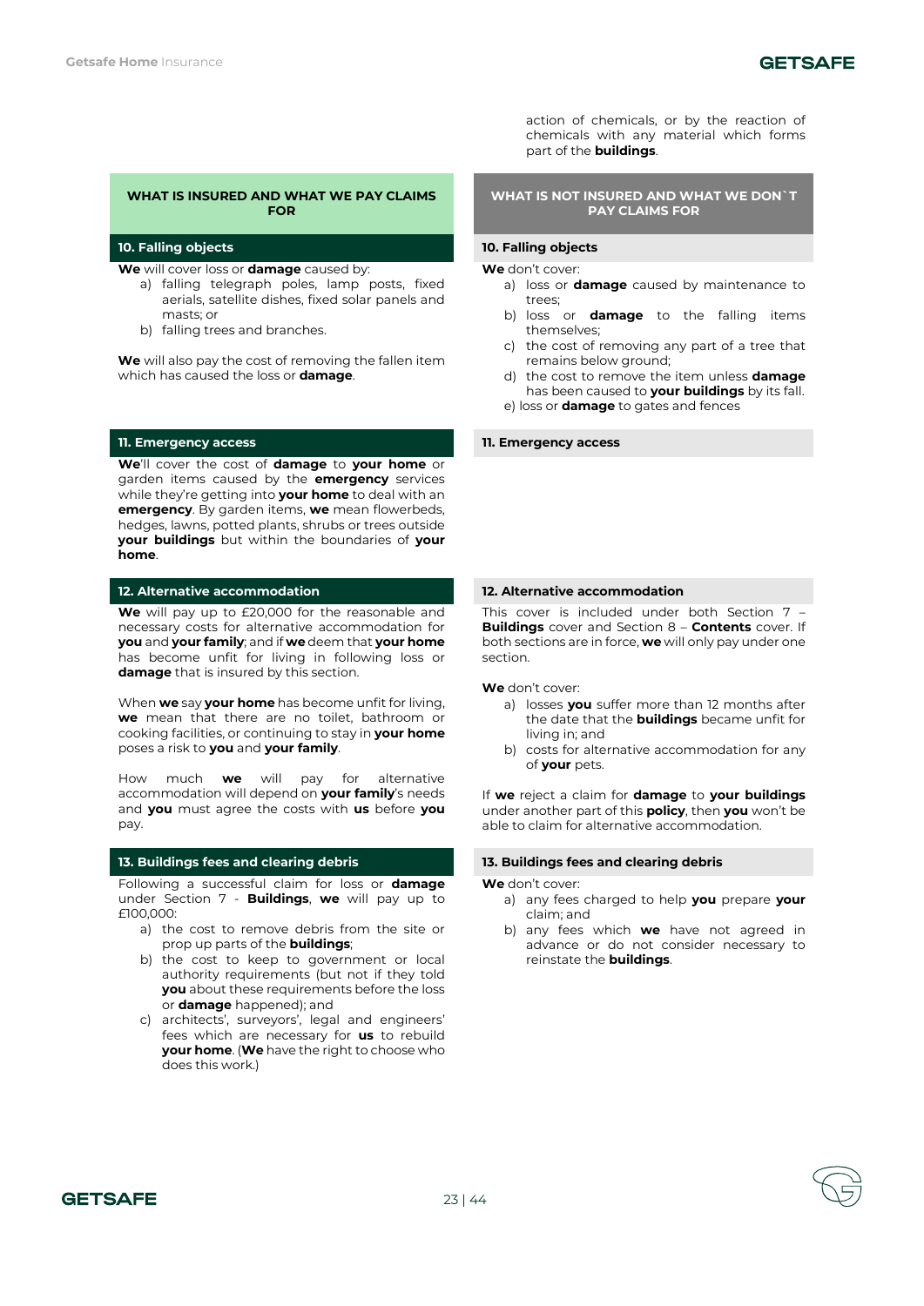action of chemicals, or by the reaction of chemicals with any material which forms part of the **buildings**.

## WHAT IS INSURED AND WHAT WE PAY CLAIMS FOR

### 10. Falling objects

**We** will cover loss or **damage** caused by:

a) falling telegraph poles, lamp posts, fixed aerials, satellite dishes, fixed solar panels and masts; or
b) falling trees and branches.

**We** will also pay the cost of removing the fallen item which has caused the loss or **damage**.

### 11. Emergency access

**We**'ll cover the cost of **damage** to **your home** or garden items caused by the **emergency** services while they're getting into **your home** to deal with an **emergency**. By garden items, **we** mean flowerbeds, hedges, lawns, potted plants, shrubs or trees outside **your buildings** but within the boundaries of **your home**.

### 12. Alternative accommodation

**We** will pay up to £20,000 for the reasonable and necessary costs for alternative accommodation for **you** and **your family**; and if **we** deem that **your home** has become unfit for living in following loss or **damage** that is insured by this section.

When **we** say **your home** has become unfit for living, **we** mean that there are no toilet, bathroom or cooking facilities, or continuing to stay in **your home** poses a risk to **you** and **your family**.

How much **we** will pay for alternative accommodation will depend on **your family**'s needs and **you** must agree the costs with **us** before **you** pay.

### 13. Buildings fees and clearing debris

Following a successful claim for loss or **damage** under Section 7 - **Buildings**, **we** will pay up to £100,000:

a) the cost to remove debris from the site or prop up parts of the **buildings**;
b) the cost to keep to government or local authority requirements (but not if they told **you** about these requirements before the loss or **damage** happened); and
c) architects', surveyors', legal and engineers' fees which are necessary for **us** to rebuild **your home**. (**We** have the right to choose who does this work.)

## WHAT IS NOT INSURED AND WHAT WE DON`T PAY CLAIMS FOR

### 10. Falling objects

**We** don't cover:

a) loss or **damage** caused by maintenance to trees;
b) loss or **damage** to the falling items themselves;
c) the cost of removing any part of a tree that remains below ground;
d) the cost to remove the item unless **damage** has been caused to **your buildings** by its fall.
e) loss or **damage** to gates and fences

### 11. Emergency access

### 12. Alternative accommodation

This cover is included under both Section 7 – **Buildings** cover and Section 8 – **Contents** cover. If both sections are in force, **we** will only pay under one section.

**We** don't cover:

a) losses **you** suffer more than 12 months after the date that the **buildings** became unfit for living in; and
b) costs for alternative accommodation for any of **your** pets.

If **we** reject a claim for **damage** to **your buildings** under another part of this **policy**, then **you** won't be able to claim for alternative accommodation.

### 13. Buildings fees and clearing debris

**We** don't cover:

a) any fees charged to help **you** prepare **your** claim; and
b) any fees which **we** have not agreed in advance or do not consider necessary to reinstate the **buildings**.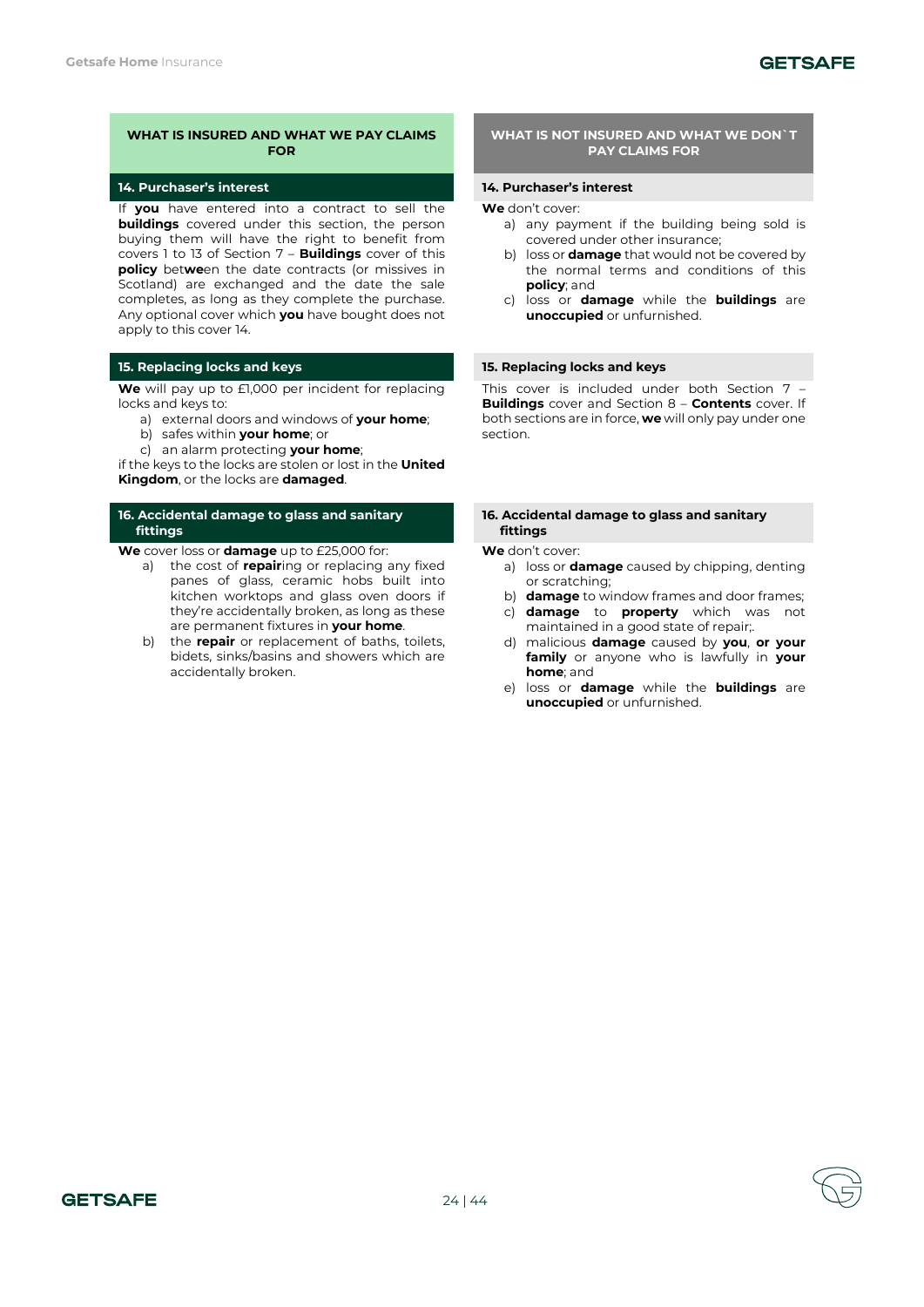## WHAT IS INSURED AND WHAT WE PAY CLAIMS FOR

### 14. Purchaser's interest

If **you** have entered into a contract to sell the **buildings** covered under this section, the person buying them will have the right to benefit from covers 1 to 13 of Section 7 – **Buildings** cover of this **policy** bet**we**en the date contracts (or missives in Scotland) are exchanged and the date the sale completes, as long as they complete the purchase. Any optional cover which **you** have bought does not apply to this cover 14.

### 15. Replacing locks and keys

**We** will pay up to £1,000 per incident for replacing locks and keys to:

a) external doors and windows of **your home**;
b) safes within **your home**; or
c) an alarm protecting **your home**;

if the keys to the locks are stolen or lost in the **United Kingdom**, or the locks are **damaged**.

### 16. Accidental damage to glass and sanitary fittings

**We** cover loss or **damage** up to £25,000 for:

a) the cost of **repair**ing or replacing any fixed panes of glass, ceramic hobs built into kitchen worktops and glass oven doors if they're accidentally broken, as long as these are permanent fixtures in **your home**.
b) the **repair** or replacement of baths, toilets, bidets, sinks/basins and showers which are accidentally broken.

## WHAT IS NOT INSURED AND WHAT WE DON`T PAY CLAIMS FOR

### 14. Purchaser's interest

**We** don't cover:

a) any payment if the building being sold is covered under other insurance;
b) loss or **damage** that would not be covered by the normal terms and conditions of this **policy**; and
c) loss or **damage** while the **buildings** are **unoccupied** or unfurnished.

### 15. Replacing locks and keys

This cover is included under both Section 7 – **Buildings** cover and Section 8 – **Contents** cover. If both sections are in force, **we** will only pay under one section.

### 16. Accidental damage to glass and sanitary fittings

**We** don't cover:

a) loss or **damage** caused by chipping, denting or scratching;
b) **damage** to window frames and door frames;
c) **damage** to **property** which was not maintained in a good state of repair;.
d) malicious **damage** caused by **you**, **or your family** or anyone who is lawfully in **your home**; and
e) loss or **damage** while the **buildings** are **unoccupied** or unfurnished.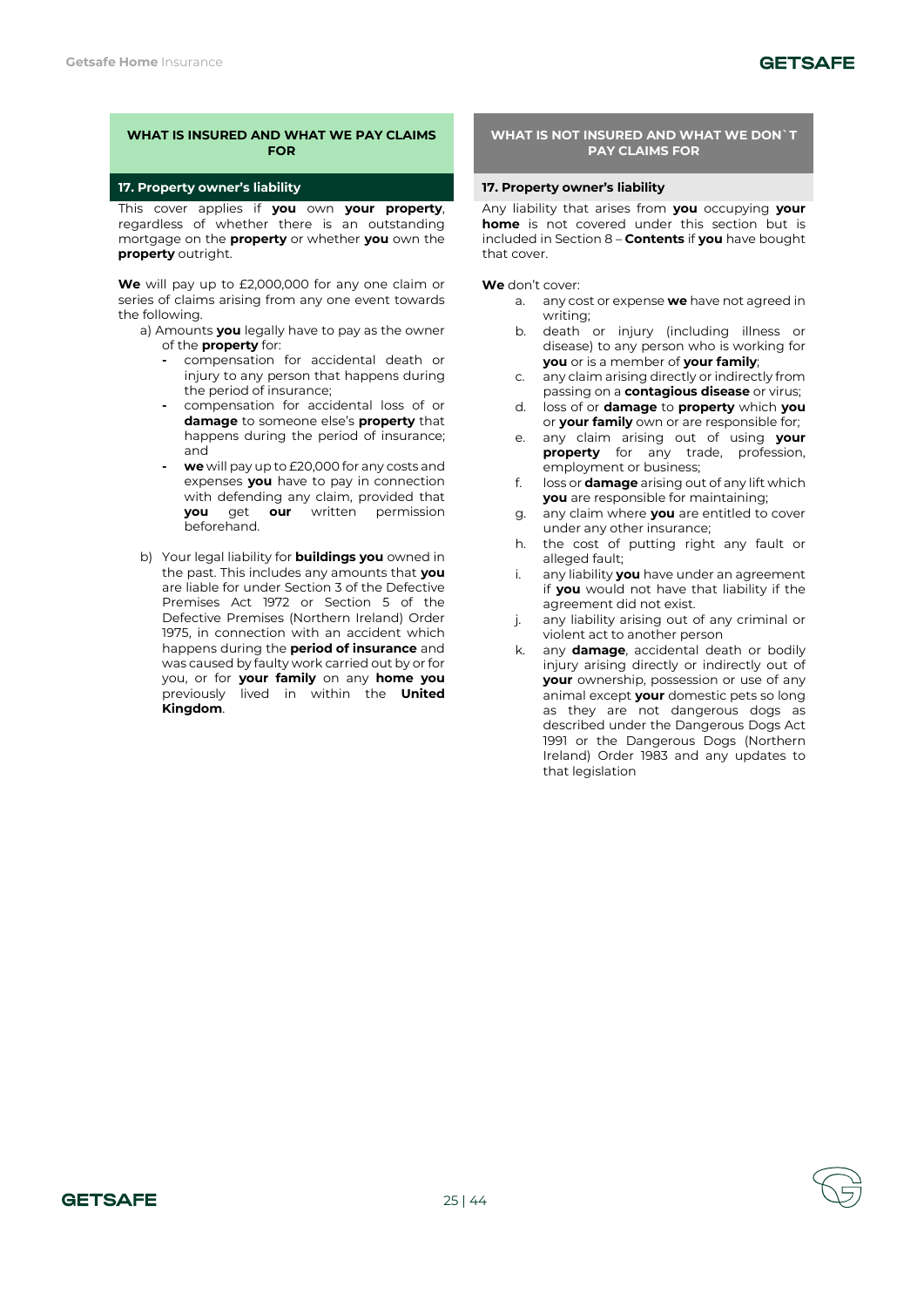## WHAT IS INSURED AND WHAT WE PAY CLAIMS FOR

### 17. Property owner's liability

This cover applies if **you** own **your property**, regardless of whether there is an outstanding mortgage on the **property** or whether **you** own the **property** outright.

**We** will pay up to £2,000,000 for any one claim or series of claims arising from any one event towards the following.

a) Amounts **you** legally have to pay as the owner of the **property** for:
   - compensation for accidental death or injury to any person that happens during the period of insurance;
   - compensation for accidental loss of or **damage** to someone else's **property** that happens during the period of insurance; and
   - **we** will pay up to £20,000 for any costs and expenses **you** have to pay in connection with defending any claim, provided that **you** get **our** written permission beforehand.

b) Your legal liability for **buildings you** owned in the past. This includes any amounts that **you** are liable for under Section 3 of the Defective Premises Act 1972 or Section 5 of the Defective Premises (Northern Ireland) Order 1975, in connection with an accident which happens during the **period of insurance** and was caused by faulty work carried out by or for you, or for **your family** on any **home you** previously lived in within the **United Kingdom**.

## WHAT IS NOT INSURED AND WHAT WE DON`T PAY CLAIMS FOR

### 17. Property owner's liability

Any liability that arises from **you** occupying **your home** is not covered under this section but is included in Section 8 – **Contents** if **you** have bought that cover.

**We** don't cover:

a. any cost or expense **we** have not agreed in writing;
b. death or injury (including illness or disease) to any person who is working for **you** or is a member of **your family**;
c. any claim arising directly or indirectly from passing on a **contagious disease** or virus;
d. loss of or **damage** to **property** which **you** or **your family** own or are responsible for;
e. any claim arising out of using **your property** for any trade, profession, employment or business;
f. loss or **damage** arising out of any lift which **you** are responsible for maintaining;
g. any claim where **you** are entitled to cover under any other insurance;
h. the cost of putting right any fault or alleged fault;
i. any liability **you** have under an agreement if **you** would not have that liability if the agreement did not exist.
j. any liability arising out of any criminal or violent act to another person
k. any **damage**, accidental death or bodily injury arising directly or indirectly out of **your** ownership, possession or use of any animal except **your** domestic pets so long as they are not dangerous dogs as described under the Dangerous Dogs Act 1991 or the Dangerous Dogs (Northern Ireland) Order 1983 and any updates to that legislation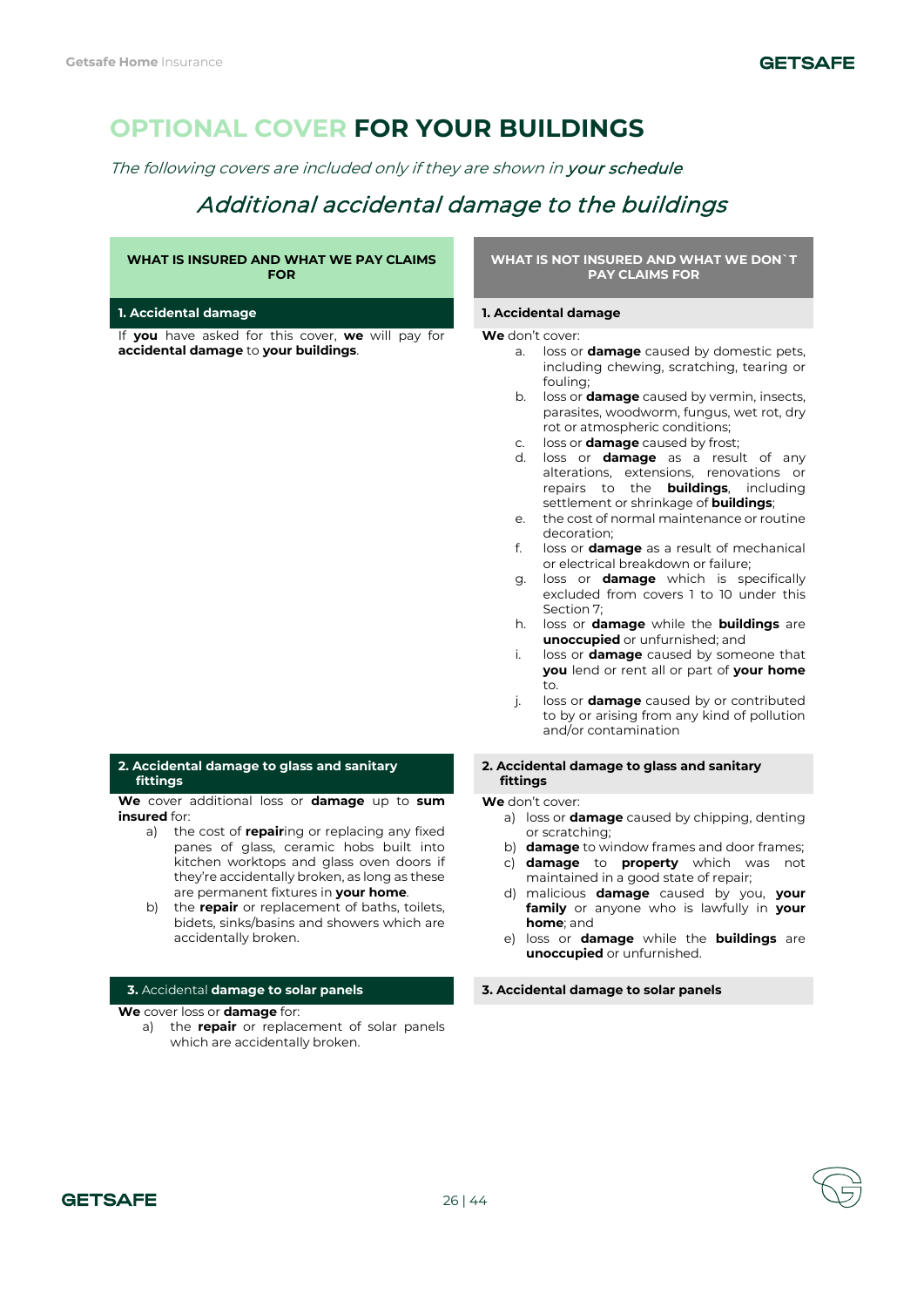# OPTIONAL COVER FOR YOUR BUILDINGS

*The following covers are included only if they are shown in **your schedule**.*

## *Additional accidental damage to the buildings*

**WHAT IS INSURED AND WHAT WE PAY CLAIMS FOR**

### 1. Accidental damage

If **you** have asked for this cover, **we** will pay for **accidental damage** to **your buildings**.

**WHAT IS NOT INSURED AND WHAT WE DON`T PAY CLAIMS FOR**

### 1. Accidental damage

**We** don't cover:

a. loss or **damage** caused by domestic pets, including chewing, scratching, tearing or fouling;
b. loss or **damage** caused by vermin, insects, parasites, woodworm, fungus, wet rot, dry rot or atmospheric conditions;
c. loss or **damage** caused by frost;
d. loss or **damage** as a result of any alterations, extensions, renovations or repairs to the **buildings**, including settlement or shrinkage of **buildings**;
e. the cost of normal maintenance or routine decoration;
f. loss or **damage** as a result of mechanical or electrical breakdown or failure;
g. loss or **damage** which is specifically excluded from covers 1 to 10 under this Section 7;
h. loss or **damage** while the **buildings** are **unoccupied** or unfurnished; and
i. loss or **damage** caused by someone that **you** lend or rent all or part of **your home** to.
j. loss or **damage** caused by or contributed to by or arising from any kind of pollution and/or contamination

**WHAT IS INSURED AND WHAT WE PAY CLAIMS FOR**

### 2. Accidental damage to glass and sanitary fittings

**We** cover additional loss or **damage** up to **sum insured** for:

a) the cost of **repair**ing or replacing any fixed panes of glass, ceramic hobs built into kitchen worktops and glass oven doors if they're accidentally broken, as long as these are permanent fixtures in **your home**.
b) the **repair** or replacement of baths, toilets, bidets, sinks/basins and showers which are accidentally broken.

**WHAT IS NOT INSURED AND WHAT WE DON`T PAY CLAIMS FOR**

### 2. Accidental damage to glass and sanitary fittings

**We** don't cover:

a) loss or **damage** caused by chipping, denting or scratching;
b) **damage** to window frames and door frames;
c) **damage** to **property** which was not maintained in a good state of repair;
d) malicious **damage** caused by you, **your family** or anyone who is lawfully in **your home**; and
e) loss or **damage** while the **buildings** are **unoccupied** or unfurnished.

**WHAT IS INSURED AND WHAT WE PAY CLAIMS FOR**

### 3. Accidental damage to solar panels

**We** cover loss or **damage** for:

a) the **repair** or replacement of solar panels which are accidentally broken.

**WHAT IS NOT INSURED AND WHAT WE DON`T PAY CLAIMS FOR**

### 3. Accidental damage to solar panels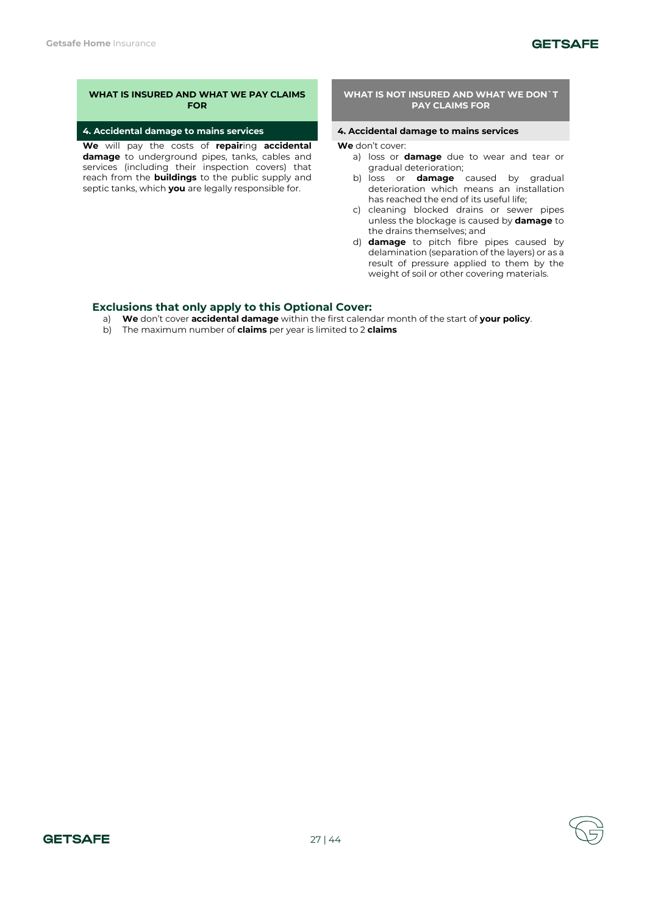| WHAT IS INSURED AND WHAT WE PAY CLAIMS FOR | WHAT IS NOT INSURED AND WHAT WE DON`T PAY CLAIMS FOR |
|---|---|
| **4. Accidental damage to mains services** | **4. Accidental damage to mains services** |
| **We** will pay the costs of **repair**ing **accidental damage** to underground pipes, tanks, cables and services (including their inspection covers) that reach from the **buildings** to the public supply and septic tanks, which **you** are legally responsible for. | **We** don't cover:<br>a) loss or **damage** due to wear and tear or gradual deterioration;<br>b) loss or **damage** caused by gradual deterioration which means an installation has reached the end of its useful life;<br>c) cleaning blocked drains or sewer pipes unless the blockage is caused by **damage** to the drains themselves; and<br>d) **damage** to pitch fibre pipes caused by delamination (separation of the layers) or as a result of pressure applied to them by the weight of soil or other covering materials. |

### Exclusions that only apply to this Optional Cover:

a) **We** don't cover **accidental damage** within the first calendar month of the start of **your policy**.
b) The maximum number of **claims** per year is limited to 2 **claims**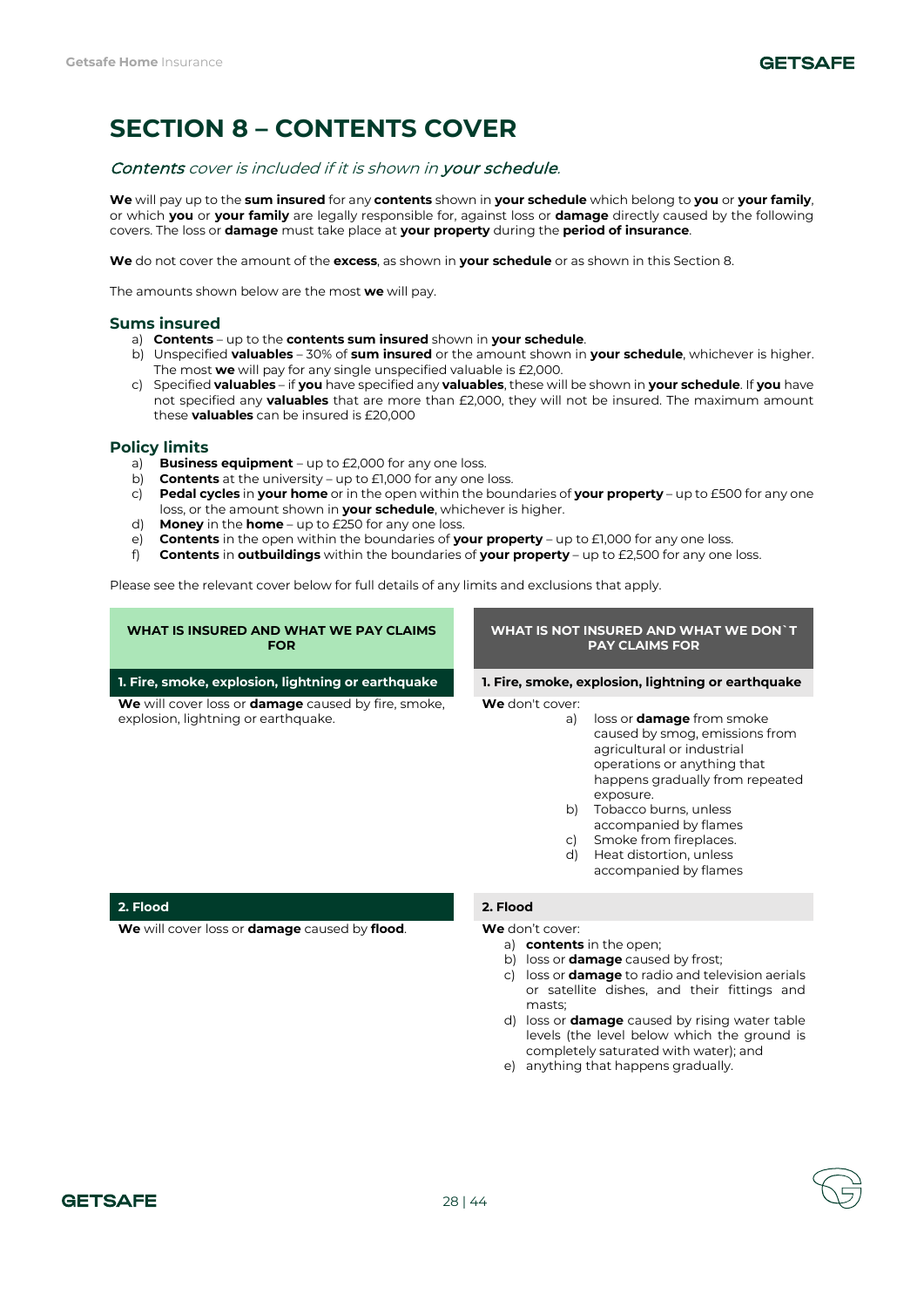# SECTION 8 – CONTENTS COVER

*__Contents__ cover is included if it is shown in __your schedule__.*

**We** will pay up to the **sum insured** for any **contents** shown in **your schedule** which belong to **you** or **your family**, or which **you** or **your family** are legally responsible for, against loss or **damage** directly caused by the following covers. The loss or **damage** must take place at **your property** during the **period of insurance**.

**We** do not cover the amount of the **excess**, as shown in **your schedule** or as shown in this Section 8.

The amounts shown below are the most **we** will pay.

## Sums insured

a) **Contents** – up to the **contents sum insured** shown in **your schedule**.
b) Unspecified **valuables** – 30% of **sum insured** or the amount shown in **your schedule**, whichever is higher. The most **we** will pay for any single unspecified valuable is £2,000.
c) Specified **valuables** – if **you** have specified any **valuables**, these will be shown in **your schedule**. If **you** have not specified any **valuables** that are more than £2,000, they will not be insured. The maximum amount these **valuables** can be insured is £20,000

## Policy limits

a) **Business equipment** – up to £2,000 for any one loss.
b) **Contents** at the university – up to £1,000 for any one loss.
c) **Pedal cycles** in **your home** or in the open within the boundaries of **your property** – up to £500 for any one loss, or the amount shown in **your schedule**, whichever is higher.
d) **Money** in the **home** – up to £250 for any one loss.
e) **Contents** in the open within the boundaries of **your property** – up to £1,000 for any one loss.
f) **Contents** in **outbuildings** within the boundaries of **your property** – up to £2,500 for any one loss.

Please see the relevant cover below for full details of any limits and exclusions that apply.

| WHAT IS INSURED AND WHAT WE PAY CLAIMS FOR | WHAT IS NOT INSURED AND WHAT WE DON`T PAY CLAIMS FOR |
|---|---|
| **1. Fire, smoke, explosion, lightning or earthquake** | **1. Fire, smoke, explosion, lightning or earthquake** |
| **We** will cover loss or **damage** caused by fire, smoke, explosion, lightning or earthquake. | **We** don't cover:<br>a) loss or **damage** from smoke caused by smog, emissions from agricultural or industrial operations or anything that happens gradually from repeated exposure.<br>b) Tobacco burns, unless accompanied by flames<br>c) Smoke from fireplaces.<br>d) Heat distortion, unless accompanied by flames |
| **2. Flood** | **2. Flood** |
| **We** will cover loss or **damage** caused by **flood**. | **We** don't cover:<br>a) **contents** in the open;<br>b) loss or **damage** caused by frost;<br>c) loss or **damage** to radio and television aerials or satellite dishes, and their fittings and masts;<br>d) loss or **damage** caused by rising water table levels (the level below which the ground is completely saturated with water); and<br>e) anything that happens gradually. |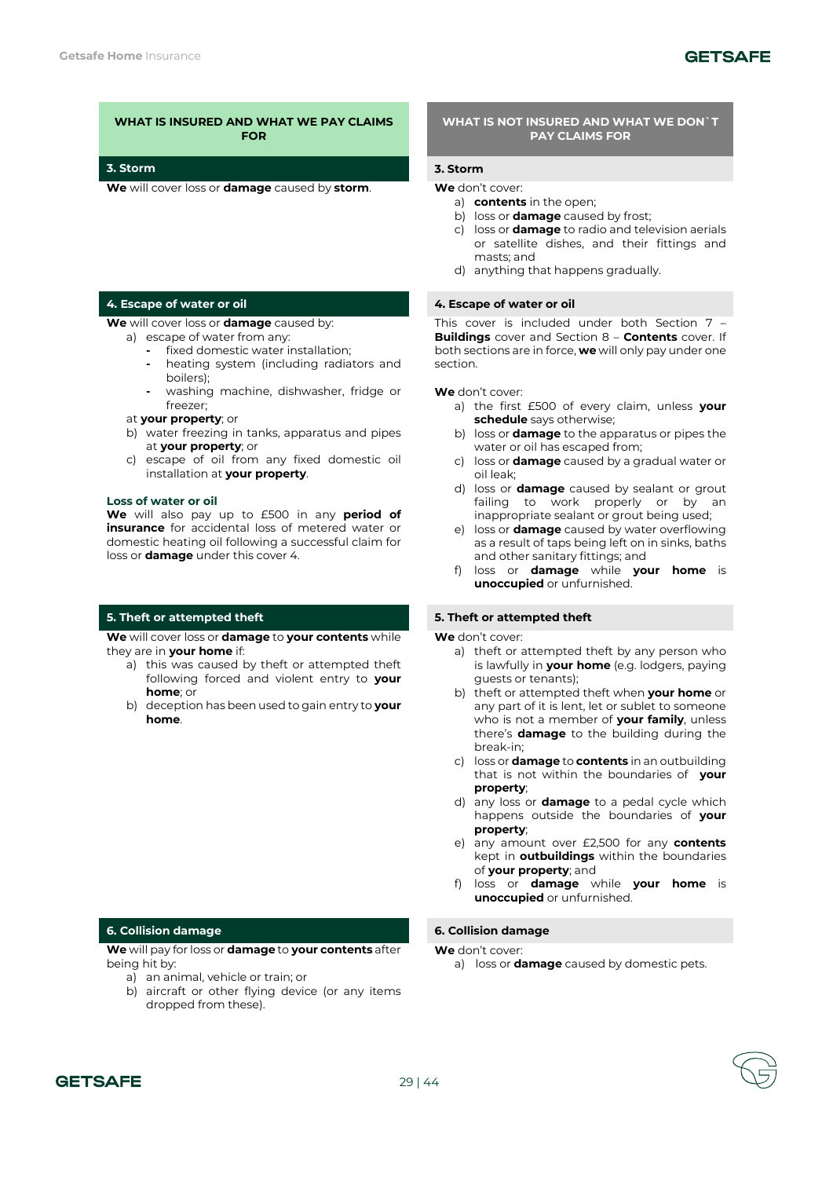**WHAT IS INSURED AND WHAT WE PAY CLAIMS FOR**

**WHAT IS NOT INSURED AND WHAT WE DON`T PAY CLAIMS FOR**

## 3. Storm

**What is insured**

**We** will cover loss or **damage** caused by **storm**.

**What is not insured**

**We** don't cover:

a) **contents** in the open;
b) loss or **damage** caused by frost;
c) loss or **damage** to radio and television aerials or satellite dishes, and their fittings and masts; and
d) anything that happens gradually.

## 4. Escape of water or oil

**What is insured**

**We** will cover loss or **damage** caused by:

a) escape of water from any:
   - fixed domestic water installation;
   - heating system (including radiators and boilers);
   - washing machine, dishwasher, fridge or freezer;

   at **your property**; or
b) water freezing in tanks, apparatus and pipes at **your property**; or
c) escape of oil from any fixed domestic oil installation at **your property**.

**Loss of water or oil**

**We** will also pay up to £500 in any **period of insurance** for accidental loss of metered water or domestic heating oil following a successful claim for loss or **damage** under this cover 4.

**What is not insured**

This cover is included under both Section 7 – **Buildings** cover and Section 8 – **Contents** cover. If both sections are in force, **we** will only pay under one section.

**We** don't cover:

a) the first £500 of every claim, unless **your schedule** says otherwise;
b) loss or **damage** to the apparatus or pipes the water or oil has escaped from;
c) loss or **damage** caused by a gradual water or oil leak;
d) loss or **damage** caused by sealant or grout failing to work properly or by an inappropriate sealant or grout being used;
e) loss or **damage** caused by water overflowing as a result of taps being left on in sinks, baths and other sanitary fittings; and
f) loss or **damage** while **your home** is **unoccupied** or unfurnished.

## 5. Theft or attempted theft

**What is insured**

**We** will cover loss or **damage** to **your contents** while they are in **your home** if:

a) this was caused by theft or attempted theft following forced and violent entry to **your home**; or
b) deception has been used to gain entry to **your home**.

**What is not insured**

**We** don't cover:

a) theft or attempted theft by any person who is lawfully in **your home** (e.g. lodgers, paying guests or tenants);
b) theft or attempted theft when **your home** or any part of it is lent, let or sublet to someone who is not a member of **your family**, unless there's **damage** to the building during the break-in;
c) loss or **damage** to **contents** in an outbuilding that is not within the boundaries of **your property**;
d) any loss or **damage** to a pedal cycle which happens outside the boundaries of **your property**;
e) any amount over £2,500 for any **contents** kept in **outbuildings** within the boundaries of **your property**; and
f) loss or **damage** while **your home** is **unoccupied** or unfurnished.

## 6. Collision damage

**What is insured**

**We** will pay for loss or **damage** to **your contents** after being hit by:

a) an animal, vehicle or train; or
b) aircraft or other flying device (or any items dropped from these).

**What is not insured**

**We** don't cover:

a) loss or **damage** caused by domestic pets.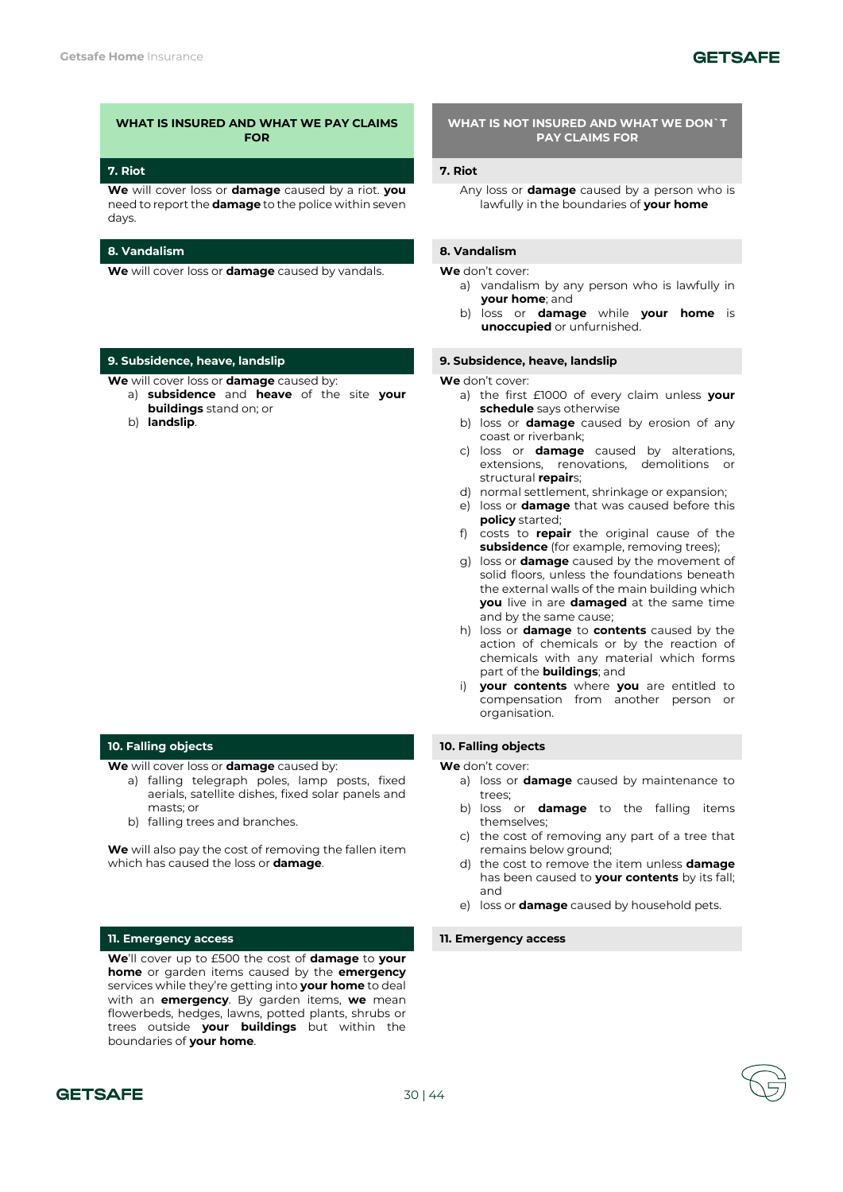| WHAT IS INSURED AND WHAT WE PAY CLAIMS FOR | WHAT IS NOT INSURED AND WHAT WE DON`T PAY CLAIMS FOR |
|---|---|
| **7. Riot** | **7. Riot** |
| **We** will cover loss or **damage** caused by a riot. **you** need to report the **damage** to the police within seven days. | Any loss or **damage** caused by a person who is lawfully in the boundaries of **your home** |
| **8. Vandalism** | **8. Vandalism** |
| **We** will cover loss or **damage** caused by vandals. | **We** don't cover:<br>a) vandalism by any person who is lawfully in **your home**; and<br>b) loss or **damage** while **your home** is **unoccupied** or unfurnished. |
| **9. Subsidence, heave, landslip** | **9. Subsidence, heave, landslip** |
| **We** will cover loss or **damage** caused by:<br>a) **subsidence** and **heave** of the site **your buildings** stand on; or<br>b) **landslip**. | **We** don't cover:<br>a) the first £1000 of every claim unless **your schedule** says otherwise<br>b) loss or **damage** caused by erosion of any coast or riverbank;<br>c) loss or **damage** caused by alterations, extensions, renovations, demolitions or structural **repair**s;<br>d) normal settlement, shrinkage or expansion;<br>e) loss or **damage** that was caused before this **policy** started;<br>f) costs to **repair** the original cause of the **subsidence** (for example, removing trees);<br>g) loss or **damage** caused by the movement of solid floors, unless the foundations beneath the external walls of the main building which **you** live in are **damaged** at the same time and by the same cause;<br>h) loss or **damage** to **contents** caused by the action of chemicals or by the reaction of chemicals with any material which forms part of the **buildings**; and<br>i) **your contents** where **you** are entitled to compensation from another person or organisation. |
| **10. Falling objects** | **10. Falling objects** |
| **We** will cover loss or **damage** caused by:<br>a) falling telegraph poles, lamp posts, fixed aerials, satellite dishes, fixed solar panels and masts; or<br>b) falling trees and branches.<br><br>**We** will also pay the cost of removing the fallen item which has caused the loss or **damage**. | **We** don't cover:<br>a) loss or **damage** caused by maintenance to trees;<br>b) loss or **damage** to the falling items themselves;<br>c) the cost of removing any part of a tree that remains below ground;<br>d) the cost to remove the item unless **damage** has been caused to **your contents** by its fall; and<br>e) loss or **damage** caused by household pets. |
| **11. Emergency access** | **11. Emergency access** |
| **We**'ll cover up to £500 the cost of **damage** to **your home** or garden items caused by the **emergency** services while they're getting into **your home** to deal with an **emergency**. By garden items, **we** mean flowerbeds, hedges, lawns, potted plants, shrubs or trees outside **your buildings** but within the boundaries of **your home**. | |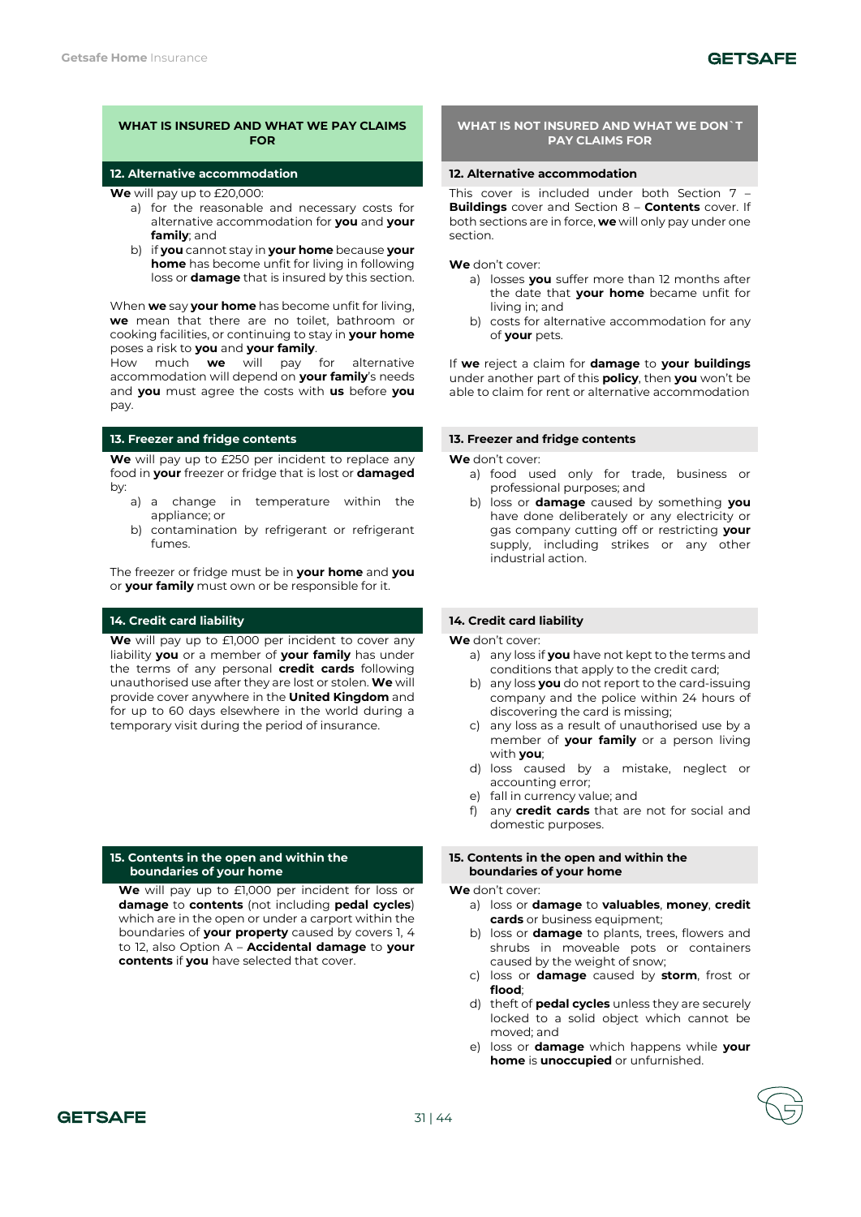| WHAT IS INSURED AND WHAT WE PAY CLAIMS FOR | WHAT IS NOT INSURED AND WHAT WE DON`T PAY CLAIMS FOR |
|---|---|

### 12. Alternative accommodation

**What is insured and what we pay claims for**

**We** will pay up to £20,000:

a) for the reasonable and necessary costs for alternative accommodation for **you** and **your family**; and
b) if **you** cannot stay in **your home** because **your home** has become unfit for living in following loss or **damage** that is insured by this section.

When **we** say **your home** has become unfit for living, **we** mean that there are no toilet, bathroom or cooking facilities, or continuing to stay in **your home** poses a risk to **you** and **your family**.
How much **we** will pay for alternative accommodation will depend on **your family**'s needs and **you** must agree the costs with **us** before **you** pay.

**What is not insured and what we don't pay claims for**

This cover is included under both Section 7 – **Buildings** cover and Section 8 – **Contents** cover. If both sections are in force, **we** will only pay under one section.

**We** don't cover:

a) losses **you** suffer more than 12 months after the date that **your home** became unfit for living in; and
b) costs for alternative accommodation for any of **your** pets.

If **we** reject a claim for **damage** to **your buildings** under another part of this **policy**, then **you** won't be able to claim for rent or alternative accommodation

### 13. Freezer and fridge contents

**What is insured and what we pay claims for**

**We** will pay up to £250 per incident to replace any food in **your** freezer or fridge that is lost or **damaged** by:

a) a change in temperature within the appliance; or
b) contamination by refrigerant or refrigerant fumes.

The freezer or fridge must be in **your home** and **you** or **your family** must own or be responsible for it.

**What is not insured and what we don't pay claims for**

**We** don't cover:

a) food used only for trade, business or professional purposes; and
b) loss or **damage** caused by something **you** have done deliberately or any electricity or gas company cutting off or restricting **your** supply, including strikes or any other industrial action.

### 14. Credit card liability

**What is insured and what we pay claims for**

**We** will pay up to £1,000 per incident to cover any liability **you** or a member of **your family** has under the terms of any personal **credit cards** following unauthorised use after they are lost or stolen. **We** will provide cover anywhere in the **United Kingdom** and for up to 60 days elsewhere in the world during a temporary visit during the period of insurance.

**What is not insured and what we don't pay claims for**

**We** don't cover:

a) any loss if **you** have not kept to the terms and conditions that apply to the credit card;
b) any loss **you** do not report to the card-issuing company and the police within 24 hours of discovering the card is missing;
c) any loss as a result of unauthorised use by a member of **your family** or a person living with **you**;
d) loss caused by a mistake, neglect or accounting error;
e) fall in currency value; and
f) any **credit cards** that are not for social and domestic purposes.

### 15. Contents in the open and within the boundaries of your home

**What is insured and what we pay claims for**

**We** will pay up to £1,000 per incident for loss or **damage** to **contents** (not including **pedal cycles**) which are in the open or under a carport within the boundaries of **your property** caused by covers 1, 4 to 12, also Option A – **Accidental damage** to **your contents** if **you** have selected that cover.

**What is not insured and what we don't pay claims for**

**We** don't cover:

a) loss or **damage** to **valuables**, **money**, **credit cards** or business equipment;
b) loss or **damage** to plants, trees, flowers and shrubs in moveable pots or containers caused by the weight of snow;
c) loss or **damage** caused by **storm**, frost or **flood**;
d) theft of **pedal cycles** unless they are securely locked to a solid object which cannot be moved; and
e) loss or **damage** which happens while **your home** is **unoccupied** or unfurnished.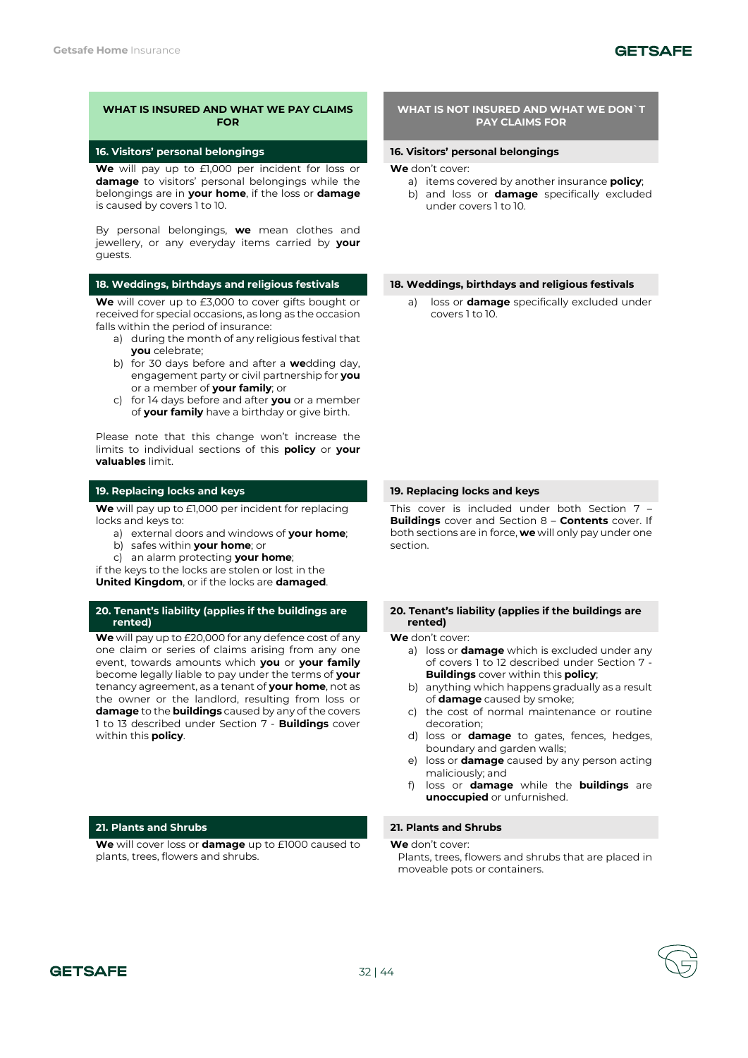| WHAT IS INSURED AND WHAT WE PAY CLAIMS FOR | WHAT IS NOT INSURED AND WHAT WE DON`T PAY CLAIMS FOR |
|---|---|

### 16. Visitors' personal belongings

**What is insured and what we pay claims for**

**We** will pay up to £1,000 per incident for loss or **damage** to visitors' personal belongings while the belongings are in **your home**, if the loss or **damage** is caused by covers 1 to 10.

By personal belongings, **we** mean clothes and jewellery, or any everyday items carried by **your** guests.

**What is not insured and what we don't pay claims for**

**We** don't cover:

a) items covered by another insurance **policy**;
b) and loss or **damage** specifically excluded under covers 1 to 10.

### 18. Weddings, birthdays and religious festivals

**What is insured and what we pay claims for**

**We** will cover up to £3,000 to cover gifts bought or received for special occasions, as long as the occasion falls within the period of insurance:

a) during the month of any religious festival that **you** celebrate;
b) for 30 days before and after a **we**dding day, engagement party or civil partnership for **you** or a member of **your family**; or
c) for 14 days before and after **you** or a member of **your family** have a birthday or give birth.

Please note that this change won't increase the limits to individual sections of this **policy** or **your valuables** limit.

**What is not insured and what we don't pay claims for**

a) loss or **damage** specifically excluded under covers 1 to 10.

### 19. Replacing locks and keys

**What is insured and what we pay claims for**

**We** will pay up to £1,000 per incident for replacing locks and keys to:

a) external doors and windows of **your home**;
b) safes within **your home**; or
c) an alarm protecting **your home**;

if the keys to the locks are stolen or lost in the **United Kingdom**, or if the locks are **damaged**.

**What is not insured and what we don't pay claims for**

This cover is included under both Section 7 – **Buildings** cover and Section 8 – **Contents** cover. If both sections are in force, **we** will only pay under one section.

### 20. Tenant's liability (applies if the buildings are rented)

**What is insured and what we pay claims for**

**We** will pay up to £20,000 for any defence cost of any one claim or series of claims arising from any one event, towards amounts which **you** or **your family** become legally liable to pay under the terms of **your** tenancy agreement, as a tenant of **your home**, not as the owner or the landlord, resulting from loss or **damage** to the **buildings** caused by any of the covers 1 to 13 described under Section 7 - **Buildings** cover within this **policy**.

**What is not insured and what we don't pay claims for**

**We** don't cover:

a) loss or **damage** which is excluded under any of covers 1 to 12 described under Section 7 - **Buildings** cover within this **policy**;
b) anything which happens gradually as a result of **damage** caused by smoke;
c) the cost of normal maintenance or routine decoration;
d) loss or **damage** to gates, fences, hedges, boundary and garden walls;
e) loss or **damage** caused by any person acting maliciously; and
f) loss or **damage** while the **buildings** are **unoccupied** or unfurnished.

### 21. Plants and Shrubs

**What is insured and what we pay claims for**

**We** will cover loss or **damage** up to £1000 caused to plants, trees, flowers and shrubs.

**What is not insured and what we don't pay claims for**

**We** don't cover:

Plants, trees, flowers and shrubs that are placed in moveable pots or containers.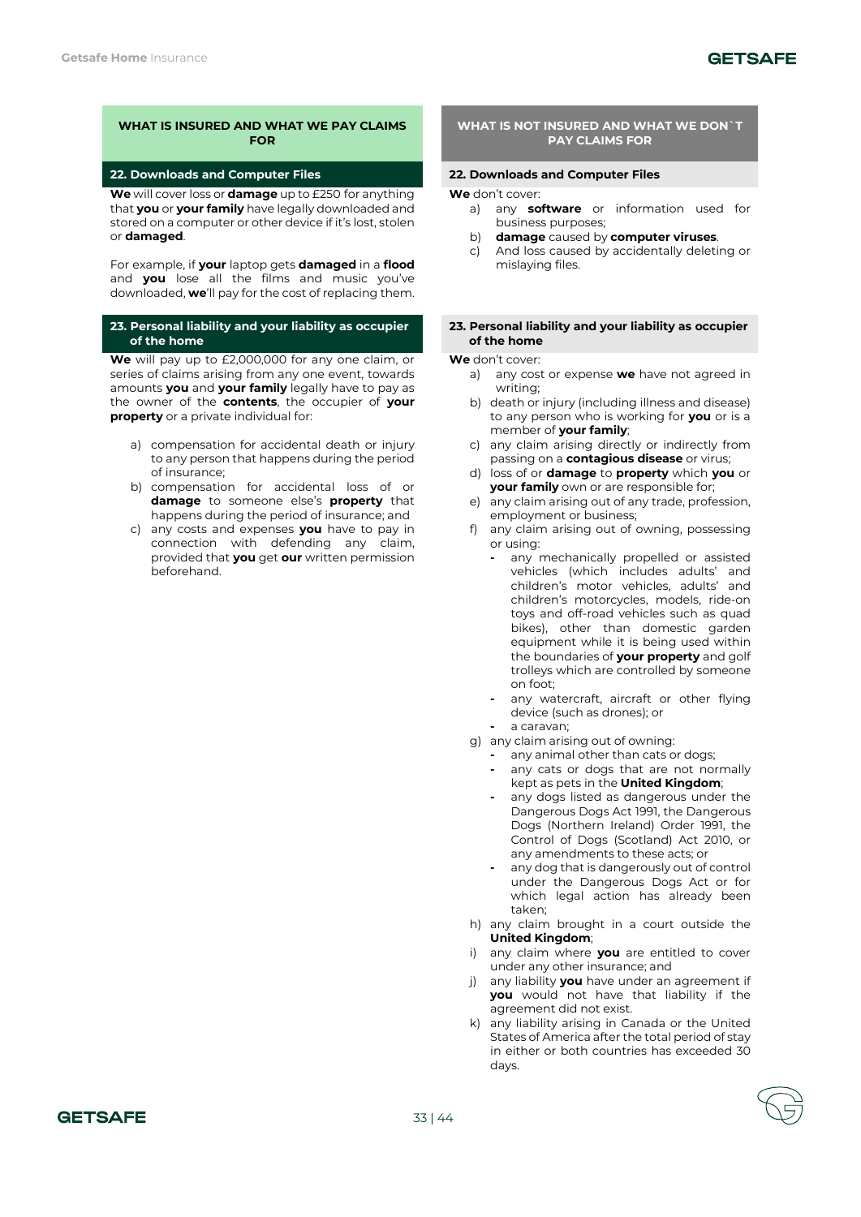## WHAT IS INSURED AND WHAT WE PAY CLAIMS FOR

### 22. Downloads and Computer Files

**We** will cover loss or **damage** up to £250 for anything that **you** or **your family** have legally downloaded and stored on a computer or other device if it's lost, stolen or **damaged**.

For example, if **your** laptop gets **damaged** in a **flood** and **you** lose all the films and music you've downloaded, **we**'ll pay for the cost of replacing them.

### 23. Personal liability and your liability as occupier of the home

**We** will pay up to £2,000,000 for any one claim, or series of claims arising from any one event, towards amounts **you** and **your family** legally have to pay as the owner of the **contents**, the occupier of **your property** or a private individual for:

a) compensation for accidental death or injury to any person that happens during the period of insurance;
b) compensation for accidental loss of or **damage** to someone else's **property** that happens during the period of insurance; and
c) any costs and expenses **you** have to pay in connection with defending any claim, provided that **you** get **our** written permission beforehand.

## WHAT IS NOT INSURED AND WHAT WE DON`T PAY CLAIMS FOR

### 22. Downloads and Computer Files

**We** don't cover:

a) any **software** or information used for business purposes;
b) **damage** caused by **computer viruses**.
c) And loss caused by accidentally deleting or mislaying files.

### 23. Personal liability and your liability as occupier of the home

**We** don't cover:

a) any cost or expense **we** have not agreed in writing;
b) death or injury (including illness and disease) to any person who is working for **you** or is a member of **your family**;
c) any claim arising directly or indirectly from passing on a **contagious disease** or virus;
d) loss of or **damage** to **property** which **you** or **your family** own or are responsible for;
e) any claim arising out of any trade, profession, employment or business;
f) any claim arising out of owning, possessing or using:
    - any mechanically propelled or assisted vehicles (which includes adults' and children's motor vehicles, adults' and children's motorcycles, models, ride-on toys and off-road vehicles such as quad bikes), other than domestic garden equipment while it is being used within the boundaries of **your property** and golf trolleys which are controlled by someone on foot;
    - any watercraft, aircraft or other flying device (such as drones); or
    - a caravan;
g) any claim arising out of owning:
    - any animal other than cats or dogs;
    - any cats or dogs that are not normally kept as pets in the **United Kingdom**;
    - any dogs listed as dangerous under the Dangerous Dogs Act 1991, the Dangerous Dogs (Northern Ireland) Order 1991, the Control of Dogs (Scotland) Act 2010, or any amendments to these acts; or
    - any dog that is dangerously out of control under the Dangerous Dogs Act or for which legal action has already been taken;
h) any claim brought in a court outside the **United Kingdom**;
i) any claim where **you** are entitled to cover under any other insurance; and
j) any liability **you** have under an agreement if **you** would not have that liability if the agreement did not exist.
k) any liability arising in Canada or the United States of America after the total period of stay in either or both countries has exceeded 30 days.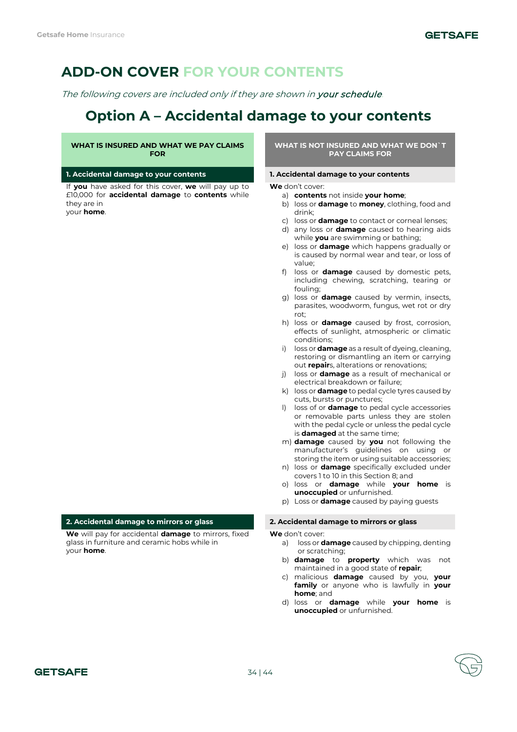# ADD-ON COVER FOR YOUR CONTENTS

*The following covers are included only if they are shown in **your schedule**.*

## Option A – Accidental damage to your contents

| WHAT IS INSURED AND WHAT WE PAY CLAIMS FOR | WHAT IS NOT INSURED AND WHAT WE DON`T PAY CLAIMS FOR |
|---|---|
| **1. Accidental damage to your contents** | **1. Accidental damage to your contents** |
| If **you** have asked for this cover, **we** will pay up to £10,000 for **accidental damage** to **contents** while they are in your **home**. | **We** don't cover:<br>a) **contents** not inside **your home**;<br>b) loss or **damage** to **money**, clothing, food and drink;<br>c) loss or **damage** to contact or corneal lenses;<br>d) any loss or **damage** caused to hearing aids while **you** are swimming or bathing;<br>e) loss or **damage** which happens gradually or is caused by normal wear and tear, or loss of value;<br>f) loss or **damage** caused by domestic pets, including chewing, scratching, tearing or fouling;<br>g) loss or **damage** caused by vermin, insects, parasites, woodworm, fungus, wet rot or dry rot;<br>h) loss or **damage** caused by frost, corrosion, effects of sunlight, atmospheric or climatic conditions;<br>i) loss or **damage** as a result of dyeing, cleaning, restoring or dismantling an item or carrying out **repair**s, alterations or renovations;<br>j) loss or **damage** as a result of mechanical or electrical breakdown or failure;<br>k) loss or **damage** to pedal cycle tyres caused by cuts, bursts or punctures;<br>l) loss of or **damage** to pedal cycle accessories or removable parts unless they are stolen with the pedal cycle or unless the pedal cycle is **damaged** at the same time;<br>m) **damage** caused by **you** not following the manufacturer's guidelines on using or storing the item or using suitable accessories;<br>n) loss or **damage** specifically excluded under covers 1 to 10 in this Section 8; and<br>o) loss or **damage** while **your home** is **unoccupied** or unfurnished.<br>p) Loss or **damage** caused by paying guests |
| **2. Accidental damage to mirrors or glass** | **2. Accidental damage to mirrors or glass** |
| **We** will pay for accidental **damage** to mirrors, fixed glass in furniture and ceramic hobs while in your **home**. | **We** don't cover:<br>a) loss or **damage** caused by chipping, denting or scratching;<br>b) **damage** to **property** which was not maintained in a good state of **repair**;<br>c) malicious **damage** caused by you, **your family** or anyone who is lawfully in **your home**; and<br>d) loss or **damage** while **your home** is **unoccupied** or unfurnished. |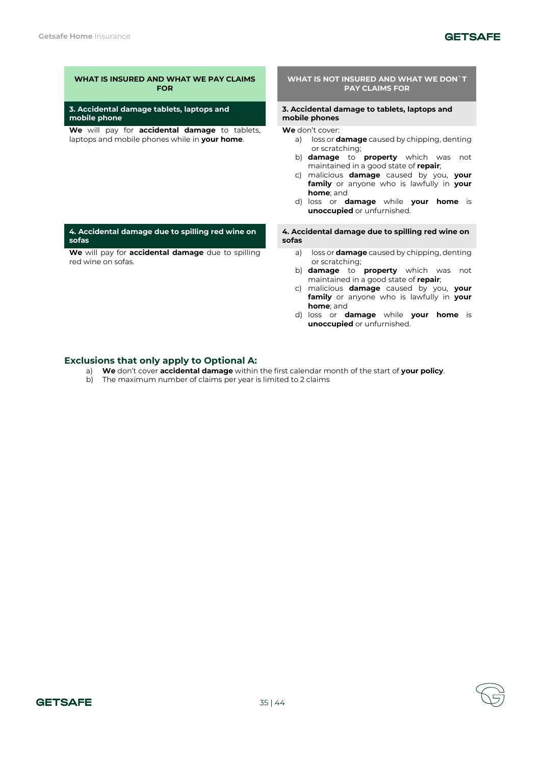| WHAT IS INSURED AND WHAT WE PAY CLAIMS FOR | WHAT IS NOT INSURED AND WHAT WE DON`T PAY CLAIMS FOR |
| --- | --- |
| **3. Accidental damage tablets, laptops and mobile phone** | **3. Accidental damage to tablets, laptops and mobile phones** |
| **We** will pay for **accidental damage** to tablets, laptops and mobile phones while in **your home**. | **We** don't cover:<br>a) loss or **damage** caused by chipping, denting or scratching;<br>b) **damage** to **property** which was not maintained in a good state of **repair**;<br>c) malicious **damage** caused by you, **your family** or anyone who is lawfully in **your home**; and<br>d) loss or **damage** while **your home** is **unoccupied** or unfurnished. |
| **4. Accidental damage due to spilling red wine on sofas** | **4. Accidental damage due to spilling red wine on sofas** |
| **We** will pay for **accidental damage** due to spilling red wine on sofas. | a) loss or **damage** caused by chipping, denting or scratching;<br>b) **damage** to **property** which was not maintained in a good state of **repair**;<br>c) malicious **damage** caused by you, **your family** or anyone who is lawfully in **your home**; and<br>d) loss or **damage** while **your home** is **unoccupied** or unfurnished. |

### Exclusions that only apply to Optional A:

a) **We** don't cover **accidental damage** within the first calendar month of the start of **your policy**.
b) The maximum number of claims per year is limited to 2 claims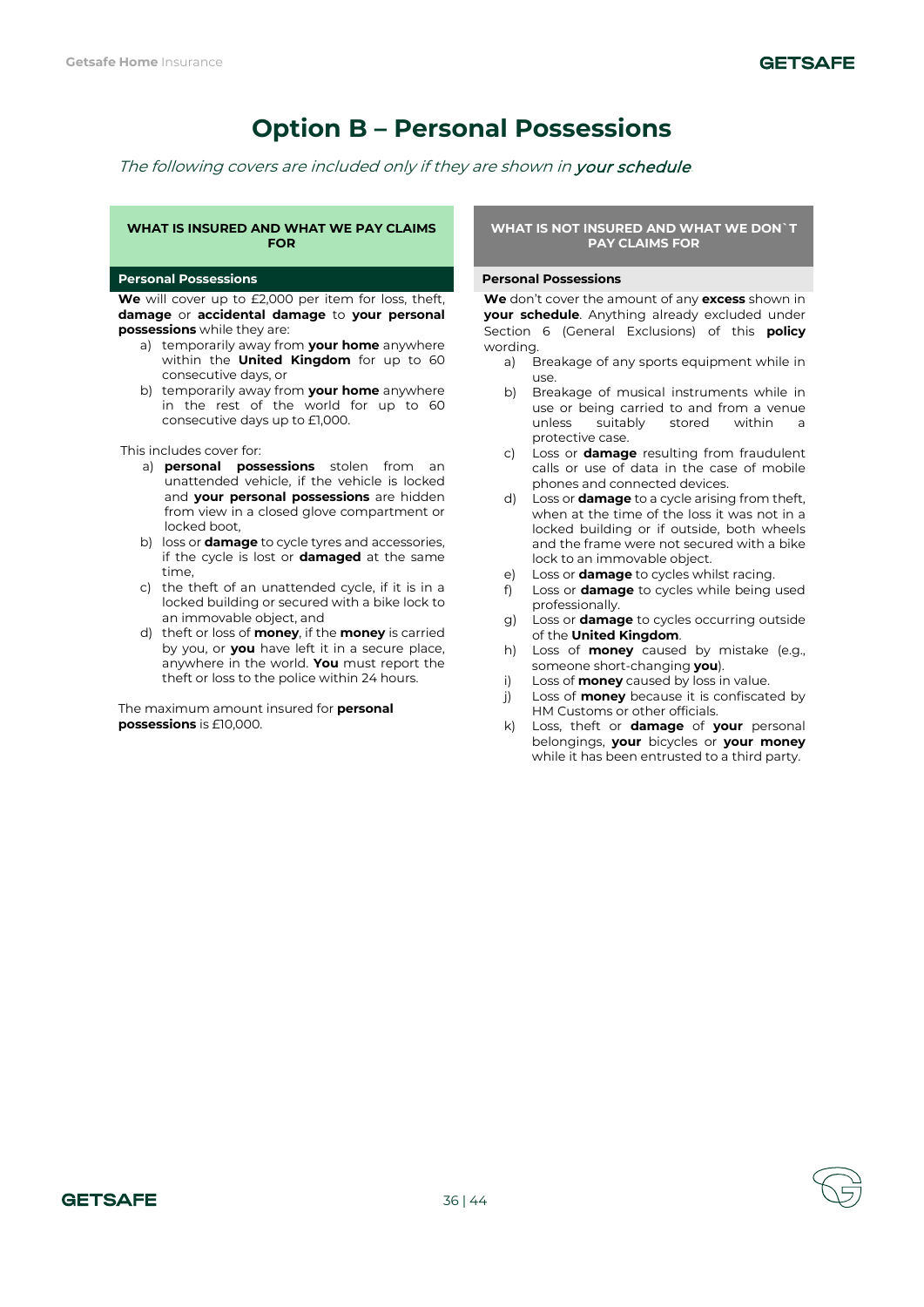# Option B – Personal Possessions

*The following covers are included only if they are shown in **your schedule***

## WHAT IS INSURED AND WHAT WE PAY CLAIMS FOR

### Personal Possessions

**We** will cover up to £2,000 per item for loss, theft, **damage** or **accidental damage** to **your personal possessions** while they are:

a) temporarily away from **your home** anywhere within the **United Kingdom** for up to 60 consecutive days, or
b) temporarily away from **your home** anywhere in the rest of the world for up to 60 consecutive days up to £1,000.

This includes cover for:

a) **personal possessions** stolen from an unattended vehicle, if the vehicle is locked and **your personal possessions** are hidden from view in a closed glove compartment or locked boot,
b) loss or **damage** to cycle tyres and accessories, if the cycle is lost or **damaged** at the same time,
c) the theft of an unattended cycle, if it is in a locked building or secured with a bike lock to an immovable object, and
d) theft or loss of **money**, if the **money** is carried by you, or **you** have left it in a secure place, anywhere in the world. **You** must report the theft or loss to the police within 24 hours.

The maximum amount insured for **personal possessions** is £10,000.

## WHAT IS NOT INSURED AND WHAT WE DON`T PAY CLAIMS FOR

### Personal Possessions

**We** don't cover the amount of any **excess** shown in **your schedule**. Anything already excluded under Section 6 (General Exclusions) of this **policy** wording.

a) Breakage of any sports equipment while in use.
b) Breakage of musical instruments while in use or being carried to and from a venue unless suitably stored within a protective case.
c) Loss or **damage** resulting from fraudulent calls or use of data in the case of mobile phones and connected devices.
d) Loss or **damage** to a cycle arising from theft, when at the time of the loss it was not in a locked building or if outside, both wheels and the frame were not secured with a bike lock to an immovable object.
e) Loss or **damage** to cycles whilst racing.
f) Loss or **damage** to cycles while being used professionally.
g) Loss or **damage** to cycles occurring outside of the **United Kingdom**.
h) Loss of **money** caused by mistake (e.g., someone short-changing **you**).
i) Loss of **money** caused by loss in value.
j) Loss of **money** because it is confiscated by HM Customs or other officials.
k) Loss, theft or **damage** of **your** personal belongings, **your** bicycles or **your money** while it has been entrusted to a third party.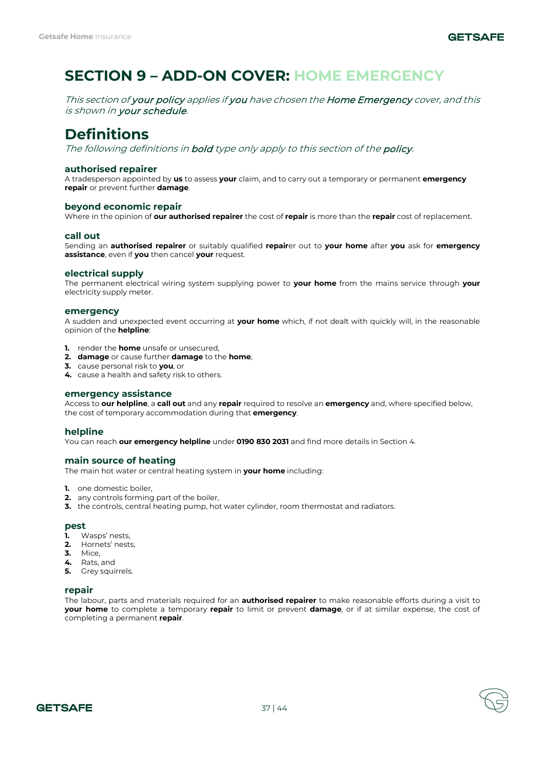# SECTION 9 – ADD-ON COVER: HOME EMERGENCY

*This section of **your policy** applies if **you** have chosen the **Home Emergency** cover, and this is shown in **your schedule**.*

## Definitions

*The following definitions in **bold** type only apply to this section of the **policy**.*

### authorised repairer

A tradesperson appointed by **us** to assess **your** claim, and to carry out a temporary or permanent **emergency repair** or prevent further **damage**.

### beyond economic repair

Where in the opinion of **our authorised repairer** the cost of **repair** is more than the **repair** cost of replacement.

### call out

Sending an **authorised repairer** or suitably qualified **repair**er out to **your home** after **you** ask for **emergency assistance**, even if **you** then cancel **your** request.

### electrical supply

The permanent electrical wiring system supplying power to **your home** from the mains service through **your** electricity supply meter.

### emergency

A sudden and unexpected event occurring at **your home** which, if not dealt with quickly will, in the reasonable opinion of the **helpline**:

1. render the **home** unsafe or unsecured,
2. **damage** or cause further **damage** to the **home**,
3. cause personal risk to **you**, or
4. cause a health and safety risk to others.

### emergency assistance

Access to **our helpline**, a **call out** and any **repair** required to resolve an **emergency** and, where specified below, the cost of temporary accommodation during that **emergency**.

### helpline

You can reach **our emergency helpline** under **0190 830 2031** and find more details in Section 4.

### main source of heating

The main hot water or central heating system in **your home** including:

1. one domestic boiler,
2. any controls forming part of the boiler,
3. the controls, central heating pump, hot water cylinder, room thermostat and radiators.

### pest

1. Wasps' nests,
2. Hornets' nests,
3. Mice,
4. Rats, and
5. Grey squirrels.

### repair

The labour, parts and materials required for an **authorised repairer** to make reasonable efforts during a visit to **your home** to complete a temporary **repair** to limit or prevent **damage**, or if at similar expense, the cost of completing a permanent **repair**.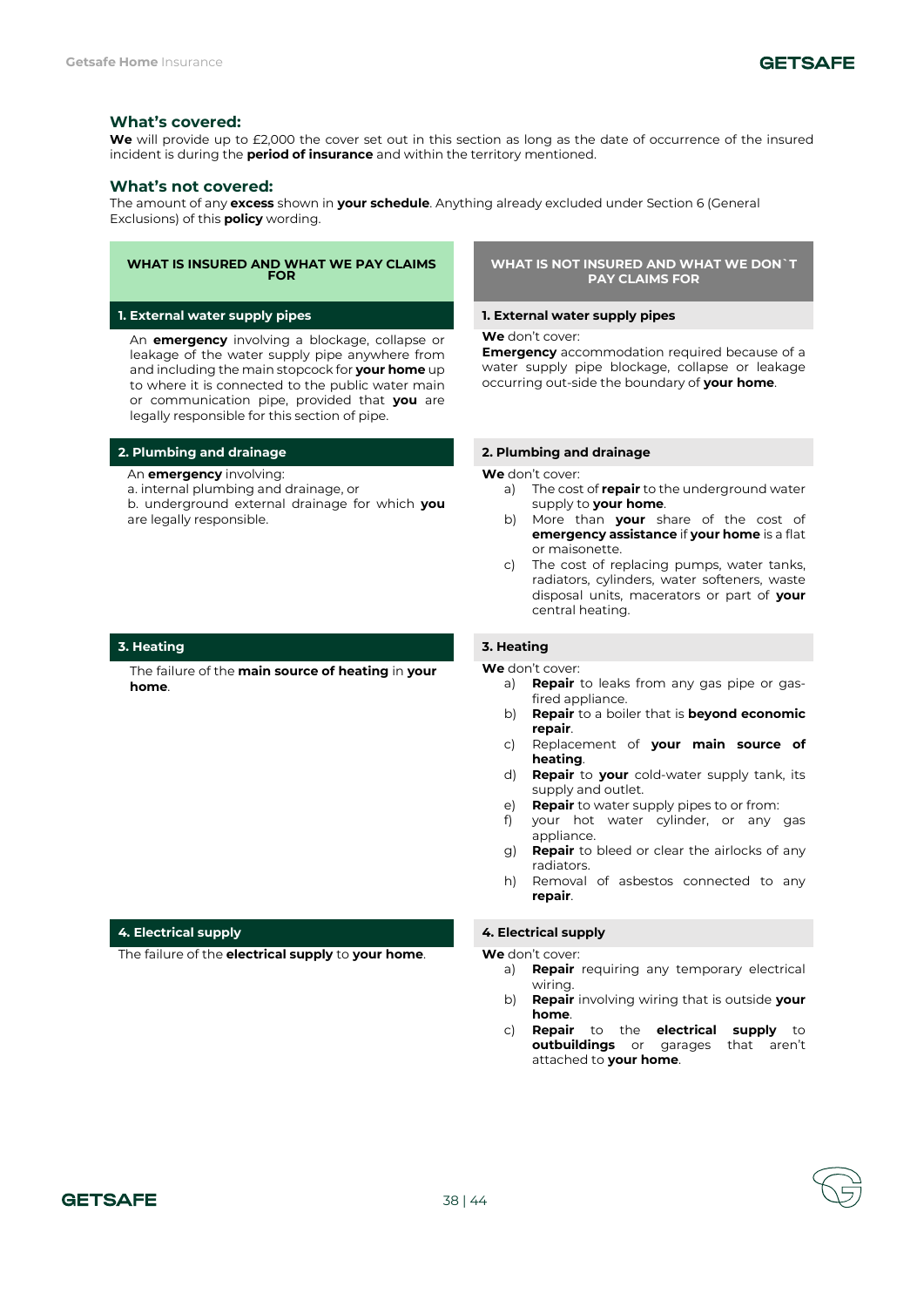## What's covered:

**We** will provide up to £2,000 the cover set out in this section as long as the date of occurrence of the insured incident is during the **period of insurance** and within the territory mentioned.

## What's not covered:

The amount of any **excess** shown in **your schedule**. Anything already excluded under Section 6 (General Exclusions) of this **policy** wording.

| WHAT IS INSURED AND WHAT WE PAY CLAIMS FOR | WHAT IS NOT INSURED AND WHAT WE DON`T PAY CLAIMS FOR |
|---|---|
| **1. External water supply pipes** | **1. External water supply pipes** |
| An **emergency** involving a blockage, collapse or leakage of the water supply pipe anywhere from and including the main stopcock for **your home** up to where it is connected to the public water main or communication pipe, provided that **you** are legally responsible for this section of pipe. | **We** don't cover:<br>**Emergency** accommodation required because of a water supply pipe blockage, collapse or leakage occurring out-side the boundary of **your home**. |
| **2. Plumbing and drainage** | **2. Plumbing and drainage** |
| An **emergency** involving:<br>a. internal plumbing and drainage, or<br>b. underground external drainage for which **you** are legally responsible. | **We** don't cover:<br>a) The cost of **repair** to the underground water supply to **your home**.<br>b) More than **your** share of the cost of **emergency assistance** if **your home** is a flat or maisonette.<br>c) The cost of replacing pumps, water tanks, radiators, cylinders, water softeners, waste disposal units, macerators or part of **your** central heating. |
| **3. Heating** | **3. Heating** |
| The failure of the **main source of heating** in **your home**. | **We** don't cover:<br>a) **Repair** to leaks from any gas pipe or gas-fired appliance.<br>b) **Repair** to a boiler that is **beyond economic repair**.<br>c) Replacement of **your main source of heating**.<br>d) **Repair** to **your** cold-water supply tank, its supply and outlet.<br>e) **Repair** to water supply pipes to or from:<br>f) your hot water cylinder, or any gas appliance.<br>g) **Repair** to bleed or clear the airlocks of any radiators.<br>h) Removal of asbestos connected to any **repair**. |
| **4. Electrical supply** | **4. Electrical supply** |
| The failure of the **electrical supply** to **your home**. | **We** don't cover:<br>a) **Repair** requiring any temporary electrical wiring.<br>b) **Repair** involving wiring that is outside **your home**.<br>c) **Repair** to the **electrical supply** to **outbuildings** or garages that aren't attached to **your home**. |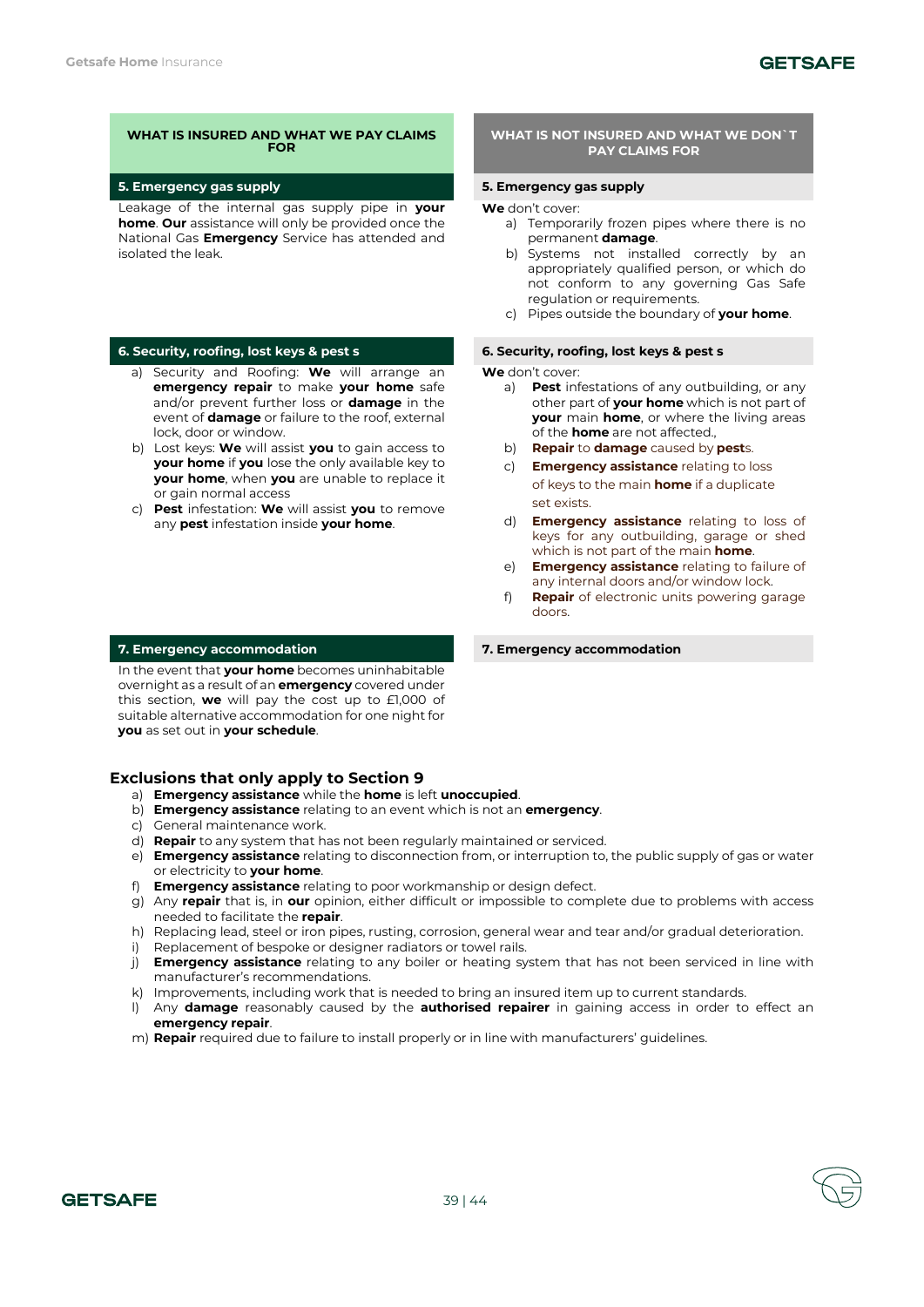| WHAT IS INSURED AND WHAT WE PAY CLAIMS FOR | WHAT IS NOT INSURED AND WHAT WE DON`T PAY CLAIMS FOR |
|---|---|
| **5. Emergency gas supply** | **5. Emergency gas supply** |
| Leakage of the internal gas supply pipe in **your home**. **Our** assistance will only be provided once the National Gas **Emergency** Service has attended and isolated the leak. | **We** don't cover:<br>a) Temporarily frozen pipes where there is no permanent **damage**.<br>b) Systems not installed correctly by an appropriately qualified person, or which do not conform to any governing Gas Safe regulation or requirements.<br>c) Pipes outside the boundary of **your home**. |
| **6. Security, roofing, lost keys & pest s** | **6. Security, roofing, lost keys & pest s** |
| a) Security and Roofing: **We** will arrange an **emergency repair** to make **your home** safe and/or prevent further loss or **damage** in the event of **damage** or failure to the roof, external lock, door or window.<br>b) Lost keys: **We** will assist **you** to gain access to **your home** if **you** lose the only available key to **your home**, when **you** are unable to replace it or gain normal access<br>c) **Pest** infestation: **We** will assist **you** to remove any **pest** infestation inside **your home**. | **We** don't cover:<br>a) **Pest** infestations of any outbuilding, or any other part of **your home** which is not part of **your** main **home**, or where the living areas of the **home** are not affected.,<br>b) **Repair** to **damage** caused by **pest**s.<br>c) **Emergency assistance** relating to loss of keys to the main **home** if a duplicate set exists.<br>d) **Emergency assistance** relating to loss of keys for any outbuilding, garage or shed which is not part of the main **home**.<br>e) **Emergency assistance** relating to failure of any internal doors and/or window lock.<br>f) **Repair** of electronic units powering garage doors. |
| **7. Emergency accommodation** | **7. Emergency accommodation** |
| In the event that **your home** becomes uninhabitable overnight as a result of an **emergency** covered under this section, **we** will pay the cost up to £1,000 of suitable alternative accommodation for one night for **you** as set out in **your schedule**. | |

## Exclusions that only apply to Section 9

a) **Emergency assistance** while the **home** is left **unoccupied**.
b) **Emergency assistance** relating to an event which is not an **emergency**.
c) General maintenance work.
d) **Repair** to any system that has not been regularly maintained or serviced.
e) **Emergency assistance** relating to disconnection from, or interruption to, the public supply of gas or water or electricity to **your home**.
f) **Emergency assistance** relating to poor workmanship or design defect.
g) Any **repair** that is, in **our** opinion, either difficult or impossible to complete due to problems with access needed to facilitate the **repair**.
h) Replacing lead, steel or iron pipes, rusting, corrosion, general wear and tear and/or gradual deterioration.
i) Replacement of bespoke or designer radiators or towel rails.
j) **Emergency assistance** relating to any boiler or heating system that has not been serviced in line with manufacturer's recommendations.
k) Improvements, including work that is needed to bring an insured item up to current standards.
l) Any **damage** reasonably caused by the **authorised repairer** in gaining access in order to effect an **emergency repair**.
m) **Repair** required due to failure to install properly or in line with manufacturers' guidelines.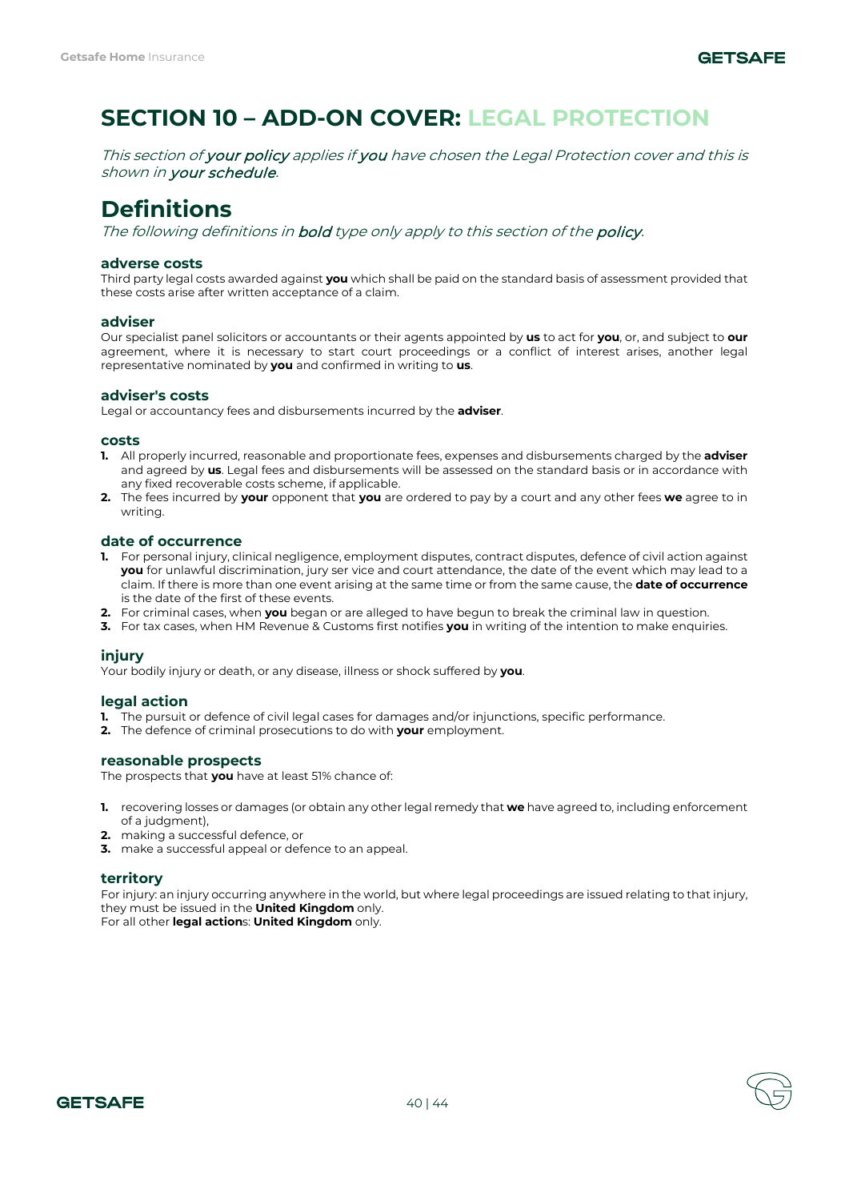# SECTION 10 – ADD-ON COVER: LEGAL PROTECTION

*This section of **your policy** applies if **you** have chosen the Legal Protection cover and this is shown in **your schedule**.*

## Definitions

*The following definitions in **bold** type only apply to this section of the **policy**.*

### adverse costs

Third party legal costs awarded against **you** which shall be paid on the standard basis of assessment provided that these costs arise after written acceptance of a claim.

### adviser

Our specialist panel solicitors or accountants or their agents appointed by **us** to act for **you**, or, and subject to **our** agreement, where it is necessary to start court proceedings or a conflict of interest arises, another legal representative nominated by **you** and confirmed in writing to **us**.

### adviser's costs

Legal or accountancy fees and disbursements incurred by the **adviser**.

### costs

1. All properly incurred, reasonable and proportionate fees, expenses and disbursements charged by the **adviser** and agreed by **us**. Legal fees and disbursements will be assessed on the standard basis or in accordance with any fixed recoverable costs scheme, if applicable.
2. The fees incurred by **your** opponent that **you** are ordered to pay by a court and any other fees **we** agree to in writing.

### date of occurrence

1. For personal injury, clinical negligence, employment disputes, contract disputes, defence of civil action against **you** for unlawful discrimination, jury ser vice and court attendance, the date of the event which may lead to a claim. If there is more than one event arising at the same time or from the same cause, the **date of occurrence** is the date of the first of these events.
2. For criminal cases, when **you** began or are alleged to have begun to break the criminal law in question.
3. For tax cases, when HM Revenue & Customs first notifies **you** in writing of the intention to make enquiries.

### injury

Your bodily injury or death, or any disease, illness or shock suffered by **you**.

### legal action

1. The pursuit or defence of civil legal cases for damages and/or injunctions, specific performance.
2. The defence of criminal prosecutions to do with **your** employment.

### reasonable prospects

The prospects that **you** have at least 51% chance of:

1. recovering losses or damages (or obtain any other legal remedy that **we** have agreed to, including enforcement of a judgment),
2. making a successful defence, or
3. make a successful appeal or defence to an appeal.

### territory

For injury: an injury occurring anywhere in the world, but where legal proceedings are issued relating to that injury, they must be issued in the **United Kingdom** only.
For all other **legal action**s: **United Kingdom** only.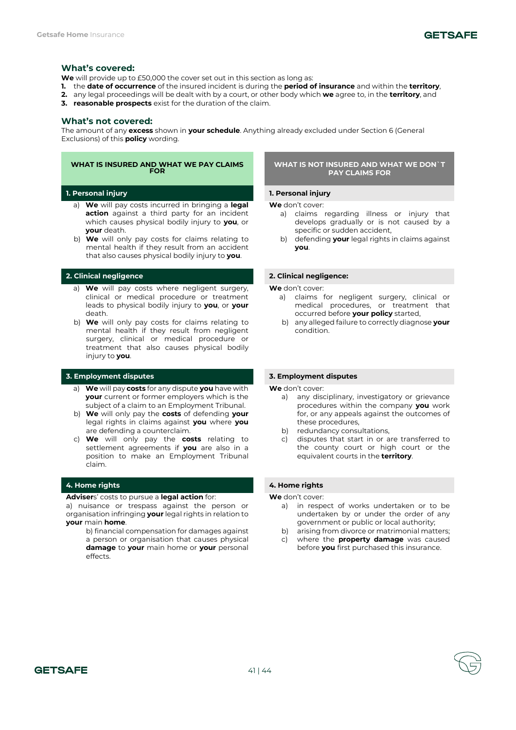## What's covered:

**We** will provide up to £50,000 the cover set out in this section as long as:

1. the **date of occurrence** of the insured incident is during the **period of insurance** and within the **territory**,
2. any legal proceedings will be dealt with by a court, or other body which **we** agree to, in the **territory**, and
3. **reasonable prospects** exist for the duration of the claim.

## What's not covered:

The amount of any **excess** shown in **your schedule**. Anything already excluded under Section 6 (General Exclusions) of this **policy** wording.

| WHAT IS INSURED AND WHAT WE PAY CLAIMS FOR | WHAT IS NOT INSURED AND WHAT WE DON`T PAY CLAIMS FOR |
|---|---|
| **1. Personal injury** | **1. Personal injury** |
| a) **We** will pay costs incurred in bringing a **legal action** against a third party for an incident which causes physical bodily injury to **you**, or **your** death.<br>b) **We** will only pay costs for claims relating to mental health if they result from an accident that also causes physical bodily injury to **you**. | **We** don't cover:<br>a) claims regarding illness or injury that develops gradually or is not caused by a specific or sudden accident,<br>b) defending **your** legal rights in claims against **you**. |
| **2. Clinical negligence** | **2. Clinical negligence:** |
| a) **We** will pay costs where negligent surgery, clinical or medical procedure or treatment leads to physical bodily injury to **you**, or **your** death.<br>b) **We** will only pay costs for claims relating to mental health if they result from negligent surgery, clinical or medical procedure or treatment that also causes physical bodily injury to **you**. | **We** don't cover:<br>a) claims for negligent surgery, clinical or medical procedures, or treatment that occurred before **your policy** started,<br>b) any alleged failure to correctly diagnose **your** condition. |
| **3. Employment disputes** | **3. Employment disputes** |
| a) **We** will pay **costs** for any dispute **you** have with **your** current or former employers which is the subject of a claim to an Employment Tribunal.<br>b) **We** will only pay the **costs** of defending **your** legal rights in claims against **you** where **you** are defending a counterclaim.<br>c) **We** will only pay the **costs** relating to settlement agreements if **you** are also in a position to make an Employment Tribunal claim. | **We** don't cover:<br>a) any disciplinary, investigatory or grievance procedures within the company **you** work for, or any appeals against the outcomes of these procedures,<br>b) redundancy consultations,<br>c) disputes that start in or are transferred to the county court or high court or the equivalent courts in the **territory**. |
| **4. Home rights** | **4. Home rights** |
| **Adviser**s' costs to pursue a **legal action** for:<br>a) nuisance or trespass against the person or organisation infringing **your** legal rights in relation to **your** main **home**.<br>b) financial compensation for damages against a person or organisation that causes physical **damage** to **your** main home or **your** personal effects. | **We** don't cover:<br>a) in respect of works undertaken or to be undertaken by or under the order of any government or public or local authority;<br>b) arising from divorce or matrimonial matters;<br>c) where the **property damage** was caused before **you** first purchased this insurance. |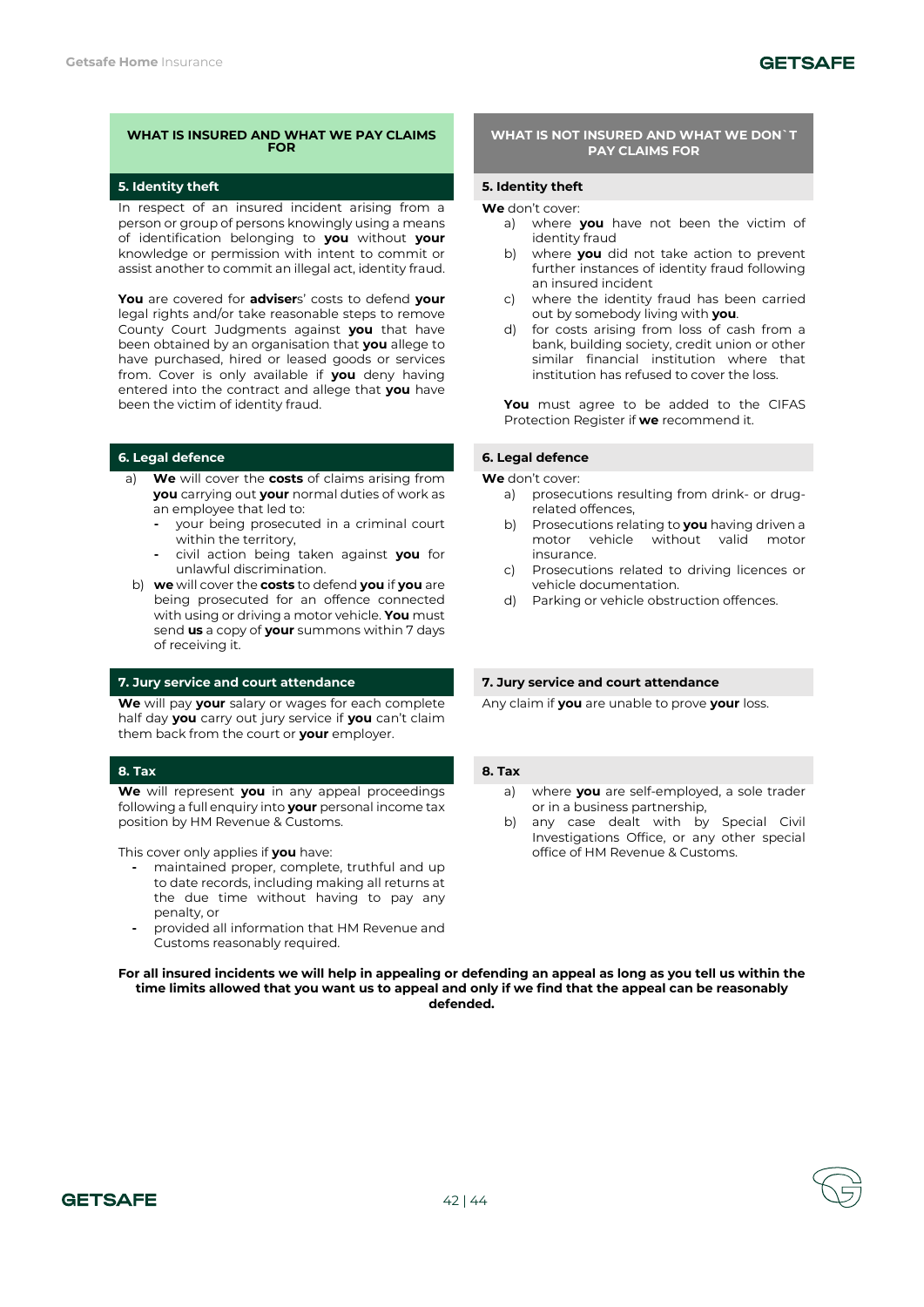| WHAT IS INSURED AND WHAT WE PAY CLAIMS FOR | WHAT IS NOT INSURED AND WHAT WE DON`T PAY CLAIMS FOR |
|---|---|
| **5. Identity theft** | **5. Identity theft** |
| In respect of an insured incident arising from a person or group of persons knowingly using a means of identification belonging to **you** without **your** knowledge or permission with intent to commit or assist another to commit an illegal act, identity fraud.<br><br>**You** are covered for **adviser**s' costs to defend **your** legal rights and/or take reasonable steps to remove County Court Judgments against **you** that have been obtained by an organisation that **you** allege to have purchased, hired or leased goods or services from. Cover is only available if **you** deny having entered into the contract and allege that **you** have been the victim of identity fraud. | **We** don't cover:<br>a) where **you** have not been the victim of identity fraud<br>b) where **you** did not take action to prevent further instances of identity fraud following an insured incident<br>c) where the identity fraud has been carried out by somebody living with **you**.<br>d) for costs arising from loss of cash from a bank, building society, credit union or other similar financial institution where that institution has refused to cover the loss.<br><br>**You** must agree to be added to the CIFAS Protection Register if **we** recommend it. |
| **6. Legal defence** | **6. Legal defence** |
| a) **We** will cover the **costs** of claims arising from **you** carrying out **your** normal duties of work as an employee that led to:<br>- your being prosecuted in a criminal court within the territory,<br>- civil action being taken against **you** for unlawful discrimination.<br>b) **we** will cover the **costs** to defend **you** if **you** are being prosecuted for an offence connected with using or driving a motor vehicle. **You** must send **us** a copy of **your** summons within 7 days of receiving it. | **We** don't cover:<br>a) prosecutions resulting from drink- or drug-related offences,<br>b) Prosecutions relating to **you** having driven a motor vehicle without valid motor insurance.<br>c) Prosecutions related to driving licences or vehicle documentation.<br>d) Parking or vehicle obstruction offences. |
| **7. Jury service and court attendance** | **7. Jury service and court attendance** |
| **We** will pay **your** salary or wages for each complete half day **you** carry out jury service if **you** can't claim them back from the court or **your** employer. | Any claim if **you** are unable to prove **your** loss. |
| **8. Tax** | **8. Tax** |
| **We** will represent **you** in any appeal proceedings following a full enquiry into **your** personal income tax position by HM Revenue & Customs.<br><br>This cover only applies if **you** have:<br>- maintained proper, complete, truthful and up to date records, including making all returns at the due time without having to pay any penalty, or<br>- provided all information that HM Revenue and Customs reasonably required. | a) where **you** are self-employed, a sole trader or in a business partnership,<br>b) any case dealt with by Special Civil Investigations Office, or any other special office of HM Revenue & Customs. |

**For all insured incidents we will help in appealing or defending an appeal as long as you tell us within the time limits allowed that you want us to appeal and only if we find that the appeal can be reasonably defended.**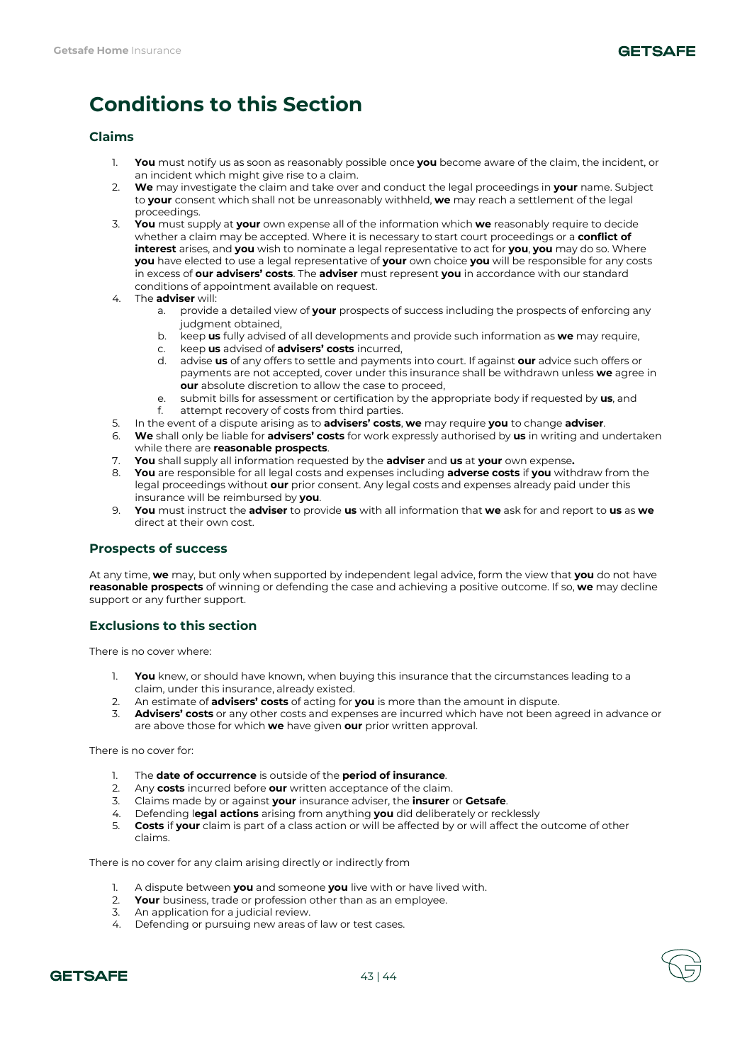# Conditions to this Section

## Claims

1. **You** must notify us as soon as reasonably possible once **you** become aware of the claim, the incident, or an incident which might give rise to a claim.
2. **We** may investigate the claim and take over and conduct the legal proceedings in **your** name. Subject to **your** consent which shall not be unreasonably withheld, **we** may reach a settlement of the legal proceedings.
3. **You** must supply at **your** own expense all of the information which **we** reasonably require to decide whether a claim may be accepted. Where it is necessary to start court proceedings or a **conflict of interest** arises, and **you** wish to nominate a legal representative to act for **you**, **you** may do so. Where **you** have elected to use a legal representative of **your** own choice **you** will be responsible for any costs in excess of **our advisers' costs**. The **adviser** must represent **you** in accordance with our standard conditions of appointment available on request.
4. The **adviser** will:
   a. provide a detailed view of **your** prospects of success including the prospects of enforcing any judgment obtained,
   b. keep **us** fully advised of all developments and provide such information as **we** may require,
   c. keep **us** advised of **advisers' costs** incurred,
   d. advise **us** of any offers to settle and payments into court. If against **our** advice such offers or payments are not accepted, cover under this insurance shall be withdrawn unless **we** agree in **our** absolute discretion to allow the case to proceed,
   e. submit bills for assessment or certification by the appropriate body if requested by **us**, and
   f. attempt recovery of costs from third parties.
5. In the event of a dispute arising as to **advisers' costs**, **we** may require **you** to change **adviser**.
6. **We** shall only be liable for **advisers' costs** for work expressly authorised by **us** in writing and undertaken while there are **reasonable prospects**.
7. **You** shall supply all information requested by the **adviser** and **us** at **your** own expense**.**
8. **You** are responsible for all legal costs and expenses including **adverse costs** if **you** withdraw from the legal proceedings without **our** prior consent. Any legal costs and expenses already paid under this insurance will be reimbursed by **you**.
9. **You** must instruct the **adviser** to provide **us** with all information that **we** ask for and report to **us** as **we** direct at their own cost.

## Prospects of success

At any time, **we** may, but only when supported by independent legal advice, form the view that **you** do not have **reasonable prospects** of winning or defending the case and achieving a positive outcome. If so, **we** may decline support or any further support.

## Exclusions to this section

There is no cover where:

1. **You** knew, or should have known, when buying this insurance that the circumstances leading to a claim, under this insurance, already existed.
2. An estimate of **advisers' costs** of acting for **you** is more than the amount in dispute.
3. **Advisers' costs** or any other costs and expenses are incurred which have not been agreed in advance or are above those for which **we** have given **our** prior written approval.

There is no cover for:

1. The **date of occurrence** is outside of the **period of insurance**.
2. Any **costs** incurred before **our** written acceptance of the claim.
3. Claims made by or against **your** insurance adviser, the **insurer** or **Getsafe**.
4. Defending l**egal actions** arising from anything **you** did deliberately or recklessly
5. **Costs** if **your** claim is part of a class action or will be affected by or will affect the outcome of other claims.

There is no cover for any claim arising directly or indirectly from

1. A dispute between **you** and someone **you** live with or have lived with.
2. **Your** business, trade or profession other than as an employee.
3. An application for a judicial review.
4. Defending or pursuing new areas of law or test cases.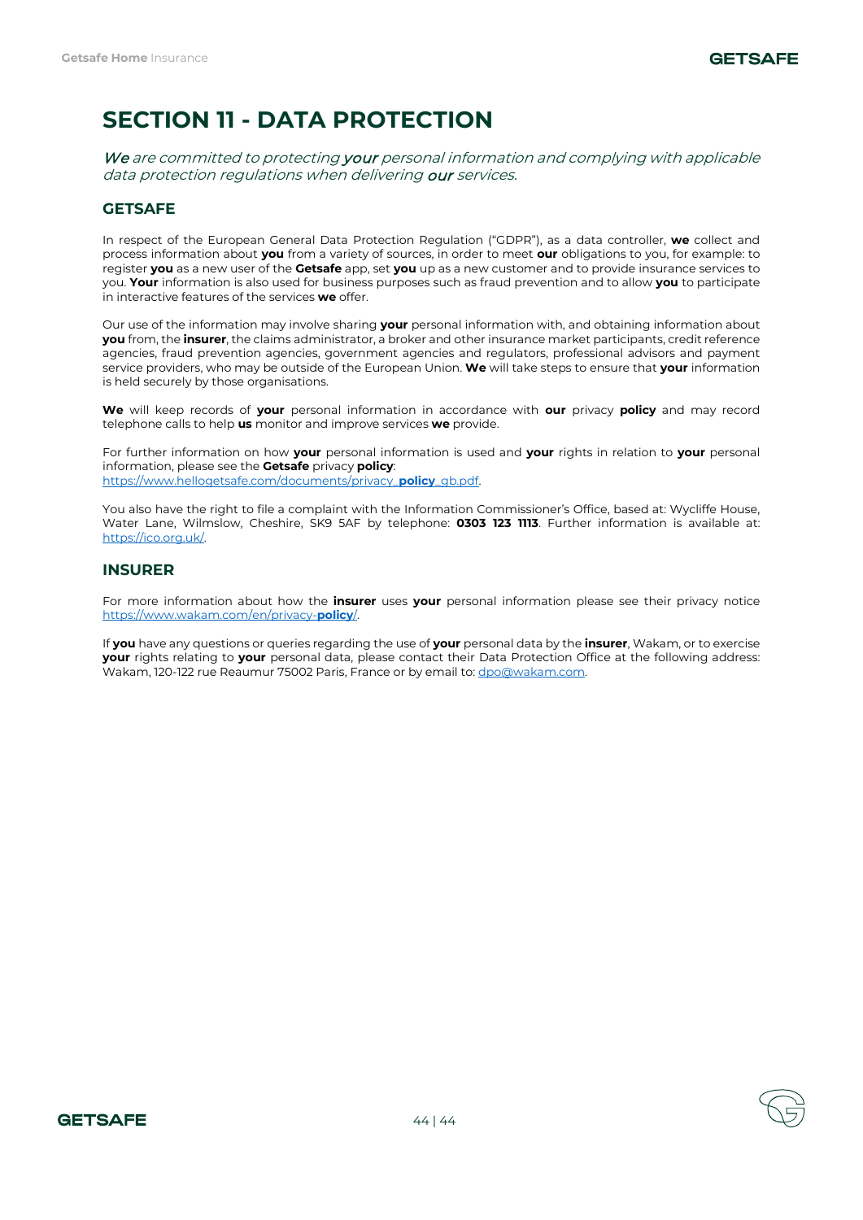# SECTION 11 - DATA PROTECTION

*__We__ are committed to protecting __your__ personal information and complying with applicable data protection regulations when delivering __our__ services.*

## GETSAFE

In respect of the European General Data Protection Regulation ("GDPR"), as a data controller, **we** collect and process information about **you** from a variety of sources, in order to meet **our** obligations to you, for example: to register **you** as a new user of the **Getsafe** app, set **you** up as a new customer and to provide insurance services to you. **Your** information is also used for business purposes such as fraud prevention and to allow **you** to participate in interactive features of the services **we** offer.

Our use of the information may involve sharing **your** personal information with, and obtaining information about **you** from, the **insurer**, the claims administrator, a broker and other insurance market participants, credit reference agencies, fraud prevention agencies, government agencies and regulators, professional advisors and payment service providers, who may be outside of the European Union. **We** will take steps to ensure that **your** information is held securely by those organisations.

**We** will keep records of **your** personal information in accordance with **our** privacy **policy** and may record telephone calls to help **us** monitor and improve services **we** provide.

For further information on how **your** personal information is used and **your** rights in relation to **your** personal information, please see the **Getsafe** privacy **policy**:
https://www.hellogetsafe.com/documents/privacy_policy_gb.pdf.

You also have the right to file a complaint with the Information Commissioner's Office, based at: Wycliffe House, Water Lane, Wilmslow, Cheshire, SK9 5AF by telephone: **0303 123 1113**. Further information is available at: https://ico.org.uk/.

## INSURER

For more information about how the **insurer** uses **your** personal information please see their privacy notice https://www.wakam.com/en/privacy-policy/.

If **you** have any questions or queries regarding the use of **your** personal data by the **insurer**, Wakam, or to exercise **your** rights relating to **your** personal data, please contact their Data Protection Office at the following address: Wakam, 120-122 rue Reaumur 75002 Paris, France or by email to: dpo@wakam.com.